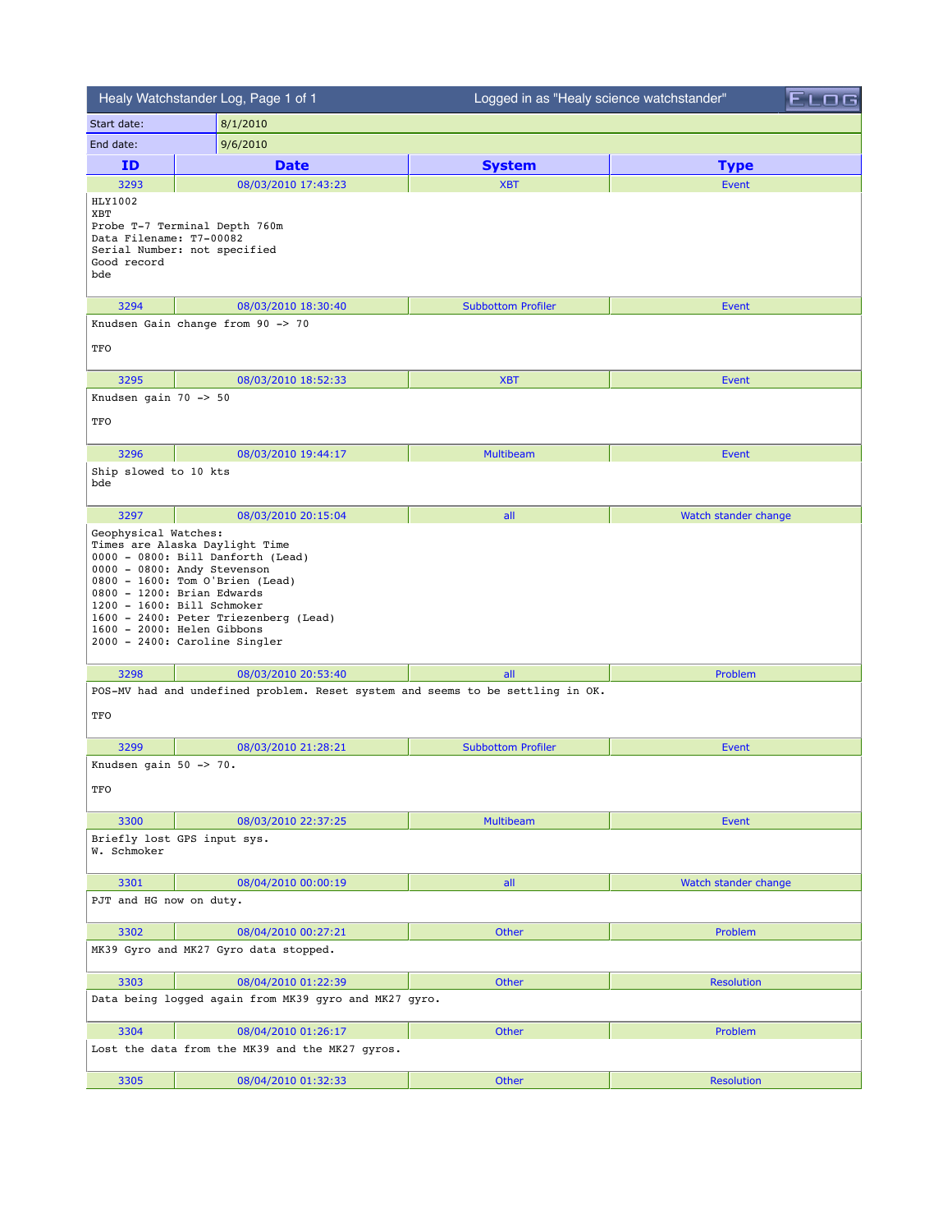| Healy Watchstander Log, Page 1 of 1 | Logged in as "Healy science watchstander" | | ELOG |
|---|---|---|---|
| Start date: | 8/1/2010 | | |
| End date: | 9/6/2010 | | |

| ID | Date | System | Type |
|---|---|---|---|
| 3293 | 08/03/2010 17:43:23 | XBT | Event |

```
HLY1002
XBT
Probe T-7 Terminal Depth 760m
Data Filename: T7-00082
Serial Number: not specified
Good record
bde
```

| ID | Date | System | Type |
|---|---|---|---|
| 3294 | 08/03/2010 18:30:40 | Subbottom Profiler | Event |

```
Knudsen Gain change from 90 -> 70

TFO
```

| ID | Date | System | Type |
|---|---|---|---|
| 3295 | 08/03/2010 18:52:33 | XBT | Event |

```
Knudsen gain 70 -> 50

TFO
```

| ID | Date | System | Type |
|---|---|---|---|
| 3296 | 08/03/2010 19:44:17 | Multibeam | Event |

```
Ship slowed to 10 kts
bde
```

| ID | Date | System | Type |
|---|---|---|---|
| 3297 | 08/03/2010 20:15:04 | all | Watch stander change |

```
Geophysical Watches:
Times are Alaska Daylight Time
0000 - 0800: Bill Danforth (Lead)
0000 - 0800: Andy Stevenson
0800 - 1600: Tom O'Brien (Lead)
0800 - 1200: Brian Edwards
1200 - 1600: Bill Schmoker
1600 - 2400: Peter Triezenberg (Lead)
1600 - 2000: Helen Gibbons
2000 - 2400: Caroline Singler
```

| ID | Date | System | Type |
|---|---|---|---|
| 3298 | 08/03/2010 20:53:40 | all | Problem |

```
POS-MV had and undefined problem. Reset system and seems to be settling in OK.

TFO
```

| ID | Date | System | Type |
|---|---|---|---|
| 3299 | 08/03/2010 21:28:21 | Subbottom Profiler | Event |

```
Knudsen gain 50 -> 70.

TFO
```

| ID | Date | System | Type |
|---|---|---|---|
| 3300 | 08/03/2010 22:37:25 | Multibeam | Event |

```
Briefly lost GPS input sys.
W. Schmoker
```

| ID | Date | System | Type |
|---|---|---|---|
| 3301 | 08/04/2010 00:00:19 | all | Watch stander change |

```
PJT and HG now on duty.
```

| ID | Date | System | Type |
|---|---|---|---|
| 3302 | 08/04/2010 00:27:21 | Other | Problem |

```
MK39 Gyro and MK27 Gyro data stopped.
```

| ID | Date | System | Type |
|---|---|---|---|
| 3303 | 08/04/2010 01:22:39 | Other | Resolution |

```
Data being logged again from MK39 gyro and MK27 gyro.
```

| ID | Date | System | Type |
|---|---|---|---|
| 3304 | 08/04/2010 01:26:17 | Other | Problem |

```
Lost the data from the MK39 and the MK27 gyros.
```

| ID | Date | System | Type |
|---|---|---|---|
| 3305 | 08/04/2010 01:32:33 | Other | Resolution |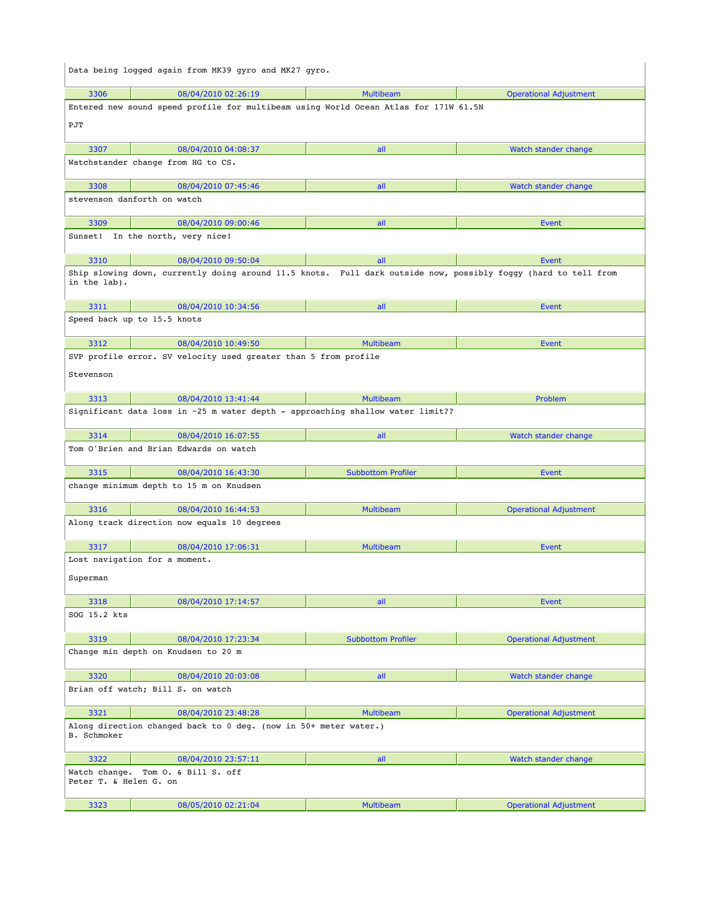Data being logged again from MK39 gyro and MK27 gyro.

| 3306 | 08/04/2010 02:26:19 | Multibeam | Operational Adjustment |
|---|---|---|---|

Entered new sound speed profile for multibeam using World Ocean Atlas for 171W 61.5N

PJT

| 3307 | 08/04/2010 04:08:37 | all | Watch stander change |
|---|---|---|---|

Watchstander change from HG to CS.

| 3308 | 08/04/2010 07:45:46 | all | Watch stander change |
|---|---|---|---|

stevenson danforth on watch

| 3309 | 08/04/2010 09:00:46 | all | Event |
|---|---|---|---|

Sunset!  In the north, very nice!

| 3310 | 08/04/2010 09:50:04 | all | Event |
|---|---|---|---|

Ship slowing down, currently doing around 11.5 knots.  Full dark outside now, possibly foggy (hard to tell from in the lab).

| 3311 | 08/04/2010 10:34:56 | all | Event |
|---|---|---|---|

Speed back up to 15.5 knots

| 3312 | 08/04/2010 10:49:50 | Multibeam | Event |
|---|---|---|---|

SVP profile error. SV velocity used greater than 5 from profile

Stevenson

| 3313 | 08/04/2010 13:41:44 | Multibeam | Problem |
|---|---|---|---|

Significant data loss in ~25 m water depth - approaching shallow water limit??

| 3314 | 08/04/2010 16:07:55 | all | Watch stander change |
|---|---|---|---|

Tom O'Brien and Brian Edwards on watch

| 3315 | 08/04/2010 16:43:30 | Subbottom Profiler | Event |
|---|---|---|---|

change minimum depth to 15 m on Knudsen

| 3316 | 08/04/2010 16:44:53 | Multibeam | Operational Adjustment |
|---|---|---|---|

Along track direction now equals 10 degrees

| 3317 | 08/04/2010 17:06:31 | Multibeam | Event |
|---|---|---|---|

Lost navigation for a moment.

Superman

| 3318 | 08/04/2010 17:14:57 | all | Event |
|---|---|---|---|

SOG 15.2 kts

| 3319 | 08/04/2010 17:23:34 | Subbottom Profiler | Operational Adjustment |
|---|---|---|---|

Change min depth on Knudsen to 20 m

| 3320 | 08/04/2010 20:03:08 | all | Watch stander change |
|---|---|---|---|

Brian off watch; Bill S. on watch

| 3321 | 08/04/2010 23:48:28 | Multibeam | Operational Adjustment |
|---|---|---|---|

Along direction changed back to 0 deg. (now in 50+ meter water.)
B. Schmoker

| 3322 | 08/04/2010 23:57:11 | all | Watch stander change |
|---|---|---|---|

Watch change.  Tom O. & Bill S. off
Peter T. & Helen G. on

| 3323 | 08/05/2010 02:21:04 | Multibeam | Operational Adjustment |
|---|---|---|---|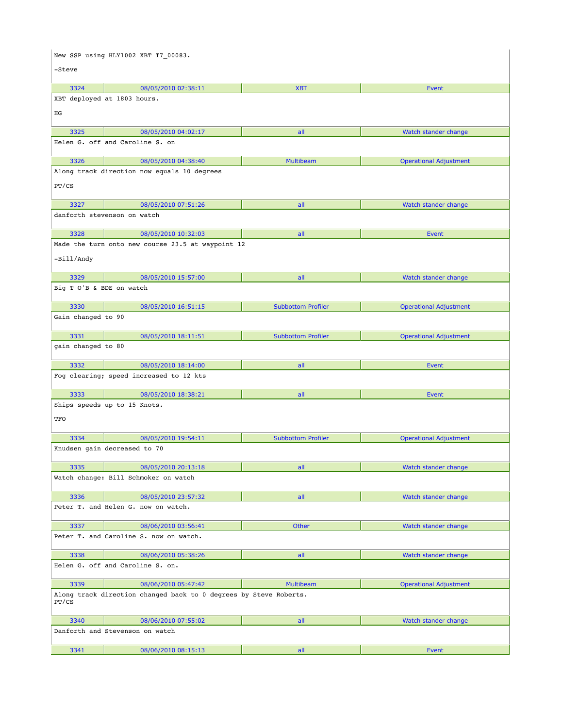New SSP using HLY1002 XBT T7_00083.

-Steve

| 3324 | 08/05/2010 02:38:11 | XBT | Event |
|---|---|---|---|

XBT deployed at 1803 hours.

HG

| 3325 | 08/05/2010 04:02:17 | all | Watch stander change |
|---|---|---|---|

Helen G. off and Caroline S. on

| 3326 | 08/05/2010 04:38:40 | Multibeam | Operational Adjustment |
|---|---|---|---|

Along track direction now equals 10 degrees

PT/CS

| 3327 | 08/05/2010 07:51:26 | all | Watch stander change |
|---|---|---|---|

danforth stevenson on watch

| 3328 | 08/05/2010 10:32:03 | all | Event |
|---|---|---|---|

Made the turn onto new course 23.5 at waypoint 12

-Bill/Andy

| 3329 | 08/05/2010 15:57:00 | all | Watch stander change |
|---|---|---|---|

Big T O'B & BDE on watch

| 3330 | 08/05/2010 16:51:15 | Subbottom Profiler | Operational Adjustment |
|---|---|---|---|

Gain changed to 90

| 3331 | 08/05/2010 18:11:51 | Subbottom Profiler | Operational Adjustment |
|---|---|---|---|

gain changed to 80

| 3332 | 08/05/2010 18:14:00 | all | Event |
|---|---|---|---|

Fog clearing; speed increased to 12 kts

| 3333 | 08/05/2010 18:38:21 | all | Event |
|---|---|---|---|

Ships speeds up to 15 Knots.

TFO

| 3334 | 08/05/2010 19:54:11 | Subbottom Profiler | Operational Adjustment |
|---|---|---|---|

Knudsen gain decreased to 70

| 3335 | 08/05/2010 20:13:18 | all | Watch stander change |
|---|---|---|---|

Watch change: Bill Schmoker on watch

| 3336 | 08/05/2010 23:57:32 | all | Watch stander change |
|---|---|---|---|

Peter T. and Helen G. now on watch.

| 3337 | 08/06/2010 03:56:41 | Other | Watch stander change |
|---|---|---|---|

Peter T. and Caroline S. now on watch.

| 3338 | 08/06/2010 05:38:26 | all | Watch stander change |
|---|---|---|---|

Helen G. off and Caroline S. on.

| 3339 | 08/06/2010 05:47:42 | Multibeam | Operational Adjustment |
|---|---|---|---|

Along track direction changed back to 0 degrees by Steve Roberts.
PT/CS

| 3340 | 08/06/2010 07:55:02 | all | Watch stander change |
|---|---|---|---|

Danforth and Stevenson on watch

| 3341 | 08/06/2010 08:15:13 | all | Event |
|---|---|---|---|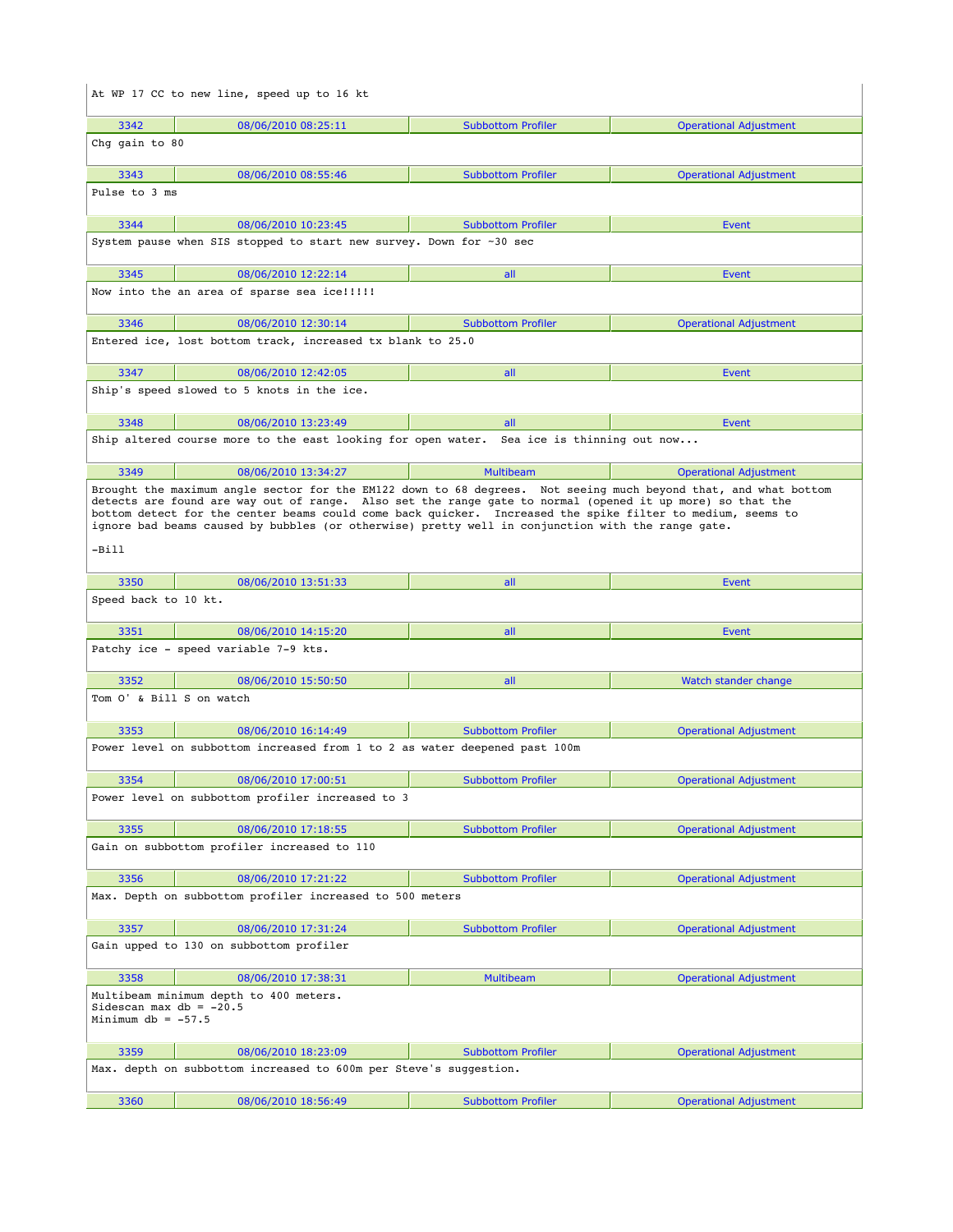At WP 17 CC to new line, speed up to 16 kt

| 3342 | 08/06/2010 08:25:11 | Subbottom Profiler | Operational Adjustment |
|---|---|---|---|

Chg gain to 80

| 3343 | 08/06/2010 08:55:46 | Subbottom Profiler | Operational Adjustment |
|---|---|---|---|

Pulse to 3 ms

| 3344 | 08/06/2010 10:23:45 | Subbottom Profiler | Event |
|---|---|---|---|

System pause when SIS stopped to start new survey. Down for ~30 sec

| 3345 | 08/06/2010 12:22:14 | all | Event |
|---|---|---|---|

Now into the an area of sparse sea ice!!!!!

| 3346 | 08/06/2010 12:30:14 | Subbottom Profiler | Operational Adjustment |
|---|---|---|---|

Entered ice, lost bottom track, increased tx blank to 25.0

| 3347 | 08/06/2010 12:42:05 | all | Event |
|---|---|---|---|

Ship's speed slowed to 5 knots in the ice.

| 3348 | 08/06/2010 13:23:49 | all | Event |
|---|---|---|---|

Ship altered course more to the east looking for open water. Sea ice is thinning out now...

| 3349 | 08/06/2010 13:34:27 | Multibeam | Operational Adjustment |
|---|---|---|---|

Brought the maximum angle sector for the EM122 down to 68 degrees. Not seeing much beyond that, and what bottom detects are found are way out of range. Also set the range gate to normal (opened it up more) so that the bottom detect for the center beams could come back quicker. Increased the spike filter to medium, seems to ignore bad beams caused by bubbles (or otherwise) pretty well in conjunction with the range gate.

-Bill

| 3350 | 08/06/2010 13:51:33 | all | Event |
|---|---|---|---|

Speed back to 10 kt.

| 3351 | 08/06/2010 14:15:20 | all | Event |
|---|---|---|---|

Patchy ice - speed variable 7-9 kts.

| 3352 | 08/06/2010 15:50:50 | all | Watch stander change |
|---|---|---|---|

Tom O' & Bill S on watch

| 3353 | 08/06/2010 16:14:49 | Subbottom Profiler | Operational Adjustment |
|---|---|---|---|

Power level on subbottom increased from 1 to 2 as water deepened past 100m

| 3354 | 08/06/2010 17:00:51 | Subbottom Profiler | Operational Adjustment |
|---|---|---|---|

Power level on subbottom profiler increased to 3

| 3355 | 08/06/2010 17:18:55 | Subbottom Profiler | Operational Adjustment |
|---|---|---|---|

Gain on subbottom profiler increased to 110

| 3356 | 08/06/2010 17:21:22 | Subbottom Profiler | Operational Adjustment |
|---|---|---|---|

Max. Depth on subbottom profiler increased to 500 meters

| 3357 | 08/06/2010 17:31:24 | Subbottom Profiler | Operational Adjustment |
|---|---|---|---|

Gain upped to 130 on subbottom profiler

| 3358 | 08/06/2010 17:38:31 | Multibeam | Operational Adjustment |
|---|---|---|---|

Multibeam minimum depth to 400 meters.
Sidescan max db = -20.5
Minimum db = -57.5

| 3359 | 08/06/2010 18:23:09 | Subbottom Profiler | Operational Adjustment |
|---|---|---|---|

Max. depth on subbottom increased to 600m per Steve's suggestion.

| 3360 | 08/06/2010 18:56:49 | Subbottom Profiler | Operational Adjustment |
|---|---|---|---|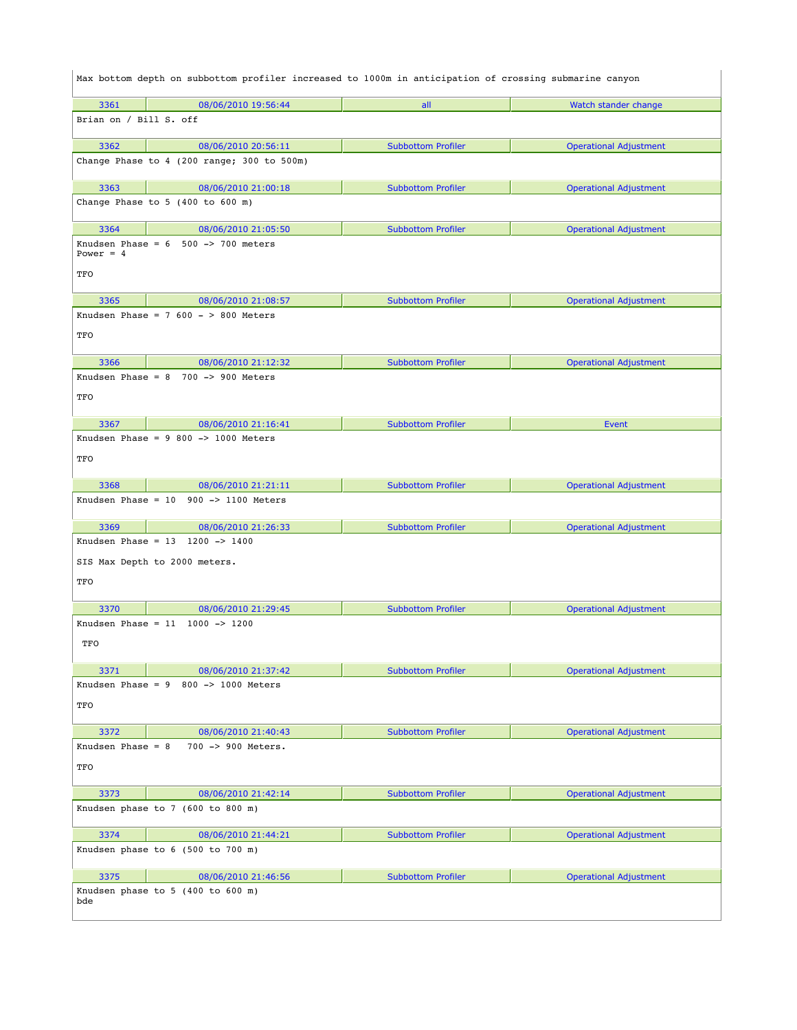Max bottom depth on subbottom profiler increased to 1000m in anticipation of crossing submarine canyon

| 3361 | 08/06/2010 19:56:44 | all | Watch stander change |
|---|---|---|---|

Brian on / Bill S. off

| 3362 | 08/06/2010 20:56:11 | Subbottom Profiler | Operational Adjustment |
|---|---|---|---|

Change Phase to 4 (200 range; 300 to 500m)

| 3363 | 08/06/2010 21:00:18 | Subbottom Profiler | Operational Adjustment |
|---|---|---|---|

Change Phase to 5 (400 to 600 m)

| 3364 | 08/06/2010 21:05:50 | Subbottom Profiler | Operational Adjustment |
|---|---|---|---|

Knudsen Phase = 6  500 -> 700 meters
Power = 4

TFO

| 3365 | 08/06/2010 21:08:57 | Subbottom Profiler | Operational Adjustment |
|---|---|---|---|

Knudsen Phase = 7 600 - > 800 Meters

TFO

| 3366 | 08/06/2010 21:12:32 | Subbottom Profiler | Operational Adjustment |
|---|---|---|---|

Knudsen Phase = 8  700 -> 900 Meters

TFO

| 3367 | 08/06/2010 21:16:41 | Subbottom Profiler | Event |
|---|---|---|---|

Knudsen Phase = 9 800 -> 1000 Meters

TFO

| 3368 | 08/06/2010 21:21:11 | Subbottom Profiler | Operational Adjustment |
|---|---|---|---|

Knudsen Phase = 10  900 -> 1100 Meters

| 3369 | 08/06/2010 21:26:33 | Subbottom Profiler | Operational Adjustment |
|---|---|---|---|

Knudsen Phase = 13  1200 -> 1400

SIS Max Depth to 2000 meters.

TFO

| 3370 | 08/06/2010 21:29:45 | Subbottom Profiler | Operational Adjustment |
|---|---|---|---|

Knudsen Phase = 11  1000 -> 1200

TFO

| 3371 | 08/06/2010 21:37:42 | Subbottom Profiler | Operational Adjustment |
|---|---|---|---|

Knudsen Phase = 9  800 -> 1000 Meters

TFO

| 3372 | 08/06/2010 21:40:43 | Subbottom Profiler | Operational Adjustment |
|---|---|---|---|

Knudsen Phase = 8   700 -> 900 Meters.

TFO

| 3373 | 08/06/2010 21:42:14 | Subbottom Profiler | Operational Adjustment |
|---|---|---|---|

Knudsen phase to 7 (600 to 800 m)

| 3374 | 08/06/2010 21:44:21 | Subbottom Profiler | Operational Adjustment |
|---|---|---|---|

Knudsen phase to 6 (500 to 700 m)

| 3375 | 08/06/2010 21:46:56 | Subbottom Profiler | Operational Adjustment |
|---|---|---|---|

Knudsen phase to 5 (400 to 600 m)
bde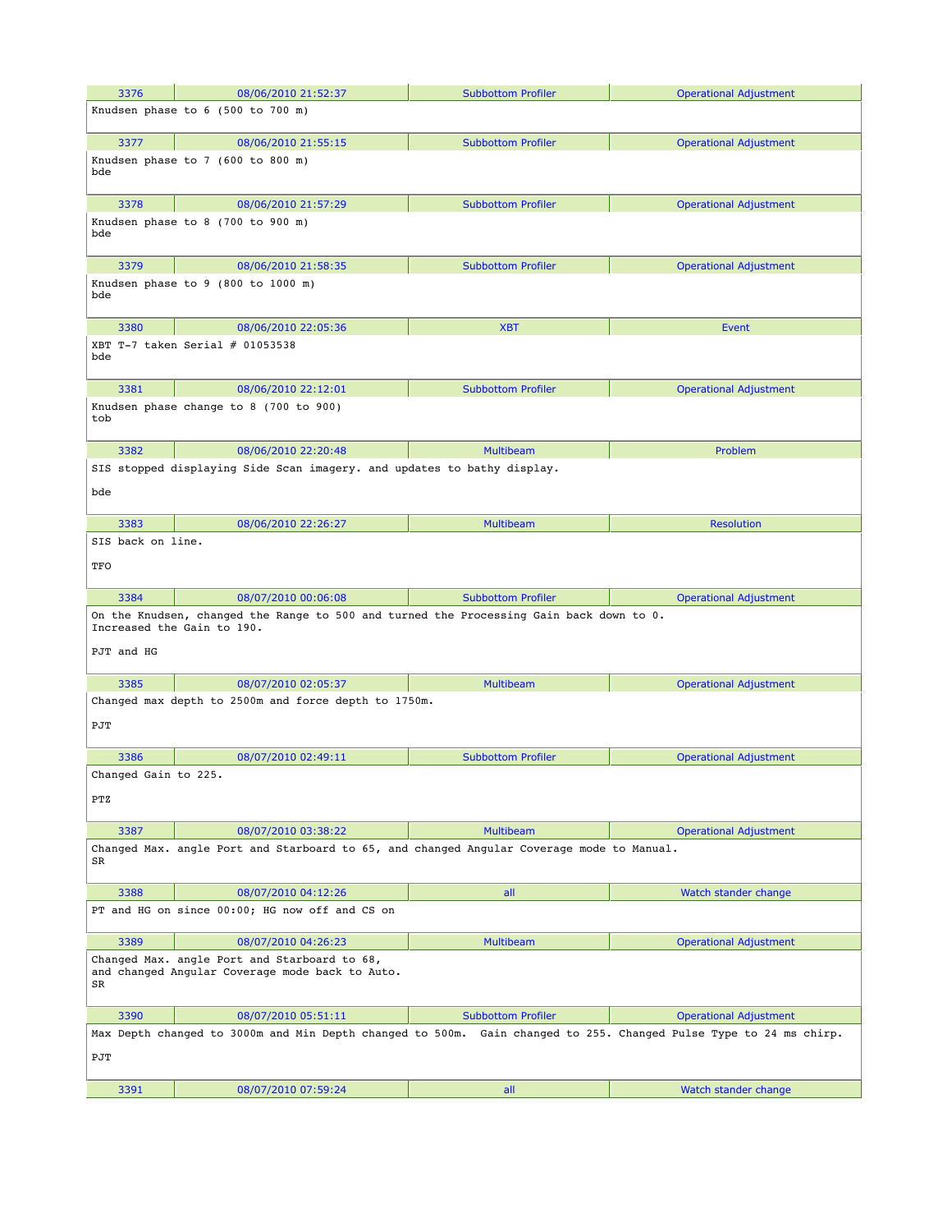| 3376 | 08/06/2010 21:52:37 | Subbottom Profiler | Operational Adjustment |
|---|---|---|---|

```
Knudsen phase to 6 (500 to 700 m)
```

| 3377 | 08/06/2010 21:55:15 | Subbottom Profiler | Operational Adjustment |
|---|---|---|---|

```
Knudsen phase to 7 (600 to 800 m)
bde
```

| 3378 | 08/06/2010 21:57:29 | Subbottom Profiler | Operational Adjustment |
|---|---|---|---|

```
Knudsen phase to 8 (700 to 900 m)
bde
```

| 3379 | 08/06/2010 21:58:35 | Subbottom Profiler | Operational Adjustment |
|---|---|---|---|

```
Knudsen phase to 9 (800 to 1000 m)
bde
```

| 3380 | 08/06/2010 22:05:36 | XBT | Event |
|---|---|---|---|

```
XBT T-7 taken Serial # 01053538
bde
```

| 3381 | 08/06/2010 22:12:01 | Subbottom Profiler | Operational Adjustment |
|---|---|---|---|

```
Knudsen phase change to 8 (700 to 900)
tob
```

| 3382 | 08/06/2010 22:20:48 | Multibeam | Problem |
|---|---|---|---|

```
SIS stopped displaying Side Scan imagery. and updates to bathy display.

bde
```

| 3383 | 08/06/2010 22:26:27 | Multibeam | Resolution |
|---|---|---|---|

```
SIS back on line.

TFO
```

| 3384 | 08/07/2010 00:06:08 | Subbottom Profiler | Operational Adjustment |
|---|---|---|---|

```
On the Knudsen, changed the Range to 500 and turned the Processing Gain back down to 0.
Increased the Gain to 190.

PJT and HG
```

| 3385 | 08/07/2010 02:05:37 | Multibeam | Operational Adjustment |
|---|---|---|---|

```
Changed max depth to 2500m and force depth to 1750m.

PJT
```

| 3386 | 08/07/2010 02:49:11 | Subbottom Profiler | Operational Adjustment |
|---|---|---|---|

```
Changed Gain to 225.

PTZ
```

| 3387 | 08/07/2010 03:38:22 | Multibeam | Operational Adjustment |
|---|---|---|---|

```
Changed Max. angle Port and Starboard to 65, and changed Angular Coverage mode to Manual.
SR
```

| 3388 | 08/07/2010 04:12:26 | all | Watch stander change |
|---|---|---|---|

```
PT and HG on since 00:00; HG now off and CS on
```

| 3389 | 08/07/2010 04:26:23 | Multibeam | Operational Adjustment |
|---|---|---|---|

```
Changed Max. angle Port and Starboard to 68,
and changed Angular Coverage mode back to Auto.
SR
```

| 3390 | 08/07/2010 05:51:11 | Subbottom Profiler | Operational Adjustment |
|---|---|---|---|

```
Max Depth changed to 3000m and Min Depth changed to 500m.  Gain changed to 255. Changed Pulse Type to 24 ms chirp.

PJT
```

| 3391 | 08/07/2010 07:59:24 | all | Watch stander change |
|---|---|---|---|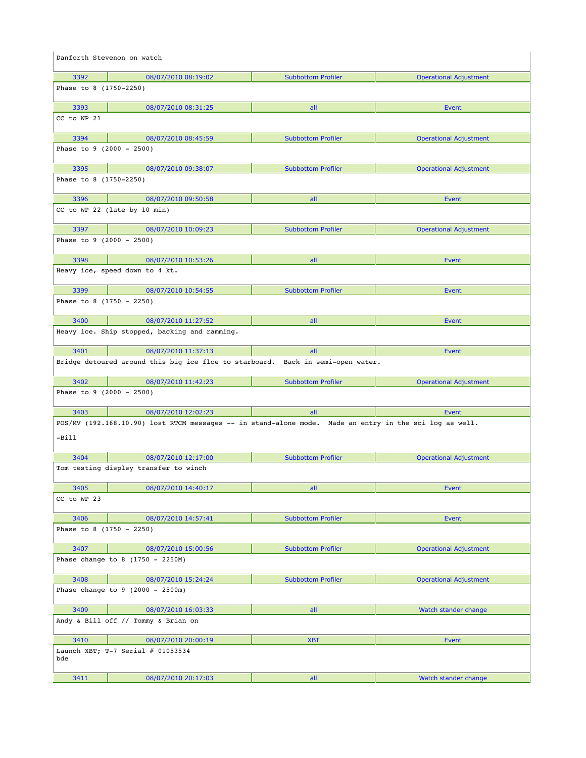Danforth Stevenon on watch

| 3392 | 08/07/2010 08:19:02 | Subbottom Profiler | Operational Adjustment |
|---|---|---|---|
| Phase to 8 (1750-2250) | | | |
| 3393 | 08/07/2010 08:31:25 | all | Event |
| CC to WP 21 | | | |
| 3394 | 08/07/2010 08:45:59 | Subbottom Profiler | Operational Adjustment |
| Phase to 9 (2000 - 2500) | | | |
| 3395 | 08/07/2010 09:38:07 | Subbottom Profiler | Operational Adjustment |
| Phase to 8 (1750-2250) | | | |
| 3396 | 08/07/2010 09:50:58 | all | Event |
| CC to WP 22 (late by 10 min) | | | |
| 3397 | 08/07/2010 10:09:23 | Subbottom Profiler | Operational Adjustment |
| Phase to 9 (2000 - 2500) | | | |
| 3398 | 08/07/2010 10:53:26 | all | Event |
| Heavy ice, speed down to 4 kt. | | | |
| 3399 | 08/07/2010 10:54:55 | Subbottom Profiler | Event |
| Phase to 8 (1750 - 2250) | | | |
| 3400 | 08/07/2010 11:27:52 | all | Event |
| Heavy ice. Ship stopped, backing and ramming. | | | |
| 3401 | 08/07/2010 11:37:13 | all | Event |
| Bridge detoured around this big ice floe to starboard. Back in semi-open water. | | | |
| 3402 | 08/07/2010 11:42:23 | Subbottom Profiler | Operational Adjustment |
| Phase to 9 (2000 - 2500) | | | |
| 3403 | 08/07/2010 12:02:23 | all | Event |
| POS/MV (192.168.10.90) lost RTCM messages -- in stand-alone mode. Made an entry in the sci log as well. -Bill | | | |
| 3404 | 08/07/2010 12:17:00 | Subbottom Profiler | Operational Adjustment |
| Tom testing displsy transfer to winch | | | |
| 3405 | 08/07/2010 14:40:17 | all | Event |
| CC to WP 23 | | | |
| 3406 | 08/07/2010 14:57:41 | Subbottom Profiler | Event |
| Phase to 8 (1750 - 2250) | | | |
| 3407 | 08/07/2010 15:00:56 | Subbottom Profiler | Operational Adjustment |
| Phase change to 8 (1750 - 2250M) | | | |
| 3408 | 08/07/2010 15:24:24 | Subbottom Profiler | Operational Adjustment |
| Phase change to 9 (2000 - 2500m) | | | |
| 3409 | 08/07/2010 16:03:33 | all | Watch stander change |
| Andy & Bill off // Tommy & Brian on | | | |
| 3410 | 08/07/2010 20:00:19 | XBT | Event |
| Launch XBT; T-7 Serial # 01053534 bde | | | |
| 3411 | 08/07/2010 20:17:03 | all | Watch stander change |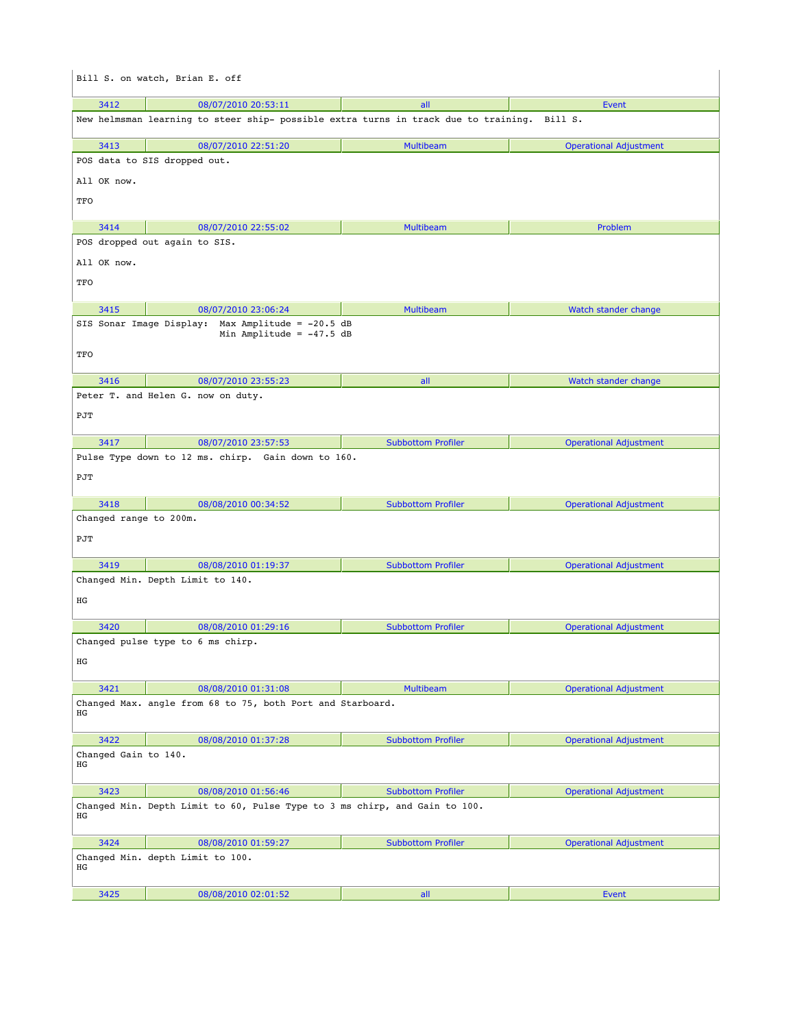Bill S. on watch, Brian E. off

| 3412 | 08/07/2010 20:53:11 | all | Event |
|---|---|---|---|

New helmsman learning to steer ship- possible extra turns in track due to training. Bill S.

| 3413 | 08/07/2010 22:51:20 | Multibeam | Operational Adjustment |
|---|---|---|---|

POS data to SIS dropped out.

All OK now.

TFO

| 3414 | 08/07/2010 22:55:02 | Multibeam | Problem |
|---|---|---|---|

POS dropped out again to SIS.

All OK now.

TFO

| 3415 | 08/07/2010 23:06:24 | Multibeam | Watch stander change |
|---|---|---|---|

```
SIS Sonar Image Display:  Max Amplitude = -20.5 dB
                          Min Amplitude = -47.5 dB
```

TFO

| 3416 | 08/07/2010 23:55:23 | all | Watch stander change |
|---|---|---|---|

Peter T. and Helen G. now on duty.

PJT

| 3417 | 08/07/2010 23:57:53 | Subbottom Profiler | Operational Adjustment |
|---|---|---|---|

Pulse Type down to 12 ms. chirp. Gain down to 160.

PJT

| 3418 | 08/08/2010 00:34:52 | Subbottom Profiler | Operational Adjustment |
|---|---|---|---|

Changed range to 200m.

PJT

| 3419 | 08/08/2010 01:19:37 | Subbottom Profiler | Operational Adjustment |
|---|---|---|---|

Changed Min. Depth Limit to 140.

HG

| 3420 | 08/08/2010 01:29:16 | Subbottom Profiler | Operational Adjustment |
|---|---|---|---|

Changed pulse type to 6 ms chirp.

HG

| 3421 | 08/08/2010 01:31:08 | Multibeam | Operational Adjustment |
|---|---|---|---|

Changed Max. angle from 68 to 75, both Port and Starboard.
HG

| 3422 | 08/08/2010 01:37:28 | Subbottom Profiler | Operational Adjustment |
|---|---|---|---|

Changed Gain to 140.
HG

| 3423 | 08/08/2010 01:56:46 | Subbottom Profiler | Operational Adjustment |
|---|---|---|---|

Changed Min. Depth Limit to 60, Pulse Type to 3 ms chirp, and Gain to 100.
HG

| 3424 | 08/08/2010 01:59:27 | Subbottom Profiler | Operational Adjustment |
|---|---|---|---|

Changed Min. depth Limit to 100.
HG

| 3425 | 08/08/2010 02:01:52 | all | Event |
|---|---|---|---|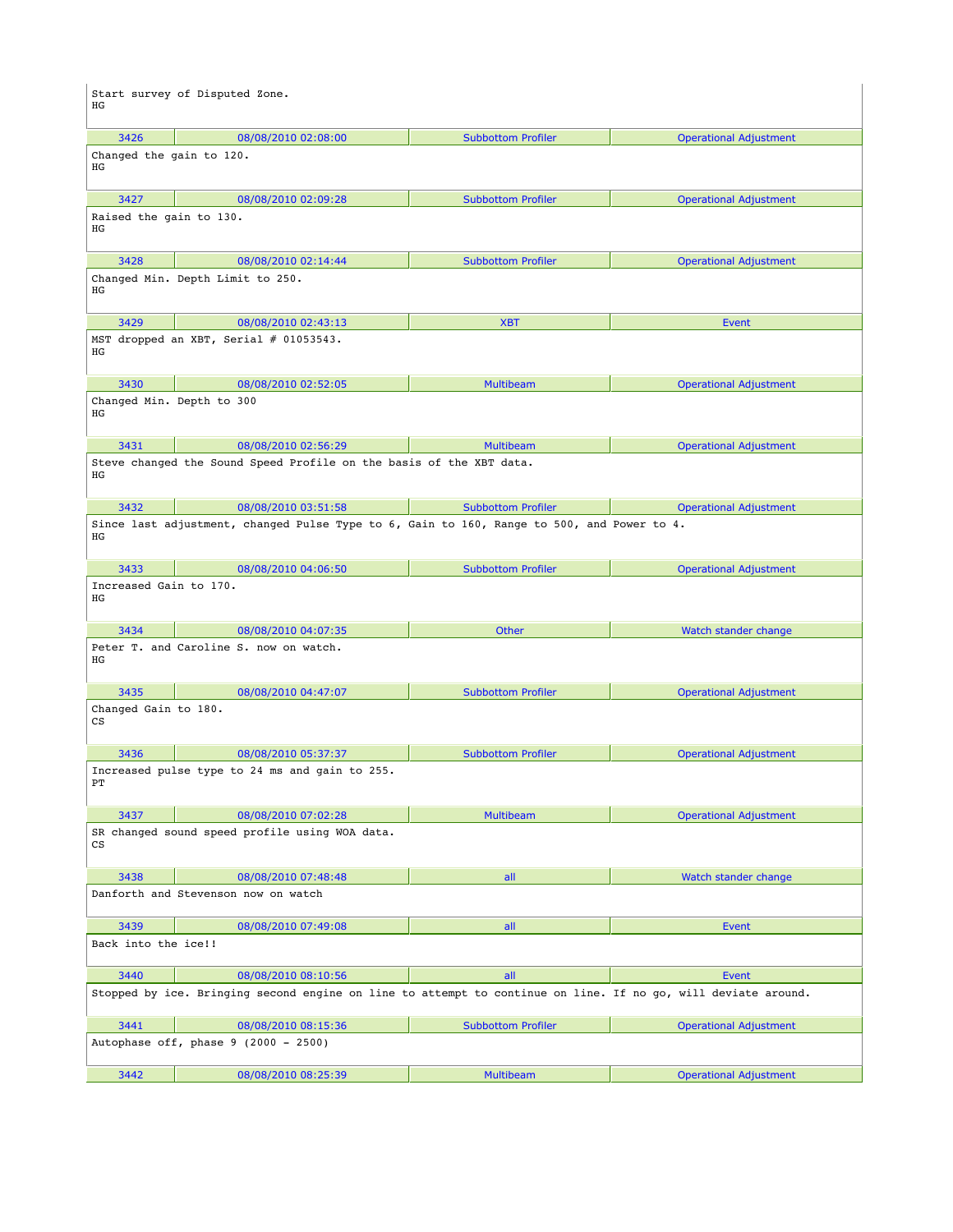Start survey of Disputed Zone.
HG

| 3426 | 08/08/2010 02:08:00 | Subbottom Profiler | Operational Adjustment |
|---|---|---|---|

Changed the gain to 120.
HG

| 3427 | 08/08/2010 02:09:28 | Subbottom Profiler | Operational Adjustment |
|---|---|---|---|

Raised the gain to 130.
HG

| 3428 | 08/08/2010 02:14:44 | Subbottom Profiler | Operational Adjustment |
|---|---|---|---|

Changed Min. Depth Limit to 250.
HG

| 3429 | 08/08/2010 02:43:13 | XBT | Event |
|---|---|---|---|

MST dropped an XBT, Serial # 01053543.
HG

| 3430 | 08/08/2010 02:52:05 | Multibeam | Operational Adjustment |
|---|---|---|---|

Changed Min. Depth to 300
HG

| 3431 | 08/08/2010 02:56:29 | Multibeam | Operational Adjustment |
|---|---|---|---|

Steve changed the Sound Speed Profile on the basis of the XBT data.
HG

| 3432 | 08/08/2010 03:51:58 | Subbottom Profiler | Operational Adjustment |
|---|---|---|---|

Since last adjustment, changed Pulse Type to 6, Gain to 160, Range to 500, and Power to 4.
HG

| 3433 | 08/08/2010 04:06:50 | Subbottom Profiler | Operational Adjustment |
|---|---|---|---|

Increased Gain to 170.
HG

| 3434 | 08/08/2010 04:07:35 | Other | Watch stander change |
|---|---|---|---|

Peter T. and Caroline S. now on watch.
HG

| 3435 | 08/08/2010 04:47:07 | Subbottom Profiler | Operational Adjustment |
|---|---|---|---|

Changed Gain to 180.
CS

| 3436 | 08/08/2010 05:37:37 | Subbottom Profiler | Operational Adjustment |
|---|---|---|---|

Increased pulse type to 24 ms and gain to 255.
PT

| 3437 | 08/08/2010 07:02:28 | Multibeam | Operational Adjustment |
|---|---|---|---|

SR changed sound speed profile using WOA data.
CS

| 3438 | 08/08/2010 07:48:48 | all | Watch stander change |
|---|---|---|---|

Danforth and Stevenson now on watch

| 3439 | 08/08/2010 07:49:08 | all | Event |
|---|---|---|---|

Back into the ice!!

| 3440 | 08/08/2010 08:10:56 | all | Event |
|---|---|---|---|

Stopped by ice. Bringing second engine on line to attempt to continue on line. If no go, will deviate around.

| 3441 | 08/08/2010 08:15:36 | Subbottom Profiler | Operational Adjustment |
|---|---|---|---|

Autophase off, phase 9 (2000 - 2500)

| 3442 | 08/08/2010 08:25:39 | Multibeam | Operational Adjustment |
|---|---|---|---|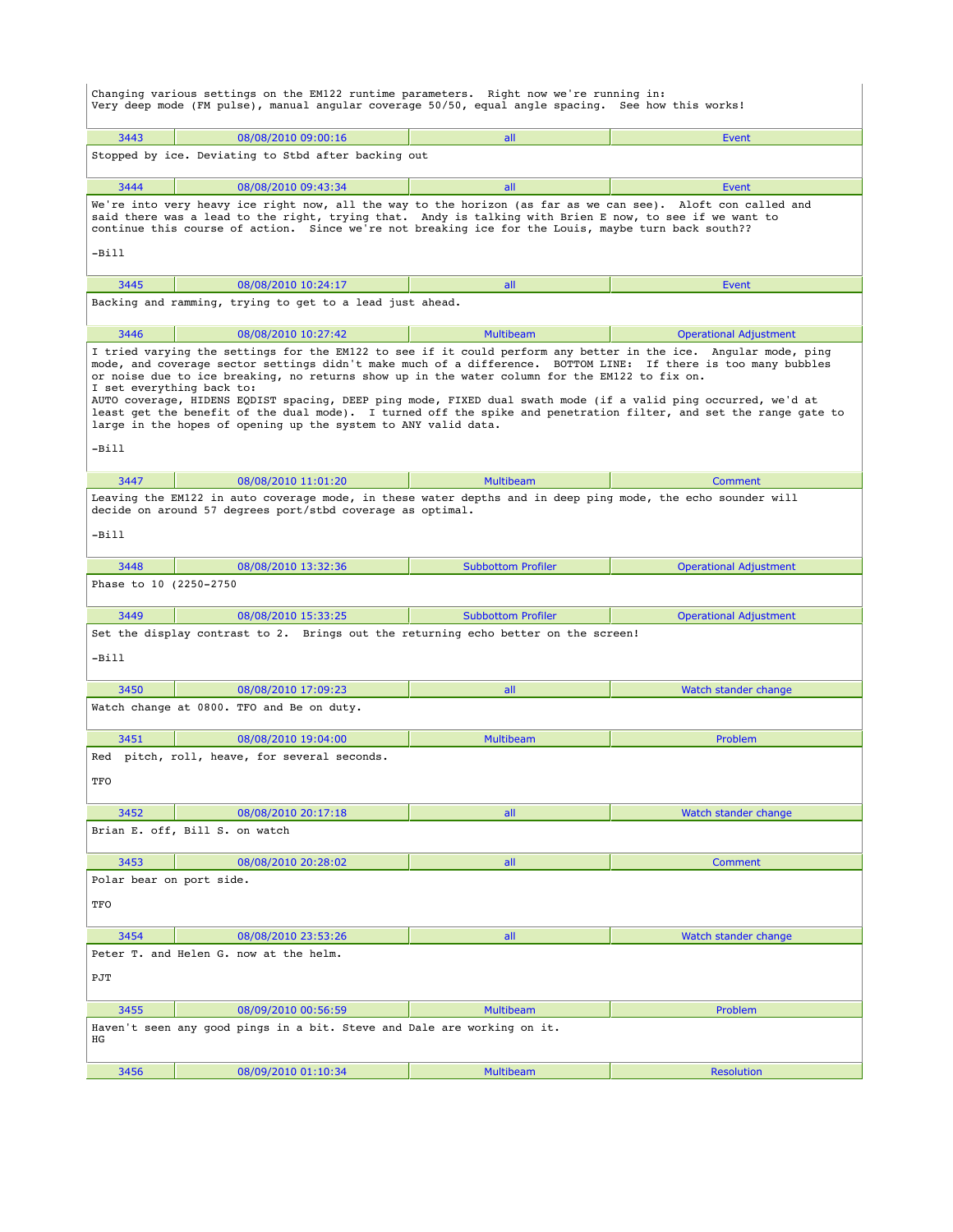Changing various settings on the EM122 runtime parameters. Right now we're running in:
Very deep mode (FM pulse), manual angular coverage 50/50, equal angle spacing. See how this works!

| 3443 | 08/08/2010 09:00:16 | all | Event |
|---|---|---|---|

Stopped by ice. Deviating to Stbd after backing out

| 3444 | 08/08/2010 09:43:34 | all | Event |
|---|---|---|---|

We're into very heavy ice right now, all the way to the horizon (as far as we can see). Aloft con called and said there was a lead to the right, trying that. Andy is talking with Brien E now, to see if we want to continue this course of action. Since we're not breaking ice for the Louis, maybe turn back south??

-Bill

| 3445 | 08/08/2010 10:24:17 | all | Event |
|---|---|---|---|

Backing and ramming, trying to get to a lead just ahead.

| 3446 | 08/08/2010 10:27:42 | Multibeam | Operational Adjustment |
|---|---|---|---|

I tried varying the settings for the EM122 to see if it could perform any better in the ice. Angular mode, ping mode, and coverage sector settings didn't make much of a difference. BOTTOM LINE: If there is too many bubbles or noise due to ice breaking, no returns show up in the water column for the EM122 to fix on.
I set everything back to:
AUTO coverage, HIDENS EQDIST spacing, DEEP ping mode, FIXED dual swath mode (if a valid ping occurred, we'd at least get the benefit of the dual mode). I turned off the spike and penetration filter, and set the range gate to large in the hopes of opening up the system to ANY valid data.

-Bill

| 3447 | 08/08/2010 11:01:20 | Multibeam | Comment |
|---|---|---|---|

Leaving the EM122 in auto coverage mode, in these water depths and in deep ping mode, the echo sounder will decide on around 57 degrees port/stbd coverage as optimal.

-Bill

| 3448 | 08/08/2010 13:32:36 | Subbottom Profiler | Operational Adjustment |
|---|---|---|---|

Phase to 10 (2250-2750

| 3449 | 08/08/2010 15:33:25 | Subbottom Profiler | Operational Adjustment |
|---|---|---|---|

Set the display contrast to 2. Brings out the returning echo better on the screen!

-Bill

| 3450 | 08/08/2010 17:09:23 | all | Watch stander change |
|---|---|---|---|

Watch change at 0800. TFO and Be on duty.

| 3451 | 08/08/2010 19:04:00 | Multibeam | Problem |
|---|---|---|---|

Red pitch, roll, heave, for several seconds.

TFO

| 3452 | 08/08/2010 20:17:18 | all | Watch stander change |
|---|---|---|---|

Brian E. off, Bill S. on watch

| 3453 | 08/08/2010 20:28:02 | all | Comment |
|---|---|---|---|

Polar bear on port side.

TFO

| 3454 | 08/08/2010 23:53:26 | all | Watch stander change |
|---|---|---|---|

Peter T. and Helen G. now at the helm.

PJT

| 3455 | 08/09/2010 00:56:59 | Multibeam | Problem |
|---|---|---|---|

Haven't seen any good pings in a bit. Steve and Dale are working on it.
HG

| 3456 | 08/09/2010 01:10:34 | Multibeam | Resolution |
|---|---|---|---|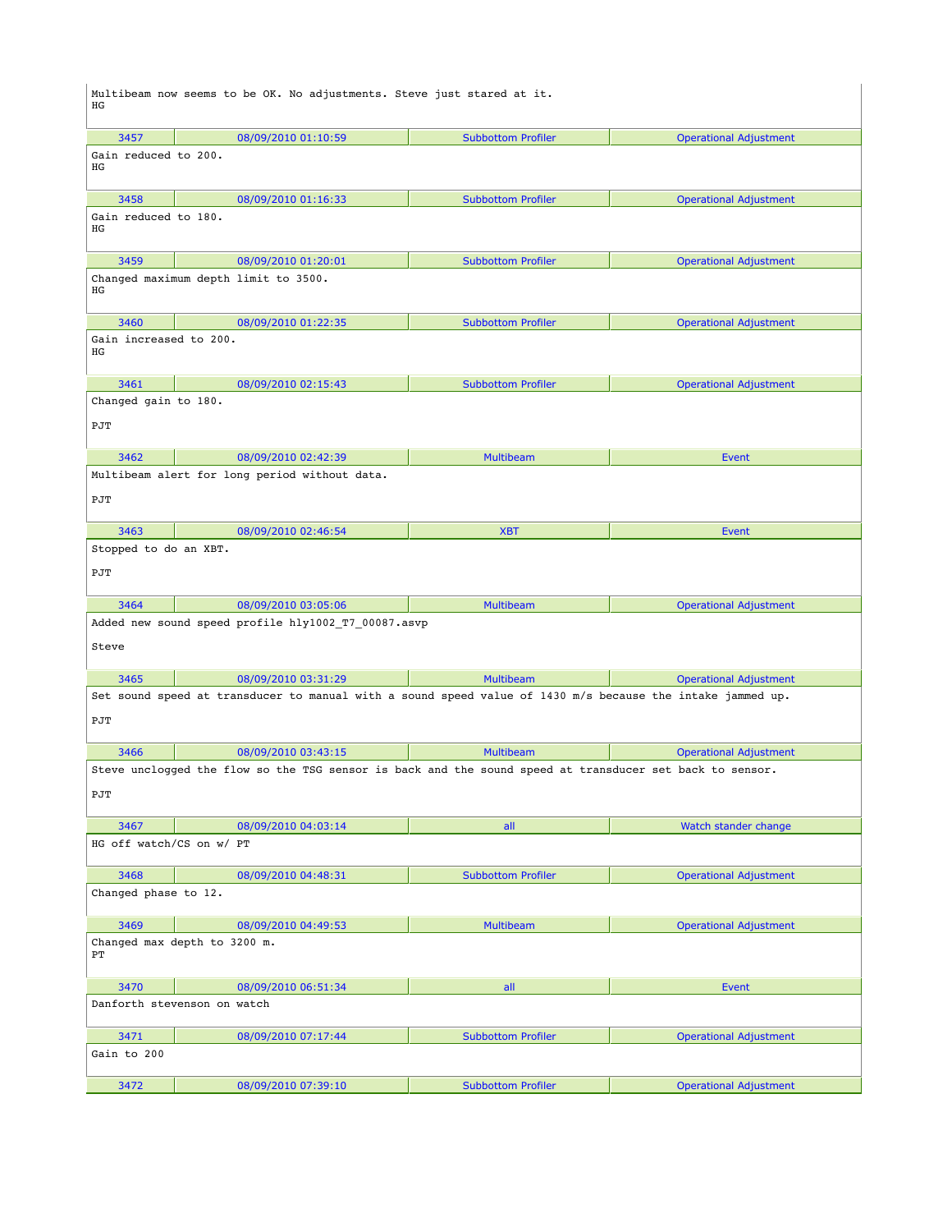Multibeam now seems to be OK. No adjustments. Steve just stared at it.
HG

| 3457 | 08/09/2010 01:10:59 | Subbottom Profiler | Operational Adjustment |
|---|---|---|---|

Gain reduced to 200.
HG

| 3458 | 08/09/2010 01:16:33 | Subbottom Profiler | Operational Adjustment |
|---|---|---|---|

Gain reduced to 180.
HG

| 3459 | 08/09/2010 01:20:01 | Subbottom Profiler | Operational Adjustment |
|---|---|---|---|

Changed maximum depth limit to 3500.
HG

| 3460 | 08/09/2010 01:22:35 | Subbottom Profiler | Operational Adjustment |
|---|---|---|---|

Gain increased to 200.
HG

| 3461 | 08/09/2010 02:15:43 | Subbottom Profiler | Operational Adjustment |
|---|---|---|---|

Changed gain to 180.

PJT

| 3462 | 08/09/2010 02:42:39 | Multibeam | Event |
|---|---|---|---|

Multibeam alert for long period without data.

PJT

| 3463 | 08/09/2010 02:46:54 | XBT | Event |
|---|---|---|---|

Stopped to do an XBT.

PJT

| 3464 | 08/09/2010 03:05:06 | Multibeam | Operational Adjustment |
|---|---|---|---|

Added new sound speed profile hly1002_T7_00087.asvp

Steve

| 3465 | 08/09/2010 03:31:29 | Multibeam | Operational Adjustment |
|---|---|---|---|

Set sound speed at transducer to manual with a sound speed value of 1430 m/s because the intake jammed up.

PJT

| 3466 | 08/09/2010 03:43:15 | Multibeam | Operational Adjustment |
|---|---|---|---|

Steve unclogged the flow so the TSG sensor is back and the sound speed at transducer set back to sensor.

PJT

| 3467 | 08/09/2010 04:03:14 | all | Watch stander change |
|---|---|---|---|

HG off watch/CS on w/ PT

| 3468 | 08/09/2010 04:48:31 | Subbottom Profiler | Operational Adjustment |
|---|---|---|---|

Changed phase to 12.

| 3469 | 08/09/2010 04:49:53 | Multibeam | Operational Adjustment |
|---|---|---|---|

Changed max depth to 3200 m.
PT

| 3470 | 08/09/2010 06:51:34 | all | Event |
|---|---|---|---|

Danforth stevenson on watch

| 3471 | 08/09/2010 07:17:44 | Subbottom Profiler | Operational Adjustment |
|---|---|---|---|

Gain to 200

| 3472 | 08/09/2010 07:39:10 | Subbottom Profiler | Operational Adjustment |
|---|---|---|---|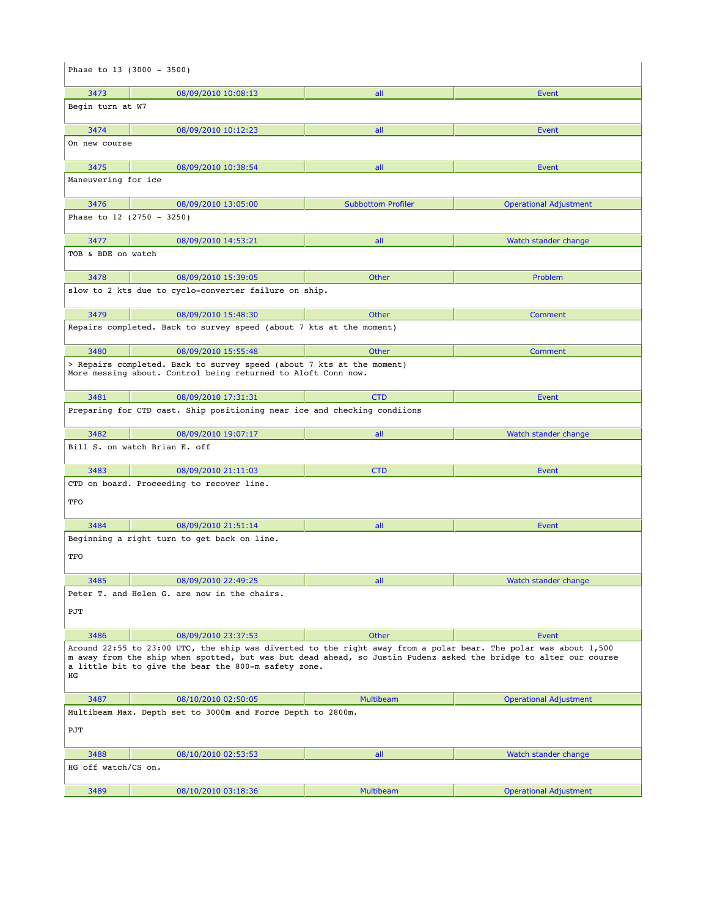Phase to 13 (3000 - 3500)

| 3473 | 08/09/2010 10:08:13 | all | Event |
|---|---|---|---|

Begin turn at W7

| 3474 | 08/09/2010 10:12:23 | all | Event |
|---|---|---|---|

On new course

| 3475 | 08/09/2010 10:38:54 | all | Event |
|---|---|---|---|

Maneuvering for ice

| 3476 | 08/09/2010 13:05:00 | Subbottom Profiler | Operational Adjustment |
|---|---|---|---|

Phase to 12 (2750 - 3250)

| 3477 | 08/09/2010 14:53:21 | all | Watch stander change |
|---|---|---|---|

TOB & BDE on watch

| 3478 | 08/09/2010 15:39:05 | Other | Problem |
|---|---|---|---|

slow to 2 kts due to cyclo-converter failure on ship.

| 3479 | 08/09/2010 15:48:30 | Other | Comment |
|---|---|---|---|

Repairs completed. Back to survey speed (about 7 kts at the moment)

| 3480 | 08/09/2010 15:55:48 | Other | Comment |
|---|---|---|---|

> Repairs completed. Back to survey speed (about 7 kts at the moment)
More messing about. Control being returned to Aloft Conn now.

| 3481 | 08/09/2010 17:31:31 | CTD | Event |
|---|---|---|---|

Preparing for CTD cast. Ship positioning near ice and checking condiions

| 3482 | 08/09/2010 19:07:17 | all | Watch stander change |
|---|---|---|---|

Bill S. on watch Brian E. off

| 3483 | 08/09/2010 21:11:03 | CTD | Event |
|---|---|---|---|

CTD on board. Proceeding to recover line.

TFO

| 3484 | 08/09/2010 21:51:14 | all | Event |
|---|---|---|---|

Beginning a right turn to get back on line.

TFO

| 3485 | 08/09/2010 22:49:25 | all | Watch stander change |
|---|---|---|---|

Peter T. and Helen G. are now in the chairs.

PJT

| 3486 | 08/09/2010 23:37:53 | Other | Event |
|---|---|---|---|

Around 22:55 to 23:00 UTC, the ship was diverted to the right away from a polar bear. The polar was about 1,500 m away from the ship when spotted, but was but dead ahead, so Justin Pudenz asked the bridge to alter our course a little bit to give the bear the 800-m safety zone.
HG

| 3487 | 08/10/2010 02:50:05 | Multibeam | Operational Adjustment |
|---|---|---|---|

Multibeam Max. Depth set to 3000m and Force Depth to 2800m.

PJT

| 3488 | 08/10/2010 02:53:53 | all | Watch stander change |
|---|---|---|---|

HG off watch/CS on.

| 3489 | 08/10/2010 03:18:36 | Multibeam | Operational Adjustment |
|---|---|---|---|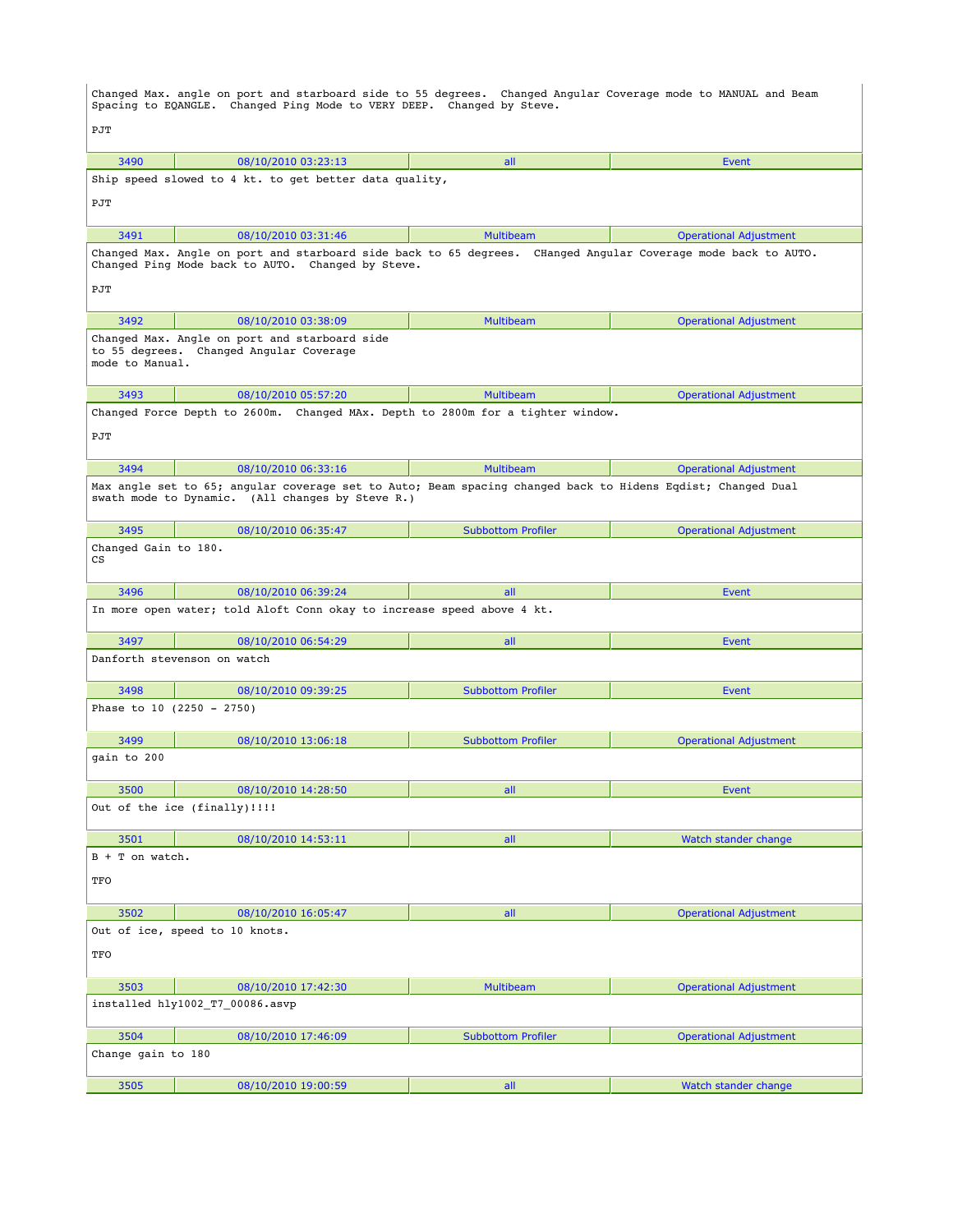Changed Max. angle on port and starboard side to 55 degrees.  Changed Angular Coverage mode to MANUAL and Beam Spacing to EQANGLE.  Changed Ping Mode to VERY DEEP.  Changed by Steve.

PJT

| 3490 | 08/10/2010 03:23:13 | all | Event |
|---|---|---|---|

Ship speed slowed to 4 kt. to get better data quality,

PJT

| 3491 | 08/10/2010 03:31:46 | Multibeam | Operational Adjustment |
|---|---|---|---|

Changed Max. Angle on port and starboard side back to 65 degrees.  CHanged Angular Coverage mode back to AUTO. Changed Ping Mode back to AUTO.  Changed by Steve.

PJT

| 3492 | 08/10/2010 03:38:09 | Multibeam | Operational Adjustment |
|---|---|---|---|

Changed Max. Angle on port and starboard side to 55 degrees.  Changed Angular Coverage mode to Manual.

| 3493 | 08/10/2010 05:57:20 | Multibeam | Operational Adjustment |
|---|---|---|---|

Changed Force Depth to 2600m.  Changed MAx. Depth to 2800m for a tighter window.

PJT

| 3494 | 08/10/2010 06:33:16 | Multibeam | Operational Adjustment |
|---|---|---|---|

Max angle set to 65; angular coverage set to Auto; Beam spacing changed back to Hidens Eqdist; Changed Dual swath mode to Dynamic.  (All changes by Steve R.)

| 3495 | 08/10/2010 06:35:47 | Subbottom Profiler | Operational Adjustment |
|---|---|---|---|

Changed Gain to 180.
CS

| 3496 | 08/10/2010 06:39:24 | all | Event |
|---|---|---|---|

In more open water; told Aloft Conn okay to increase speed above 4 kt.

| 3497 | 08/10/2010 06:54:29 | all | Event |
|---|---|---|---|

Danforth stevenson on watch

| 3498 | 08/10/2010 09:39:25 | Subbottom Profiler | Event |
|---|---|---|---|

Phase to 10 (2250 - 2750)

| 3499 | 08/10/2010 13:06:18 | Subbottom Profiler | Operational Adjustment |
|---|---|---|---|

gain to 200

| 3500 | 08/10/2010 14:28:50 | all | Event |
|---|---|---|---|

Out of the ice (finally)!!!!

| 3501 | 08/10/2010 14:53:11 | all | Watch stander change |
|---|---|---|---|

B + T on watch.

TFO

| 3502 | 08/10/2010 16:05:47 | all | Operational Adjustment |
|---|---|---|---|

Out of ice, speed to 10 knots.

TFO

| 3503 | 08/10/2010 17:42:30 | Multibeam | Operational Adjustment |
|---|---|---|---|

installed hly1002_T7_00086.asvp

| 3504 | 08/10/2010 17:46:09 | Subbottom Profiler | Operational Adjustment |
|---|---|---|---|

Change gain to 180

| 3505 | 08/10/2010 19:00:59 | all | Watch stander change |
|---|---|---|---|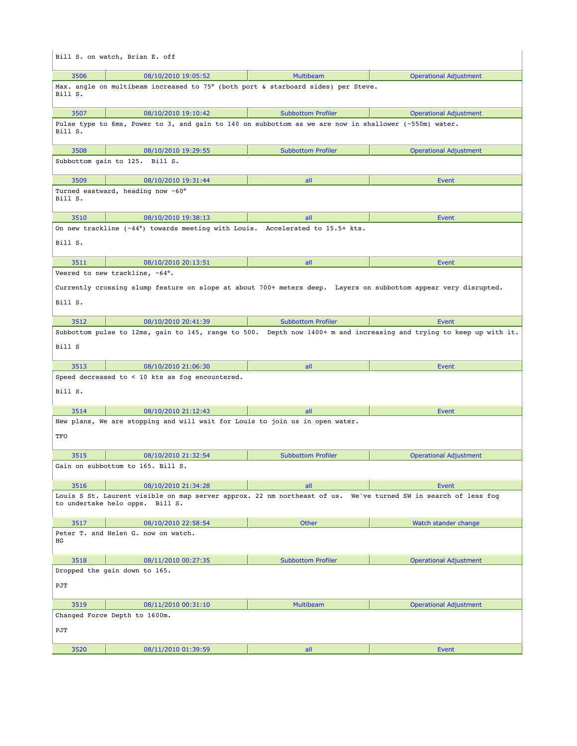Bill S. on watch, Brian E. off

| 3506 | 08/10/2010 19:05:52 | Multibeam | Operational Adjustment |
|---|---|---|---|

Max. angle on multibeam increased to 75° (both port & starboard sides) per Steve.
Bill S.

| 3507 | 08/10/2010 19:10:42 | Subbottom Profiler | Operational Adjustment |
|---|---|---|---|

Pulse type to 6ms, Power to 3, and gain to 140 on subbottom as we are now in shallower (~550m) water.
Bill S.

| 3508 | 08/10/2010 19:29:55 | Subbottom Profiler | Operational Adjustment |
|---|---|---|---|

Subbottom gain to 125. Bill S.

| 3509 | 08/10/2010 19:31:44 | all | Event |
|---|---|---|---|

Turned eastward, heading now ~60°
Bill S.

| 3510 | 08/10/2010 19:38:13 | all | Event |
|---|---|---|---|

On new trackline (~44°) towards meeting with Louis. Accelerated to 15.5+ kts.

Bill S.

| 3511 | 08/10/2010 20:13:51 | all | Event |
|---|---|---|---|

Veered to new trackline, ~64°.

Currently crossing slump feature on slope at about 700+ meters deep. Layers on subbottom appear very disrupted.

Bill S.

| 3512 | 08/10/2010 20:41:39 | Subbottom Profiler | Event |
|---|---|---|---|

Subbottom pulse to 12ms, gain to 145, range to 500. Depth now 1400+ m and increasing and trying to keep up with it.

Bill S

| 3513 | 08/10/2010 21:06:30 | all | Event |
|---|---|---|---|

Speed decreased to < 10 kts as fog encountered.

Bill S.

| 3514 | 08/10/2010 21:12:43 | all | Event |
|---|---|---|---|

New plans, We are stopping and will wait for Louis to join us in open water.

TFO

| 3515 | 08/10/2010 21:32:54 | Subbottom Profiler | Operational Adjustment |
|---|---|---|---|

Gain on subbottom to 165. Bill S.

| 3516 | 08/10/2010 21:34:28 | all | Event |
|---|---|---|---|

Louis S St. Laurent visible on map server approx. 22 nm northeast of us. We've turned SW in search of less fog to undertake helo opps. Bill S.

| 3517 | 08/10/2010 22:58:54 | Other | Watch stander change |
|---|---|---|---|

Peter T. and Helen G. now on watch.
HG

| 3518 | 08/11/2010 00:27:35 | Subbottom Profiler | Operational Adjustment |
|---|---|---|---|

Dropped the gain down to 165.

PJT

| 3519 | 08/11/2010 00:31:10 | Multibeam | Operational Adjustment |
|---|---|---|---|

Changed Force Depth to 1600m.

PJT

| 3520 | 08/11/2010 01:39:59 | all | Event |
|---|---|---|---|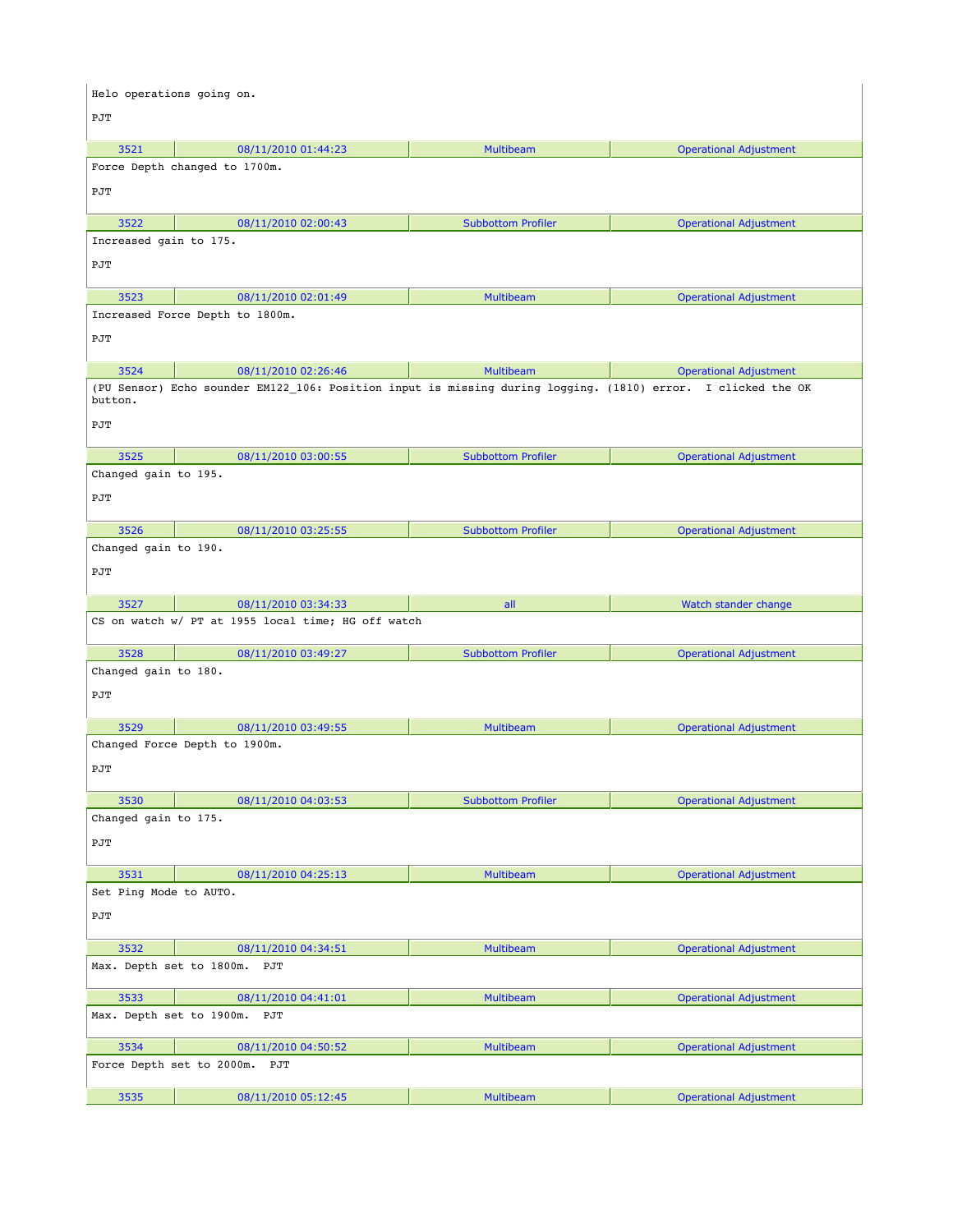Helo operations going on.

PJT

| 3521 | 08/11/2010 01:44:23 | Multibeam | Operational Adjustment |
|---|---|---|---|

Force Depth changed to 1700m.

PJT

| 3522 | 08/11/2010 02:00:43 | Subbottom Profiler | Operational Adjustment |
|---|---|---|---|

Increased gain to 175.

PJT

| 3523 | 08/11/2010 02:01:49 | Multibeam | Operational Adjustment |
|---|---|---|---|

Increased Force Depth to 1800m.

PJT

| 3524 | 08/11/2010 02:26:46 | Multibeam | Operational Adjustment |
|---|---|---|---|

(PU Sensor) Echo sounder EM122_106: Position input is missing during logging. (1810) error. I clicked the OK button.

PJT

| 3525 | 08/11/2010 03:00:55 | Subbottom Profiler | Operational Adjustment |
|---|---|---|---|

Changed gain to 195.

PJT

| 3526 | 08/11/2010 03:25:55 | Subbottom Profiler | Operational Adjustment |
|---|---|---|---|

Changed gain to 190.

PJT

| 3527 | 08/11/2010 03:34:33 | all | Watch stander change |
|---|---|---|---|

CS on watch w/ PT at 1955 local time; HG off watch

| 3528 | 08/11/2010 03:49:27 | Subbottom Profiler | Operational Adjustment |
|---|---|---|---|

Changed gain to 180.

PJT

| 3529 | 08/11/2010 03:49:55 | Multibeam | Operational Adjustment |
|---|---|---|---|

Changed Force Depth to 1900m.

PJT

| 3530 | 08/11/2010 04:03:53 | Subbottom Profiler | Operational Adjustment |
|---|---|---|---|

Changed gain to 175.

PJT

| 3531 | 08/11/2010 04:25:13 | Multibeam | Operational Adjustment |
|---|---|---|---|

Set Ping Mode to AUTO.

PJT

| 3532 | 08/11/2010 04:34:51 | Multibeam | Operational Adjustment |
|---|---|---|---|

Max. Depth set to 1800m. PJT

| 3533 | 08/11/2010 04:41:01 | Multibeam | Operational Adjustment |
|---|---|---|---|

Max. Depth set to 1900m. PJT

| 3534 | 08/11/2010 04:50:52 | Multibeam | Operational Adjustment |
|---|---|---|---|

Force Depth set to 2000m. PJT

| 3535 | 08/11/2010 05:12:45 | Multibeam | Operational Adjustment |
|---|---|---|---|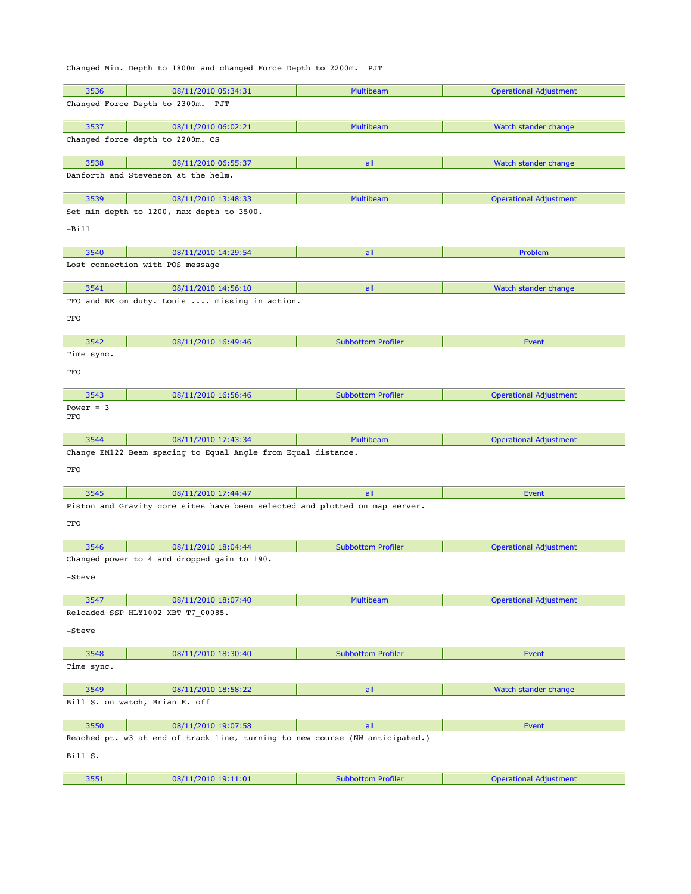Changed Min. Depth to 1800m and changed Force Depth to 2200m.  PJT

| 3536 | 08/11/2010 05:34:31 | Multibeam | Operational Adjustment |
|---|---|---|---|

Changed Force Depth to 2300m.  PJT

| 3537 | 08/11/2010 06:02:21 | Multibeam | Watch stander change |
|---|---|---|---|

Changed force depth to 2200m. CS

| 3538 | 08/11/2010 06:55:37 | all | Watch stander change |
|---|---|---|---|

Danforth and Stevenson at the helm.

| 3539 | 08/11/2010 13:48:33 | Multibeam | Operational Adjustment |
|---|---|---|---|

Set min depth to 1200, max depth to 3500.

-Bill

| 3540 | 08/11/2010 14:29:54 | all | Problem |
|---|---|---|---|

Lost connection with POS message

| 3541 | 08/11/2010 14:56:10 | all | Watch stander change |
|---|---|---|---|

TFO and BE on duty. Louis .... missing in action.

TFO

| 3542 | 08/11/2010 16:49:46 | Subbottom Profiler | Event |
|---|---|---|---|

Time sync.

TFO

| 3543 | 08/11/2010 16:56:46 | Subbottom Profiler | Operational Adjustment |
|---|---|---|---|

Power = 3
TFO

| 3544 | 08/11/2010 17:43:34 | Multibeam | Operational Adjustment |
|---|---|---|---|

Change EM122 Beam spacing to Equal Angle from Equal distance.

TFO

| 3545 | 08/11/2010 17:44:47 | all | Event |
|---|---|---|---|

Piston and Gravity core sites have been selected and plotted on map server.

TFO

| 3546 | 08/11/2010 18:04:44 | Subbottom Profiler | Operational Adjustment |
|---|---|---|---|

Changed power to 4 and dropped gain to 190.

-Steve

| 3547 | 08/11/2010 18:07:40 | Multibeam | Operational Adjustment |
|---|---|---|---|

Reloaded SSP HLY1002 XBT T7_00085.

-Steve

| 3548 | 08/11/2010 18:30:40 | Subbottom Profiler | Event |
|---|---|---|---|

Time sync.

| 3549 | 08/11/2010 18:58:22 | all | Watch stander change |
|---|---|---|---|

Bill S. on watch, Brian E. off

| 3550 | 08/11/2010 19:07:58 | all | Event |
|---|---|---|---|

Reached pt. w3 at end of track line, turning to new course (NW anticipated.)

Bill S.

| 3551 | 08/11/2010 19:11:01 | Subbottom Profiler | Operational Adjustment |
|---|---|---|---|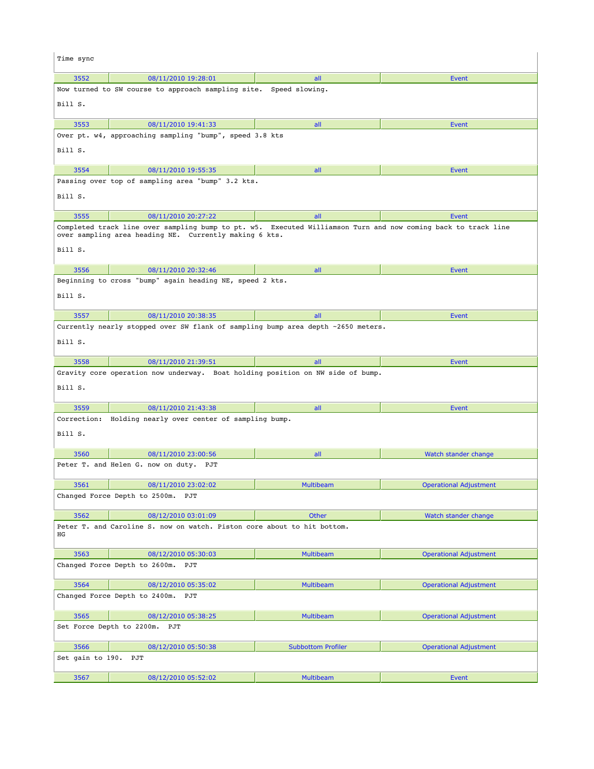Time sync

| 3552 | 08/11/2010 19:28:01 | all | Event |
|---|---|---|---|

Now turned to SW course to approach sampling site. Speed slowing.

Bill S.

| 3553 | 08/11/2010 19:41:33 | all | Event |
|---|---|---|---|

Over pt. w4, approaching sampling "bump", speed 3.8 kts

Bill S.

| 3554 | 08/11/2010 19:55:35 | all | Event |
|---|---|---|---|

Passing over top of sampling area "bump" 3.2 kts.

Bill S.

| 3555 | 08/11/2010 20:27:22 | all | Event |
|---|---|---|---|

Completed track line over sampling bump to pt. w5. Executed Williamson Turn and now coming back to track line over sampling area heading NE. Currently making 6 kts.

Bill S.

| 3556 | 08/11/2010 20:32:46 | all | Event |
|---|---|---|---|

Beginning to cross "bump" again heading NE, speed 2 kts.

Bill S.

| 3557 | 08/11/2010 20:38:35 | all | Event |
|---|---|---|---|

Currently nearly stopped over SW flank of sampling bump area depth ~2650 meters.

Bill S.

| 3558 | 08/11/2010 21:39:51 | all | Event |
|---|---|---|---|

Gravity core operation now underway. Boat holding position on NW side of bump.

Bill S.

| 3559 | 08/11/2010 21:43:38 | all | Event |
|---|---|---|---|

Correction: Holding nearly over center of sampling bump.

Bill S.

| 3560 | 08/11/2010 23:00:56 | all | Watch stander change |
|---|---|---|---|

Peter T. and Helen G. now on duty. PJT

| 3561 | 08/11/2010 23:02:02 | Multibeam | Operational Adjustment |
|---|---|---|---|

Changed Force Depth to 2500m. PJT

| 3562 | 08/12/2010 03:01:09 | Other | Watch stander change |
|---|---|---|---|

Peter T. and Caroline S. now on watch. Piston core about to hit bottom.
HG

| 3563 | 08/12/2010 05:30:03 | Multibeam | Operational Adjustment |
|---|---|---|---|

Changed Force Depth to 2600m. PJT

| 3564 | 08/12/2010 05:35:02 | Multibeam | Operational Adjustment |
|---|---|---|---|

Changed Force Depth to 2400m. PJT

| 3565 | 08/12/2010 05:38:25 | Multibeam | Operational Adjustment |
|---|---|---|---|

Set Force Depth to 2200m. PJT

| 3566 | 08/12/2010 05:50:38 | Subbottom Profiler | Operational Adjustment |
|---|---|---|---|

Set gain to 190. PJT

| 3567 | 08/12/2010 05:52:02 | Multibeam | Event |
|---|---|---|---|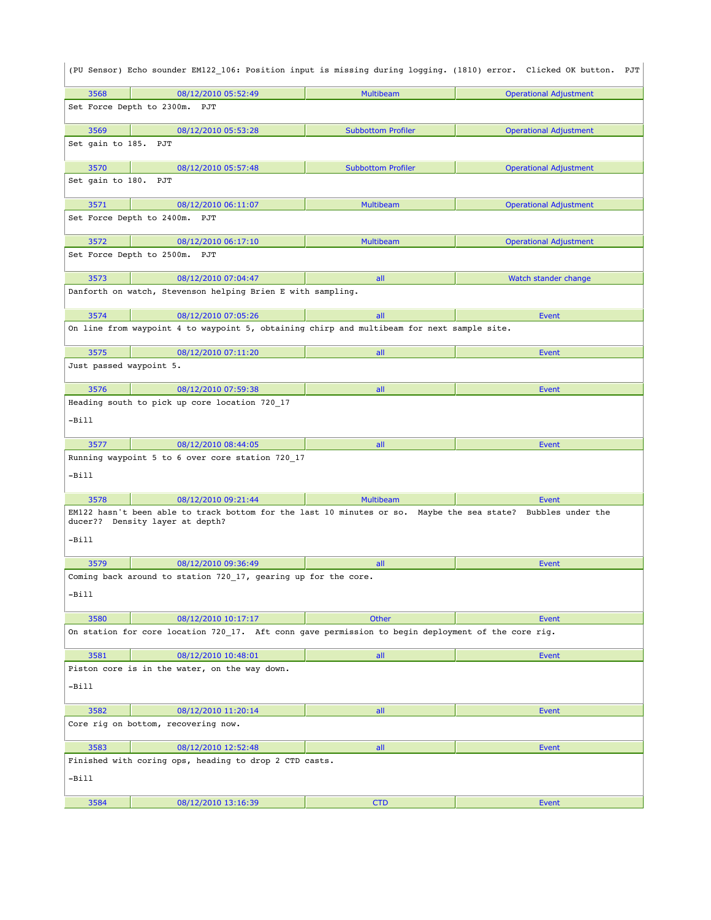(PU Sensor) Echo sounder EM122_106: Position input is missing during logging. (1810) error. Clicked OK button. PJT

| 3568 | 08/12/2010 05:52:49 | Multibeam | Operational Adjustment |
|---|---|---|---|

Set Force Depth to 2300m. PJT

| 3569 | 08/12/2010 05:53:28 | Subbottom Profiler | Operational Adjustment |
|---|---|---|---|

Set gain to 185. PJT

| 3570 | 08/12/2010 05:57:48 | Subbottom Profiler | Operational Adjustment |
|---|---|---|---|

Set gain to 180. PJT

| 3571 | 08/12/2010 06:11:07 | Multibeam | Operational Adjustment |
|---|---|---|---|

Set Force Depth to 2400m. PJT

| 3572 | 08/12/2010 06:17:10 | Multibeam | Operational Adjustment |
|---|---|---|---|

Set Force Depth to 2500m. PJT

| 3573 | 08/12/2010 07:04:47 | all | Watch stander change |
|---|---|---|---|

Danforth on watch, Stevenson helping Brien E with sampling.

| 3574 | 08/12/2010 07:05:26 | all | Event |
|---|---|---|---|

On line from waypoint 4 to waypoint 5, obtaining chirp and multibeam for next sample site.

| 3575 | 08/12/2010 07:11:20 | all | Event |
|---|---|---|---|

Just passed waypoint 5.

| 3576 | 08/12/2010 07:59:38 | all | Event |
|---|---|---|---|

Heading south to pick up core location 720_17

-Bill

| 3577 | 08/12/2010 08:44:05 | all | Event |
|---|---|---|---|

Running waypoint 5 to 6 over core station 720_17

-Bill

| 3578 | 08/12/2010 09:21:44 | Multibeam | Event |
|---|---|---|---|

EM122 hasn't been able to track bottom for the last 10 minutes or so. Maybe the sea state? Bubbles under the ducer?? Density layer at depth?

-Bill

| 3579 | 08/12/2010 09:36:49 | all | Event |
|---|---|---|---|

Coming back around to station 720_17, gearing up for the core.

-Bill

| 3580 | 08/12/2010 10:17:17 | Other | Event |
|---|---|---|---|

On station for core location 720_17. Aft conn gave permission to begin deployment of the core rig.

| 3581 | 08/12/2010 10:48:01 | all | Event |
|---|---|---|---|

Piston core is in the water, on the way down.

-Bill

| 3582 | 08/12/2010 11:20:14 | all | Event |
|---|---|---|---|

Core rig on bottom, recovering now.

| 3583 | 08/12/2010 12:52:48 | all | Event |
|---|---|---|---|

Finished with coring ops, heading to drop 2 CTD casts.

-Bill

| 3584 | 08/12/2010 13:16:39 | CTD | Event |
|---|---|---|---|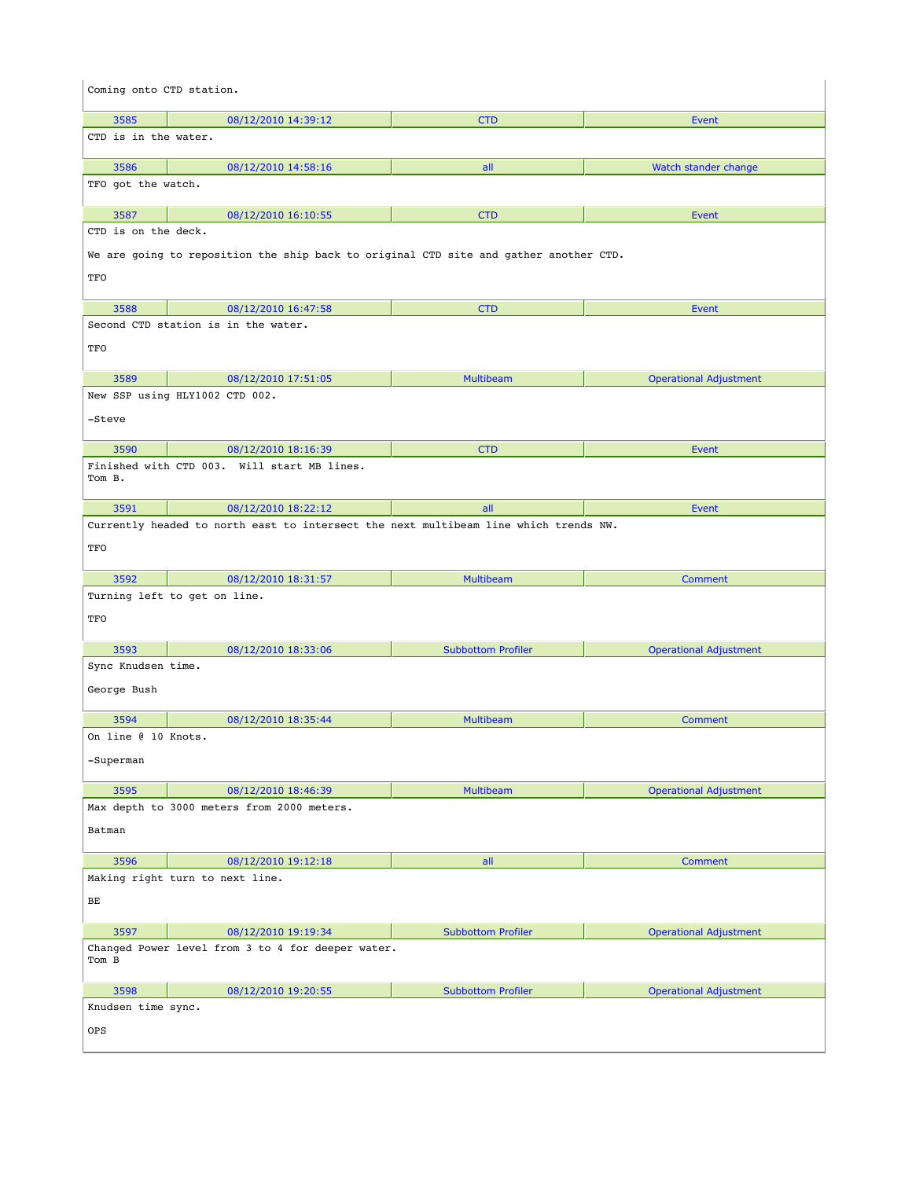Coming onto CTD station.

| 3585 | 08/12/2010 14:39:12 | CTD | Event |
|---|---|---|---|

CTD is in the water.

| 3586 | 08/12/2010 14:58:16 | all | Watch stander change |
|---|---|---|---|

TFO got the watch.

| 3587 | 08/12/2010 16:10:55 | CTD | Event |
|---|---|---|---|

CTD is on the deck.

We are going to reposition the ship back to original CTD site and gather another CTD.

TFO

| 3588 | 08/12/2010 16:47:58 | CTD | Event |
|---|---|---|---|

Second CTD station is in the water.

TFO

| 3589 | 08/12/2010 17:51:05 | Multibeam | Operational Adjustment |
|---|---|---|---|

New SSP using HLY1002 CTD 002.

-Steve

| 3590 | 08/12/2010 18:16:39 | CTD | Event |
|---|---|---|---|

Finished with CTD 003. Will start MB lines.
Tom B.

| 3591 | 08/12/2010 18:22:12 | all | Event |
|---|---|---|---|

Currently headed to north east to intersect the next multibeam line which trends NW.

TFO

| 3592 | 08/12/2010 18:31:57 | Multibeam | Comment |
|---|---|---|---|

Turning left to get on line.

TFO

| 3593 | 08/12/2010 18:33:06 | Subbottom Profiler | Operational Adjustment |
|---|---|---|---|

Sync Knudsen time.

George Bush

| 3594 | 08/12/2010 18:35:44 | Multibeam | Comment |
|---|---|---|---|

On line @ 10 Knots.

-Superman

| 3595 | 08/12/2010 18:46:39 | Multibeam | Operational Adjustment |
|---|---|---|---|

Max depth to 3000 meters from 2000 meters.

Batman

| 3596 | 08/12/2010 19:12:18 | all | Comment |
|---|---|---|---|

Making right turn to next line.

BE

| 3597 | 08/12/2010 19:19:34 | Subbottom Profiler | Operational Adjustment |
|---|---|---|---|

Changed Power level from 3 to 4 for deeper water.
Tom B

| 3598 | 08/12/2010 19:20:55 | Subbottom Profiler | Operational Adjustment |
|---|---|---|---|

Knudsen time sync.

OPS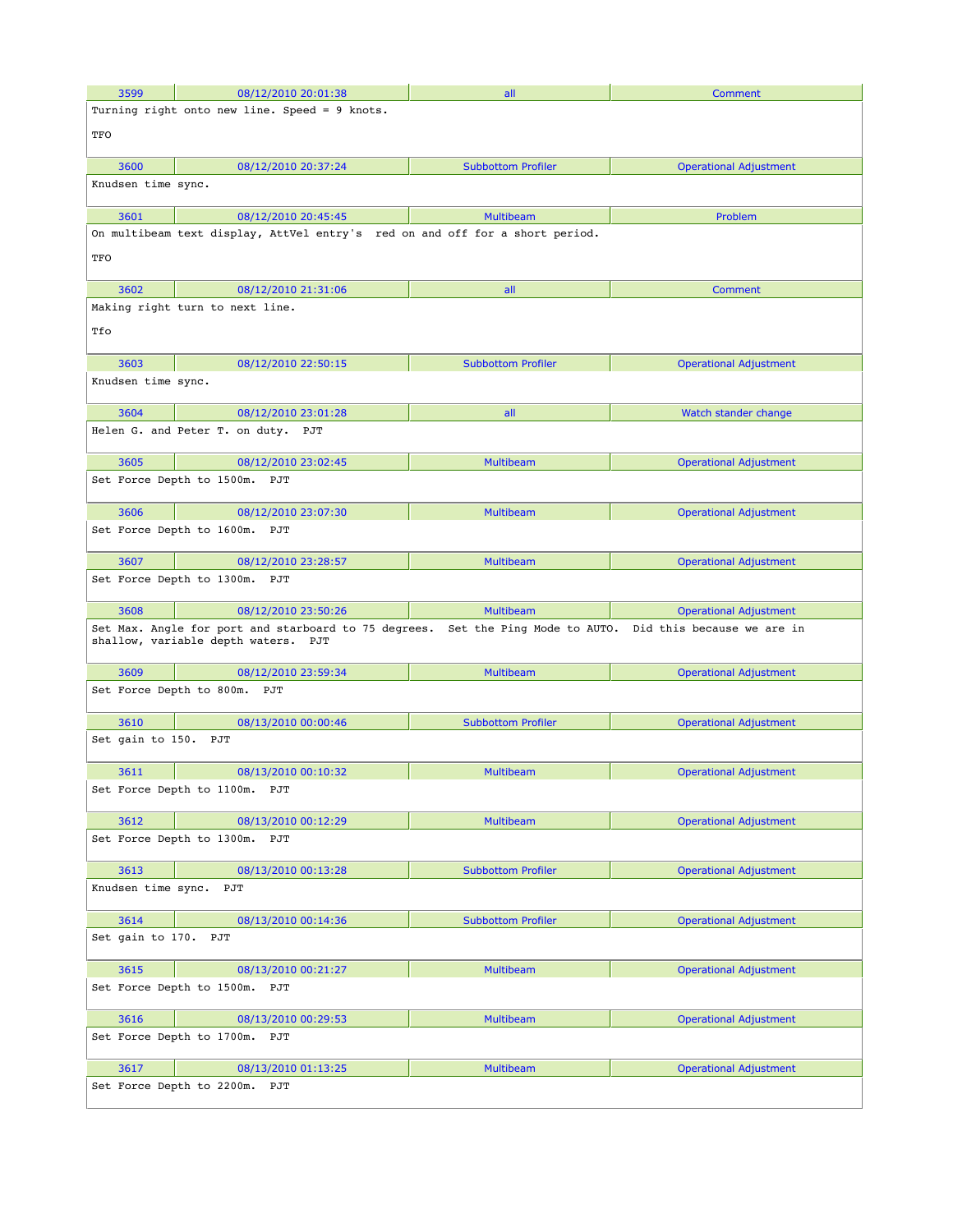| 3599 | 08/12/2010 20:01:38 | all | Comment |
|---|---|---|---|

Turning right onto new line. Speed = 9 knots.

TFO

| 3600 | 08/12/2010 20:37:24 | Subbottom Profiler | Operational Adjustment |
|---|---|---|---|

Knudsen time sync.

| 3601 | 08/12/2010 20:45:45 | Multibeam | Problem |
|---|---|---|---|

On multibeam text display, AttVel entry's red on and off for a short period.

TFO

| 3602 | 08/12/2010 21:31:06 | all | Comment |
|---|---|---|---|

Making right turn to next line.

Tfo

| 3603 | 08/12/2010 22:50:15 | Subbottom Profiler | Operational Adjustment |
|---|---|---|---|

Knudsen time sync.

| 3604 | 08/12/2010 23:01:28 | all | Watch stander change |
|---|---|---|---|

Helen G. and Peter T. on duty. PJT

| 3605 | 08/12/2010 23:02:45 | Multibeam | Operational Adjustment |
|---|---|---|---|

Set Force Depth to 1500m. PJT

| 3606 | 08/12/2010 23:07:30 | Multibeam | Operational Adjustment |
|---|---|---|---|

Set Force Depth to 1600m. PJT

| 3607 | 08/12/2010 23:28:57 | Multibeam | Operational Adjustment |
|---|---|---|---|

Set Force Depth to 1300m. PJT

| 3608 | 08/12/2010 23:50:26 | Multibeam | Operational Adjustment |
|---|---|---|---|

Set Max. Angle for port and starboard to 75 degrees. Set the Ping Mode to AUTO. Did this because we are in shallow, variable depth waters. PJT

| 3609 | 08/12/2010 23:59:34 | Multibeam | Operational Adjustment |
|---|---|---|---|

Set Force Depth to 800m. PJT

| 3610 | 08/13/2010 00:00:46 | Subbottom Profiler | Operational Adjustment |
|---|---|---|---|

Set gain to 150. PJT

| 3611 | 08/13/2010 00:10:32 | Multibeam | Operational Adjustment |
|---|---|---|---|

Set Force Depth to 1100m. PJT

| 3612 | 08/13/2010 00:12:29 | Multibeam | Operational Adjustment |
|---|---|---|---|

Set Force Depth to 1300m. PJT

| 3613 | 08/13/2010 00:13:28 | Subbottom Profiler | Operational Adjustment |
|---|---|---|---|

Knudsen time sync. PJT

| 3614 | 08/13/2010 00:14:36 | Subbottom Profiler | Operational Adjustment |
|---|---|---|---|

Set gain to 170. PJT

| 3615 | 08/13/2010 00:21:27 | Multibeam | Operational Adjustment |
|---|---|---|---|

Set Force Depth to 1500m. PJT

| 3616 | 08/13/2010 00:29:53 | Multibeam | Operational Adjustment |
|---|---|---|---|

Set Force Depth to 1700m. PJT

| 3617 | 08/13/2010 01:13:25 | Multibeam | Operational Adjustment |
|---|---|---|---|

Set Force Depth to 2200m. PJT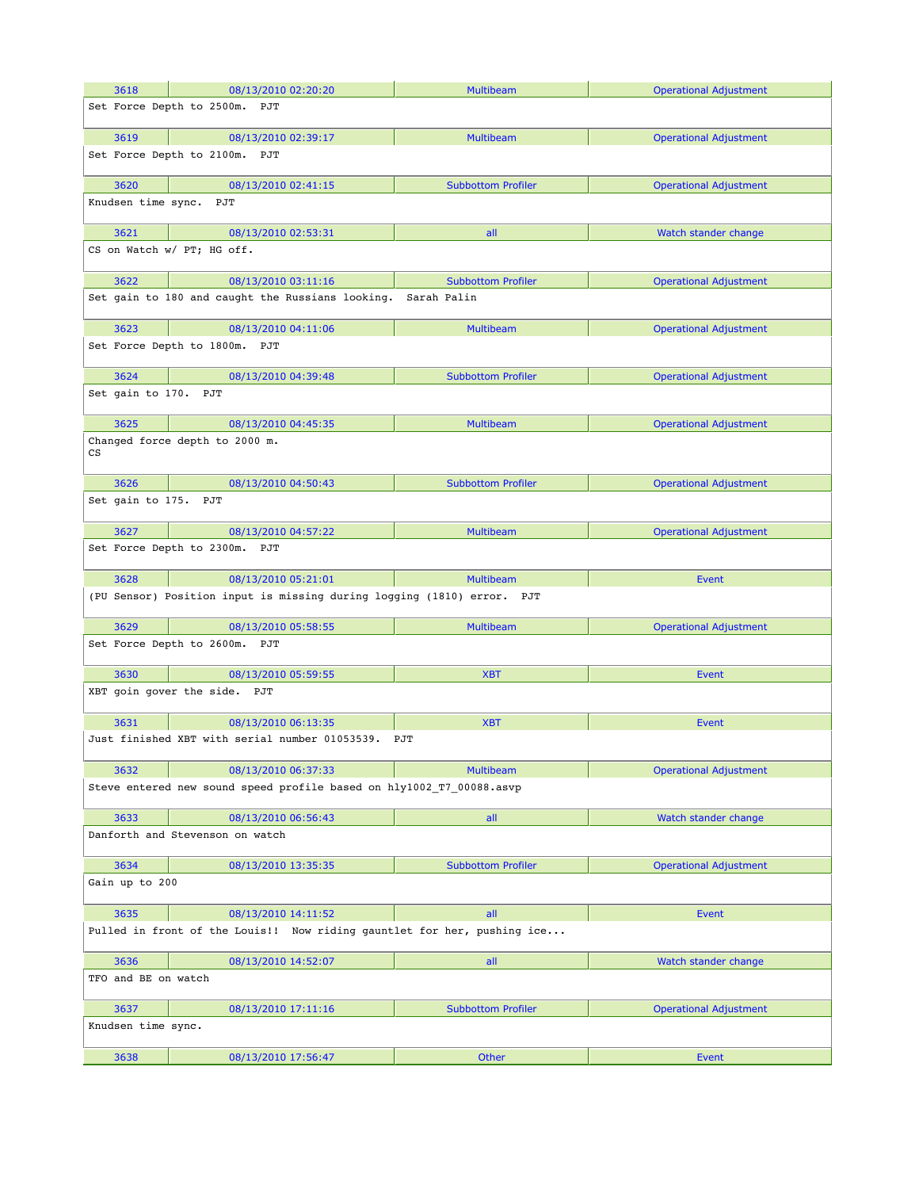| 3618 | 08/13/2010 02:20:20 | Multibeam | Operational Adjustment |
|---|---|---|---|
| Set Force Depth to 2500m. PJT | | | |
| 3619 | 08/13/2010 02:39:17 | Multibeam | Operational Adjustment |
| Set Force Depth to 2100m. PJT | | | |
| 3620 | 08/13/2010 02:41:15 | Subbottom Profiler | Operational Adjustment |
| Knudsen time sync. PJT | | | |
| 3621 | 08/13/2010 02:53:31 | all | Watch stander change |
| CS on Watch w/ PT; HG off. | | | |
| 3622 | 08/13/2010 03:11:16 | Subbottom Profiler | Operational Adjustment |
| Set gain to 180 and caught the Russians looking. Sarah Palin | | | |
| 3623 | 08/13/2010 04:11:06 | Multibeam | Operational Adjustment |
| Set Force Depth to 1800m. PJT | | | |
| 3624 | 08/13/2010 04:39:48 | Subbottom Profiler | Operational Adjustment |
| Set gain to 170. PJT | | | |
| 3625 | 08/13/2010 04:45:35 | Multibeam | Operational Adjustment |
| Changed force depth to 2000 m. CS | | | |
| 3626 | 08/13/2010 04:50:43 | Subbottom Profiler | Operational Adjustment |
| Set gain to 175. PJT | | | |
| 3627 | 08/13/2010 04:57:22 | Multibeam | Operational Adjustment |
| Set Force Depth to 2300m. PJT | | | |
| 3628 | 08/13/2010 05:21:01 | Multibeam | Event |
| (PU Sensor) Position input is missing during logging (1810) error. PJT | | | |
| 3629 | 08/13/2010 05:58:55 | Multibeam | Operational Adjustment |
| Set Force Depth to 2600m. PJT | | | |
| 3630 | 08/13/2010 05:59:55 | XBT | Event |
| XBT goin gover the side. PJT | | | |
| 3631 | 08/13/2010 06:13:35 | XBT | Event |
| Just finished XBT with serial number 01053539. PJT | | | |
| 3632 | 08/13/2010 06:37:33 | Multibeam | Operational Adjustment |
| Steve entered new sound speed profile based on hly1002_T7_00088.asvp | | | |
| 3633 | 08/13/2010 06:56:43 | all | Watch stander change |
| Danforth and Stevenson on watch | | | |
| 3634 | 08/13/2010 13:35:35 | Subbottom Profiler | Operational Adjustment |
| Gain up to 200 | | | |
| 3635 | 08/13/2010 14:11:52 | all | Event |
| Pulled in front of the Louis!! Now riding gauntlet for her, pushing ice... | | | |
| 3636 | 08/13/2010 14:52:07 | all | Watch stander change |
| TFO and BE on watch | | | |
| 3637 | 08/13/2010 17:11:16 | Subbottom Profiler | Operational Adjustment |
| Knudsen time sync. | | | |
| 3638 | 08/13/2010 17:56:47 | Other | Event |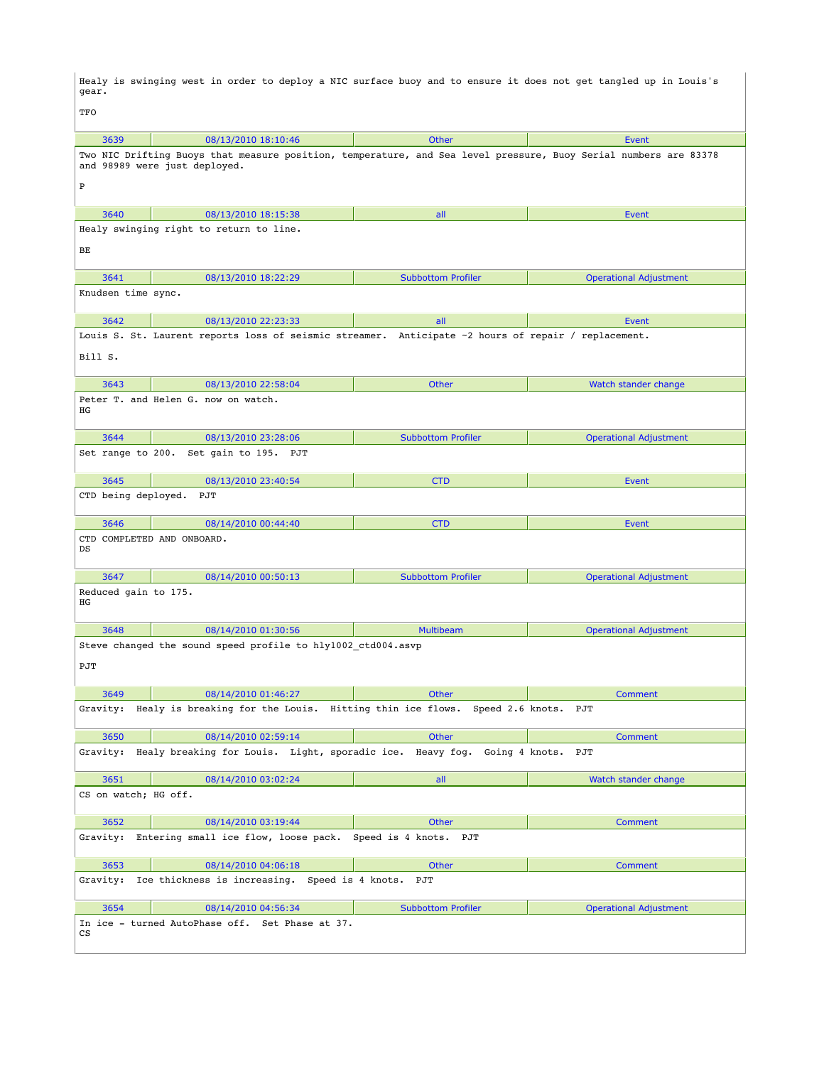Healy is swinging west in order to deploy a NIC surface buoy and to ensure it does not get tangled up in Louis's gear.

TFO

| 3639 | 08/13/2010 18:10:46 | Other | Event |
|---|---|---|---|

Two NIC Drifting Buoys that measure position, temperature, and Sea level pressure, Buoy Serial numbers are 83378 and 98989 were just deployed.

P

| 3640 | 08/13/2010 18:15:38 | all | Event |
|---|---|---|---|

Healy swinging right to return to line.

BE

| 3641 | 08/13/2010 18:22:29 | Subbottom Profiler | Operational Adjustment |
|---|---|---|---|

Knudsen time sync.

| 3642 | 08/13/2010 22:23:33 | all | Event |
|---|---|---|---|

Louis S. St. Laurent reports loss of seismic streamer. Anticipate ~2 hours of repair / replacement.

Bill S.

| 3643 | 08/13/2010 22:58:04 | Other | Watch stander change |
|---|---|---|---|

Peter T. and Helen G. now on watch.
HG

| 3644 | 08/13/2010 23:28:06 | Subbottom Profiler | Operational Adjustment |
|---|---|---|---|

Set range to 200. Set gain to 195. PJT

| 3645 | 08/13/2010 23:40:54 | CTD | Event |
|---|---|---|---|

CTD being deployed. PJT

| 3646 | 08/14/2010 00:44:40 | CTD | Event |
|---|---|---|---|

CTD COMPLETED AND ONBOARD.
DS

| 3647 | 08/14/2010 00:50:13 | Subbottom Profiler | Operational Adjustment |
|---|---|---|---|

Reduced gain to 175.
HG

| 3648 | 08/14/2010 01:30:56 | Multibeam | Operational Adjustment |
|---|---|---|---|

Steve changed the sound speed profile to hly1002_ctd004.asvp

PJT

| 3649 | 08/14/2010 01:46:27 | Other | Comment |
|---|---|---|---|

Gravity: Healy is breaking for the Louis. Hitting thin ice flows. Speed 2.6 knots. PJT

| 3650 | 08/14/2010 02:59:14 | Other | Comment |
|---|---|---|---|

Gravity: Healy breaking for Louis. Light, sporadic ice. Heavy fog. Going 4 knots. PJT

| 3651 | 08/14/2010 03:02:24 | all | Watch stander change |
|---|---|---|---|

CS on watch; HG off.

| 3652 | 08/14/2010 03:19:44 | Other | Comment |
|---|---|---|---|

Gravity: Entering small ice flow, loose pack. Speed is 4 knots. PJT

| 3653 | 08/14/2010 04:06:18 | Other | Comment |
|---|---|---|---|

Gravity: Ice thickness is increasing. Speed is 4 knots. PJT

| 3654 | 08/14/2010 04:56:34 | Subbottom Profiler | Operational Adjustment |
|---|---|---|---|

In ice - turned AutoPhase off. Set Phase at 37.
CS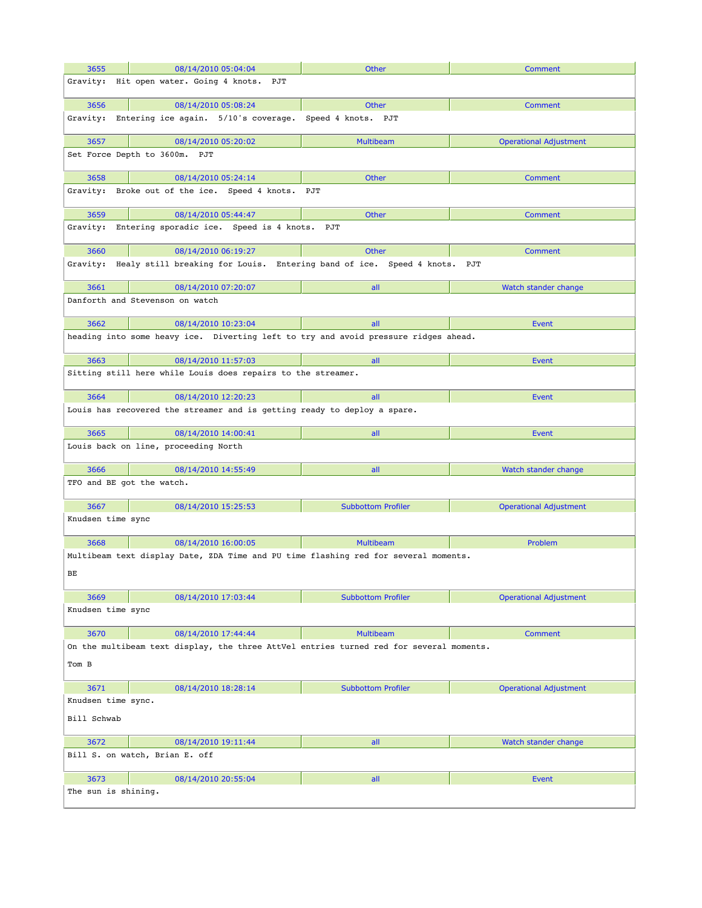| 3655 | 08/14/2010 05:04:04 | Other | Comment |
|---|---|---|---|
| Gravity:  Hit open water.  Going 4 knots.  PJT | | | |
| 3656 | 08/14/2010 05:08:24 | Other | Comment |
| Gravity:  Entering ice again.  5/10's coverage.  Speed 4 knots.  PJT | | | |
| 3657 | 08/14/2010 05:20:02 | Multibeam | Operational Adjustment |
| Set Force Depth to 3600m.  PJT | | | |
| 3658 | 08/14/2010 05:24:14 | Other | Comment |
| Gravity:  Broke out of the ice.  Speed 4 knots.  PJT | | | |
| 3659 | 08/14/2010 05:44:47 | Other | Comment |
| Gravity:  Entering sporadic ice.  Speed is 4 knots.  PJT | | | |
| 3660 | 08/14/2010 06:19:27 | Other | Comment |
| Gravity:  Healy still breaking for Louis.  Entering band of ice.  Speed 4 knots.  PJT | | | |
| 3661 | 08/14/2010 07:20:07 | all | Watch stander change |
| Danforth and Stevenson on watch | | | |
| 3662 | 08/14/2010 10:23:04 | all | Event |
| heading into some heavy ice.  Diverting left to try and avoid pressure ridges ahead. | | | |
| 3663 | 08/14/2010 11:57:03 | all | Event |
| Sitting still here while Louis does repairs to the streamer. | | | |
| 3664 | 08/14/2010 12:20:23 | all | Event |
| Louis has recovered the streamer and is getting ready to deploy a spare. | | | |
| 3665 | 08/14/2010 14:00:41 | all | Event |
| Louis back on line, proceeding North | | | |
| 3666 | 08/14/2010 14:55:49 | all | Watch stander change |
| TFO and BE got the watch. | | | |
| 3667 | 08/14/2010 15:25:53 | Subbottom Profiler | Operational Adjustment |
| Knudsen time sync | | | |
| 3668 | 08/14/2010 16:00:05 | Multibeam | Problem |
| Multibeam text display Date, ZDA Time and PU time flashing red for several moments.<br><br>BE | | | |
| 3669 | 08/14/2010 17:03:44 | Subbottom Profiler | Operational Adjustment |
| Knudsen time sync | | | |
| 3670 | 08/14/2010 17:44:44 | Multibeam | Comment |
| On the multibeam text display, the three AttVel entries turned red for several moments.<br><br>Tom B | | | |
| 3671 | 08/14/2010 18:28:14 | Subbottom Profiler | Operational Adjustment |
| Knudsen time sync.<br><br>Bill Schwab | | | |
| 3672 | 08/14/2010 19:11:44 | all | Watch stander change |
| Bill S. on watch, Brian E. off | | | |
| 3673 | 08/14/2010 20:55:04 | all | Event |
| The sun is shining. | | | |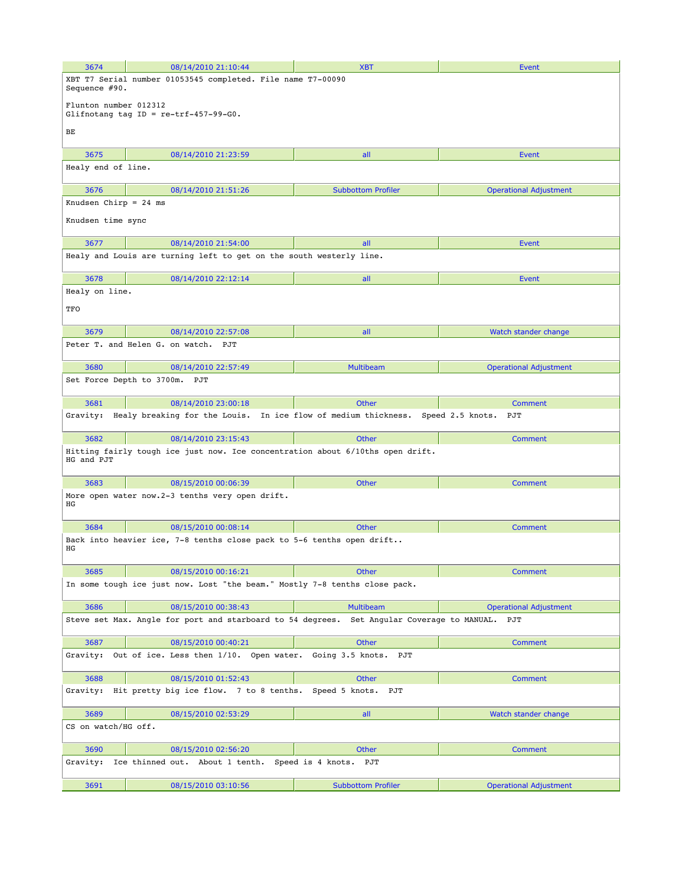| 3674 | 08/14/2010 21:10:44 | XBT | Event |
|---|---|---|---|

XBT T7 Serial number 01053545 completed. File name T7-00090
Sequence #90.

Flunton number 012312
Glifnotang tag ID = re-trf-457-99-G0.

BE

| 3675 | 08/14/2010 21:23:59 | all | Event |
|---|---|---|---|

Healy end of line.

| 3676 | 08/14/2010 21:51:26 | Subbottom Profiler | Operational Adjustment |
|---|---|---|---|

Knudsen Chirp = 24 ms

Knudsen time sync

| 3677 | 08/14/2010 21:54:00 | all | Event |
|---|---|---|---|

Healy and Louis are turning left to get on the south westerly line.

| 3678 | 08/14/2010 22:12:14 | all | Event |
|---|---|---|---|

Healy on line.

TFO

| 3679 | 08/14/2010 22:57:08 | all | Watch stander change |
|---|---|---|---|

Peter T. and Helen G. on watch. PJT

| 3680 | 08/14/2010 22:57:49 | Multibeam | Operational Adjustment |
|---|---|---|---|

Set Force Depth to 3700m. PJT

| 3681 | 08/14/2010 23:00:18 | Other | Comment |
|---|---|---|---|

Gravity: Healy breaking for the Louis. In ice flow of medium thickness. Speed 2.5 knots. PJT

| 3682 | 08/14/2010 23:15:43 | Other | Comment |
|---|---|---|---|

Hitting fairly tough ice just now. Ice concentration about 6/10ths open drift.
HG and PJT

| 3683 | 08/15/2010 00:06:39 | Other | Comment |
|---|---|---|---|

More open water now.2-3 tenths very open drift.
HG

| 3684 | 08/15/2010 00:08:14 | Other | Comment |
|---|---|---|---|

Back into heavier ice, 7-8 tenths close pack to 5-6 tenths open drift..
HG

| 3685 | 08/15/2010 00:16:21 | Other | Comment |
|---|---|---|---|

In some tough ice just now. Lost "the beam." Mostly 7-8 tenths close pack.

| 3686 | 08/15/2010 00:38:43 | Multibeam | Operational Adjustment |
|---|---|---|---|

Steve set Max. Angle for port and starboard to 54 degrees. Set Angular Coverage to MANUAL. PJT

| 3687 | 08/15/2010 00:40:21 | Other | Comment |
|---|---|---|---|

Gravity: Out of ice. Less then 1/10. Open water. Going 3.5 knots. PJT

| 3688 | 08/15/2010 01:52:43 | Other | Comment |
|---|---|---|---|

Gravity: Hit pretty big ice flow. 7 to 8 tenths. Speed 5 knots. PJT

| 3689 | 08/15/2010 02:53:29 | all | Watch stander change |
|---|---|---|---|

CS on watch/HG off.

| 3690 | 08/15/2010 02:56:20 | Other | Comment |
|---|---|---|---|

Gravity: Ice thinned out. About 1 tenth. Speed is 4 knots. PJT

| 3691 | 08/15/2010 03:10:56 | Subbottom Profiler | Operational Adjustment |
|---|---|---|---|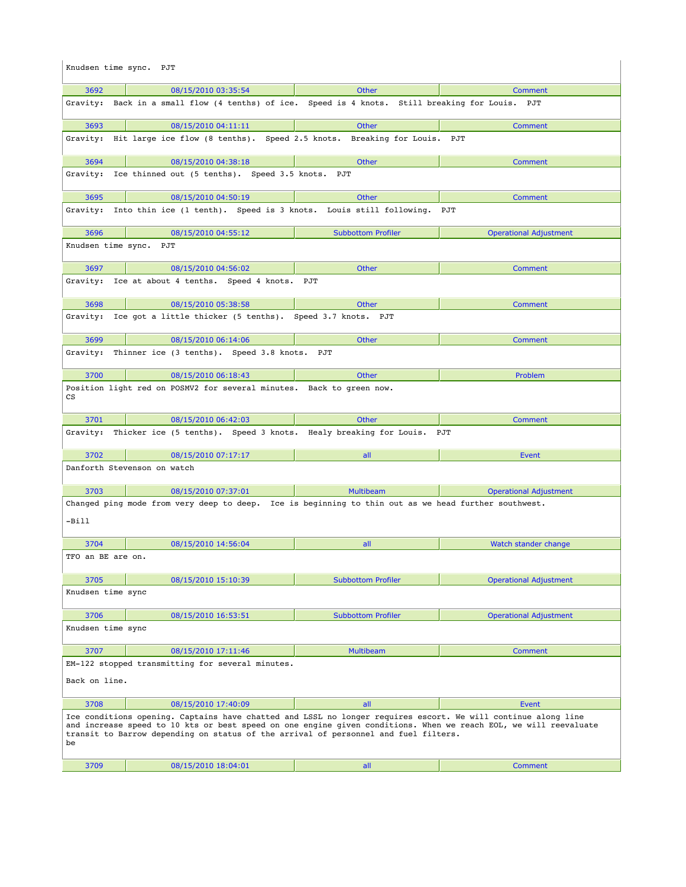Knudsen time sync.  PJT

| 3692 | 08/15/2010 03:35:54 | Other | Comment |
|---|---|---|---|
| Gravity:  Back in a small flow (4 tenths) of ice.  Speed is 4 knots.  Still breaking for Louis.  PJT | | | |
| 3693 | 08/15/2010 04:11:11 | Other | Comment |
| Gravity:  Hit large ice flow (8 tenths).  Speed 2.5 knots.  Breaking for Louis.  PJT | | | |
| 3694 | 08/15/2010 04:38:18 | Other | Comment |
| Gravity:  Ice thinned out (5 tenths).  Speed 3.5 knots.  PJT | | | |
| 3695 | 08/15/2010 04:50:19 | Other | Comment |
| Gravity:  Into thin ice (1 tenth).  Speed is 3 knots.  Louis still following.  PJT | | | |
| 3696 | 08/15/2010 04:55:12 | Subbottom Profiler | Operational Adjustment |
| Knudsen time sync.  PJT | | | |
| 3697 | 08/15/2010 04:56:02 | Other | Comment |
| Gravity:  Ice at about 4 tenths.  Speed 4 knots.  PJT | | | |
| 3698 | 08/15/2010 05:38:58 | Other | Comment |
| Gravity:  Ice got a little thicker (5 tenths).  Speed 3.7 knots.  PJT | | | |
| 3699 | 08/15/2010 06:14:06 | Other | Comment |
| Gravity:  Thinner ice (3 tenths).  Speed 3.8 knots.  PJT | | | |
| 3700 | 08/15/2010 06:18:43 | Other | Problem |
| Position light red on POSMV2 for several minutes.  Back to green now. CS | | | |
| 3701 | 08/15/2010 06:42:03 | Other | Comment |
| Gravity:  Thicker ice (5 tenths).  Speed 3 knots.  Healy breaking for Louis.  PJT | | | |
| 3702 | 08/15/2010 07:17:17 | all | Event |
| Danforth Stevenson on watch | | | |
| 3703 | 08/15/2010 07:37:01 | Multibeam | Operational Adjustment |
| Changed ping mode from very deep to deep.  Ice is beginning to thin out as we head further southwest. -Bill | | | |
| 3704 | 08/15/2010 14:56:04 | all | Watch stander change |
| TFO an BE are on. | | | |
| 3705 | 08/15/2010 15:10:39 | Subbottom Profiler | Operational Adjustment |
| Knudsen time sync | | | |
| 3706 | 08/15/2010 16:53:51 | Subbottom Profiler | Operational Adjustment |
| Knudsen time sync | | | |
| 3707 | 08/15/2010 17:11:46 | Multibeam | Comment |
| EM-122 stopped transmitting for several minutes. Back on line. | | | |
| 3708 | 08/15/2010 17:40:09 | all | Event |
| Ice conditions opening. Captains have chatted and LSSL no longer requires escort. We will continue along line and increase speed to 10 kts or best speed on one engine given conditions. When we reach EOL, we will reevaluate transit to Barrow depending on status of the arrival of personnel and fuel filters. be | | | |
| 3709 | 08/15/2010 18:04:01 | all | Comment |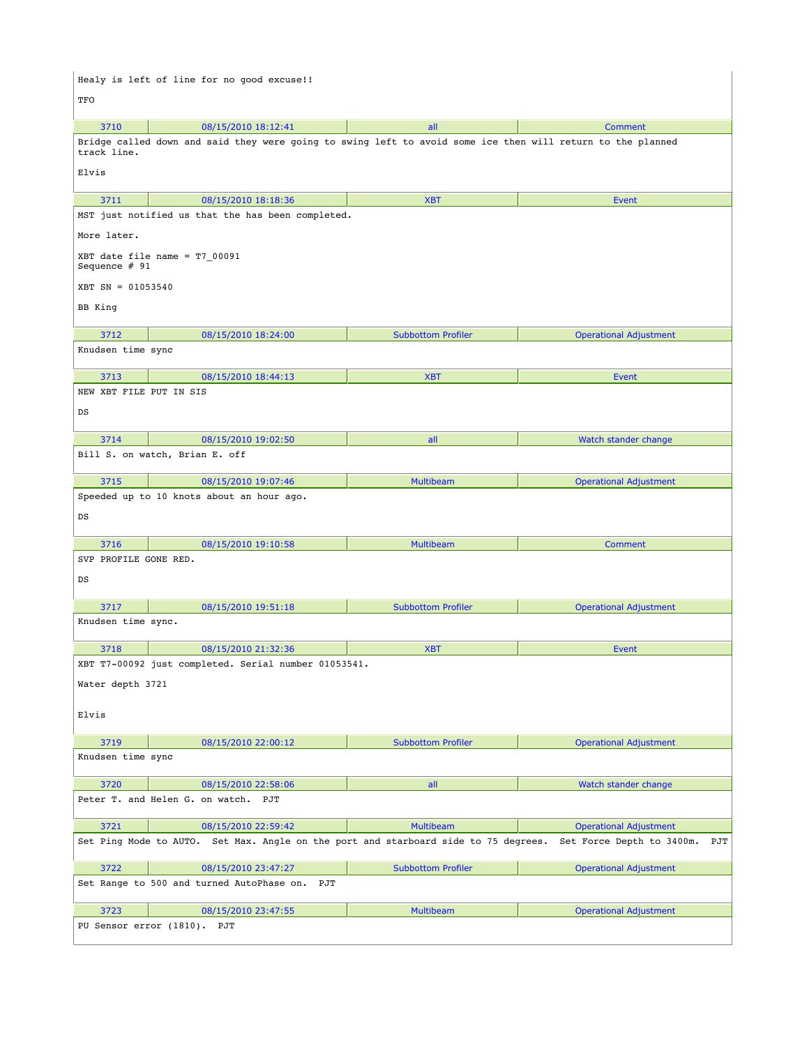Healy is left of line for no good excuse!!

TFO

| 3710 | 08/15/2010 18:12:41 | all | Comment |
|---|---|---|---|

Bridge called down and said they were going to swing left to avoid some ice then will return to the planned track line.

Elvis

| 3711 | 08/15/2010 18:18:36 | XBT | Event |
|---|---|---|---|

MST just notified us that the has been completed.

More later.

XBT date file name = T7_00091
Sequence # 91

XBT SN = 01053540

BB King

| 3712 | 08/15/2010 18:24:00 | Subbottom Profiler | Operational Adjustment |
|---|---|---|---|

Knudsen time sync

| 3713 | 08/15/2010 18:44:13 | XBT | Event |
|---|---|---|---|

NEW XBT FILE PUT IN SIS

DS

| 3714 | 08/15/2010 19:02:50 | all | Watch stander change |
|---|---|---|---|

Bill S. on watch, Brian E. off

| 3715 | 08/15/2010 19:07:46 | Multibeam | Operational Adjustment |
|---|---|---|---|

Speeded up to 10 knots about an hour ago.

DS

| 3716 | 08/15/2010 19:10:58 | Multibeam | Comment |
|---|---|---|---|

SVP PROFILE GONE RED.

DS

| 3717 | 08/15/2010 19:51:18 | Subbottom Profiler | Operational Adjustment |
|---|---|---|---|

Knudsen time sync.

| 3718 | 08/15/2010 21:32:36 | XBT | Event |
|---|---|---|---|

XBT T7-00092 just completed. Serial number 01053541.

Water depth 3721

Elvis

| 3719 | 08/15/2010 22:00:12 | Subbottom Profiler | Operational Adjustment |
|---|---|---|---|

Knudsen time sync

| 3720 | 08/15/2010 22:58:06 | all | Watch stander change |
|---|---|---|---|

Peter T. and Helen G. on watch. PJT

| 3721 | 08/15/2010 22:59:42 | Multibeam | Operational Adjustment |
|---|---|---|---|

Set Ping Mode to AUTO. Set Max. Angle on the port and starboard side to 75 degrees. Set Force Depth to 3400m. PJT

| 3722 | 08/15/2010 23:47:27 | Subbottom Profiler | Operational Adjustment |
|---|---|---|---|

Set Range to 500 and turned AutoPhase on. PJT

| 3723 | 08/15/2010 23:47:55 | Multibeam | Operational Adjustment |
|---|---|---|---|

PU Sensor error (1810). PJT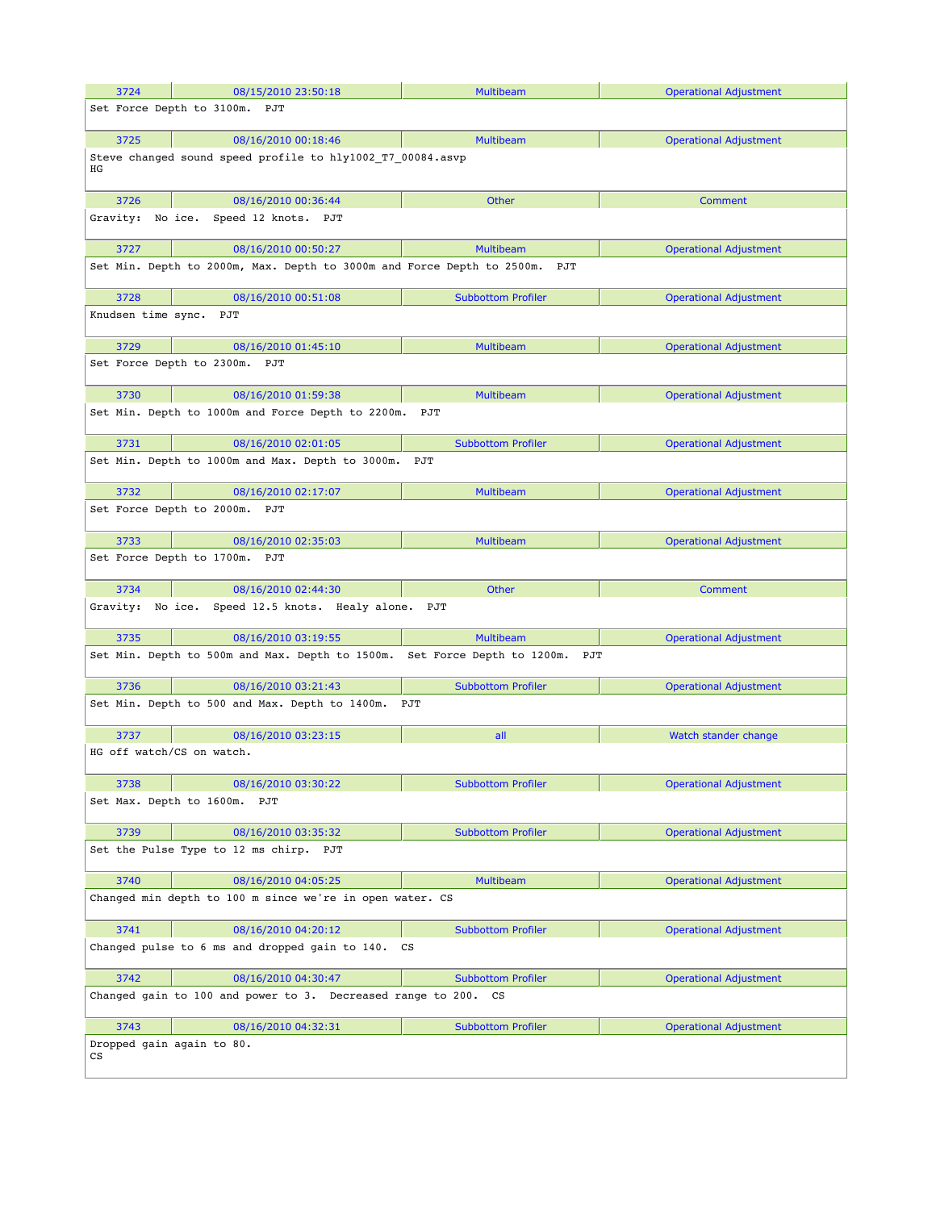| 3724 | 08/15/2010 23:50:18 | Multibeam | Operational Adjustment |
|---|---|---|---|
| Set Force Depth to 3100m. PJT | | | |
| 3725 | 08/16/2010 00:18:46 | Multibeam | Operational Adjustment |
| Steve changed sound speed profile to hly1002_T7_00084.asvp HG | | | |
| 3726 | 08/16/2010 00:36:44 | Other | Comment |
| Gravity: No ice. Speed 12 knots. PJT | | | |
| 3727 | 08/16/2010 00:50:27 | Multibeam | Operational Adjustment |
| Set Min. Depth to 2000m, Max. Depth to 3000m and Force Depth to 2500m. PJT | | | |
| 3728 | 08/16/2010 00:51:08 | Subbottom Profiler | Operational Adjustment |
| Knudsen time sync. PJT | | | |
| 3729 | 08/16/2010 01:45:10 | Multibeam | Operational Adjustment |
| Set Force Depth to 2300m. PJT | | | |
| 3730 | 08/16/2010 01:59:38 | Multibeam | Operational Adjustment |
| Set Min. Depth to 1000m and Force Depth to 2200m. PJT | | | |
| 3731 | 08/16/2010 02:01:05 | Subbottom Profiler | Operational Adjustment |
| Set Min. Depth to 1000m and Max. Depth to 3000m. PJT | | | |
| 3732 | 08/16/2010 02:17:07 | Multibeam | Operational Adjustment |
| Set Force Depth to 2000m. PJT | | | |
| 3733 | 08/16/2010 02:35:03 | Multibeam | Operational Adjustment |
| Set Force Depth to 1700m. PJT | | | |
| 3734 | 08/16/2010 02:44:30 | Other | Comment |
| Gravity: No ice. Speed 12.5 knots. Healy alone. PJT | | | |
| 3735 | 08/16/2010 03:19:55 | Multibeam | Operational Adjustment |
| Set Min. Depth to 500m and Max. Depth to 1500m. Set Force Depth to 1200m. PJT | | | |
| 3736 | 08/16/2010 03:21:43 | Subbottom Profiler | Operational Adjustment |
| Set Min. Depth to 500 and Max. Depth to 1400m. PJT | | | |
| 3737 | 08/16/2010 03:23:15 | all | Watch stander change |
| HG off watch/CS on watch. | | | |
| 3738 | 08/16/2010 03:30:22 | Subbottom Profiler | Operational Adjustment |
| Set Max. Depth to 1600m. PJT | | | |
| 3739 | 08/16/2010 03:35:32 | Subbottom Profiler | Operational Adjustment |
| Set the Pulse Type to 12 ms chirp. PJT | | | |
| 3740 | 08/16/2010 04:05:25 | Multibeam | Operational Adjustment |
| Changed min depth to 100 m since we're in open water. CS | | | |
| 3741 | 08/16/2010 04:20:12 | Subbottom Profiler | Operational Adjustment |
| Changed pulse to 6 ms and dropped gain to 140. CS | | | |
| 3742 | 08/16/2010 04:30:47 | Subbottom Profiler | Operational Adjustment |
| Changed gain to 100 and power to 3. Decreased range to 200. CS | | | |
| 3743 | 08/16/2010 04:32:31 | Subbottom Profiler | Operational Adjustment |
| Dropped gain again to 80. CS | | | |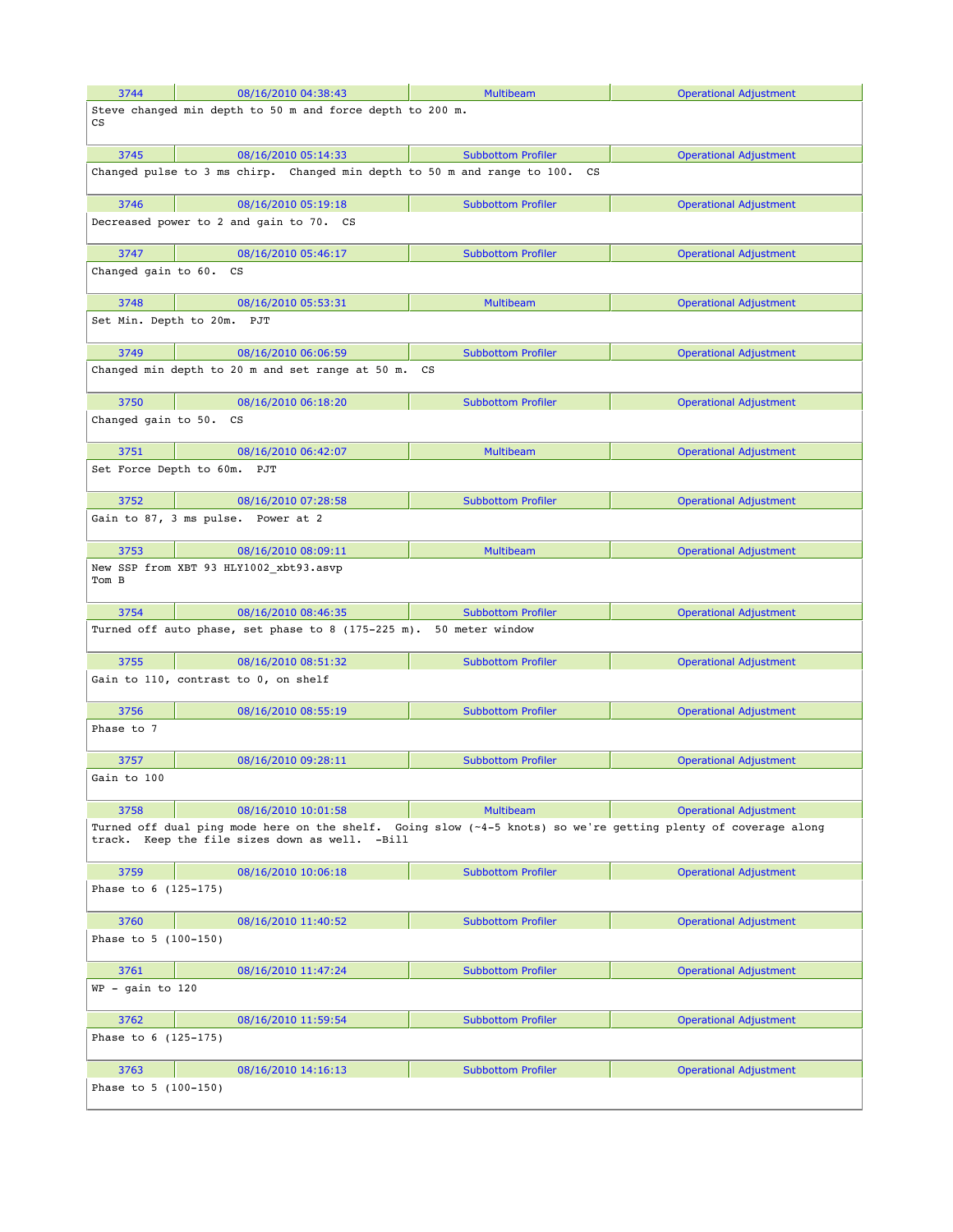| 3744 | 08/16/2010 04:38:43 | Multibeam | Operational Adjustment |
|---|---|---|---|
| Steve changed min depth to 50 m and force depth to 200 m. CS | | | |
| 3745 | 08/16/2010 05:14:33 | Subbottom Profiler | Operational Adjustment |
| Changed pulse to 3 ms chirp. Changed min depth to 50 m and range to 100. CS | | | |
| 3746 | 08/16/2010 05:19:18 | Subbottom Profiler | Operational Adjustment |
| Decreased power to 2 and gain to 70. CS | | | |
| 3747 | 08/16/2010 05:46:17 | Subbottom Profiler | Operational Adjustment |
| Changed gain to 60. CS | | | |
| 3748 | 08/16/2010 05:53:31 | Multibeam | Operational Adjustment |
| Set Min. Depth to 20m. PJT | | | |
| 3749 | 08/16/2010 06:06:59 | Subbottom Profiler | Operational Adjustment |
| Changed min depth to 20 m and set range at 50 m. CS | | | |
| 3750 | 08/16/2010 06:18:20 | Subbottom Profiler | Operational Adjustment |
| Changed gain to 50. CS | | | |
| 3751 | 08/16/2010 06:42:07 | Multibeam | Operational Adjustment |
| Set Force Depth to 60m. PJT | | | |
| 3752 | 08/16/2010 07:28:58 | Subbottom Profiler | Operational Adjustment |
| Gain to 87, 3 ms pulse. Power at 2 | | | |
| 3753 | 08/16/2010 08:09:11 | Multibeam | Operational Adjustment |
| New SSP from XBT 93 HLY1002_xbt93.asvp Tom B | | | |
| 3754 | 08/16/2010 08:46:35 | Subbottom Profiler | Operational Adjustment |
| Turned off auto phase, set phase to 8 (175-225 m). 50 meter window | | | |
| 3755 | 08/16/2010 08:51:32 | Subbottom Profiler | Operational Adjustment |
| Gain to 110, contrast to 0, on shelf | | | |
| 3756 | 08/16/2010 08:55:19 | Subbottom Profiler | Operational Adjustment |
| Phase to 7 | | | |
| 3757 | 08/16/2010 09:28:11 | Subbottom Profiler | Operational Adjustment |
| Gain to 100 | | | |
| 3758 | 08/16/2010 10:01:58 | Multibeam | Operational Adjustment |
| Turned off dual ping mode here on the shelf. Going slow (~4-5 knots) so we're getting plenty of coverage along track. Keep the file sizes down as well. -Bill | | | |
| 3759 | 08/16/2010 10:06:18 | Subbottom Profiler | Operational Adjustment |
| Phase to 6 (125-175) | | | |
| 3760 | 08/16/2010 11:40:52 | Subbottom Profiler | Operational Adjustment |
| Phase to 5 (100-150) | | | |
| 3761 | 08/16/2010 11:47:24 | Subbottom Profiler | Operational Adjustment |
| WP - gain to 120 | | | |
| 3762 | 08/16/2010 11:59:54 | Subbottom Profiler | Operational Adjustment |
| Phase to 6 (125-175) | | | |
| 3763 | 08/16/2010 14:16:13 | Subbottom Profiler | Operational Adjustment |
| Phase to 5 (100-150) | | | |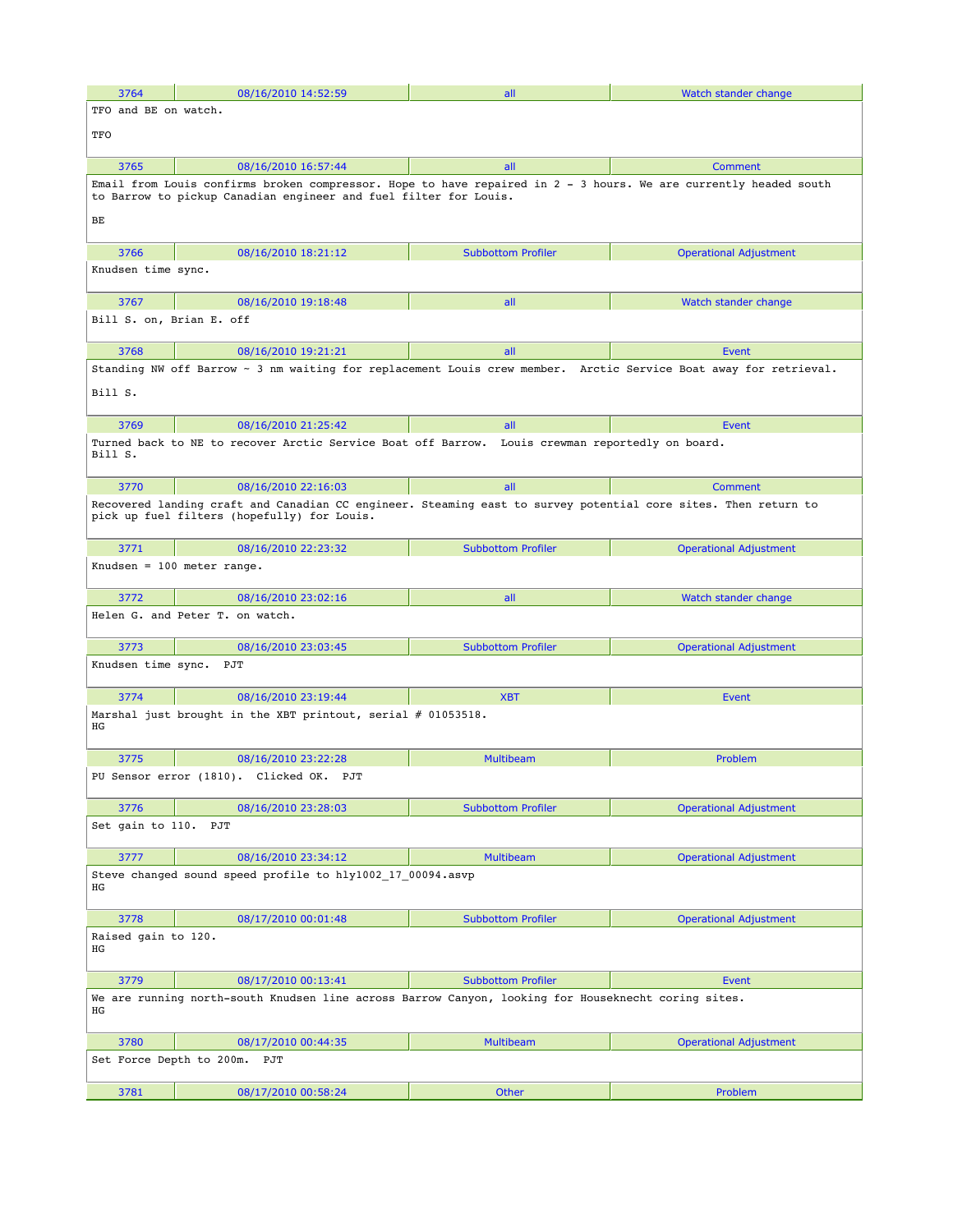| 3764 | 08/16/2010 14:52:59 | all | Watch stander change |
|---|---|---|---|

TFO and BE on watch.

TFO

| 3765 | 08/16/2010 16:57:44 | all | Comment |
|---|---|---|---|

Email from Louis confirms broken compressor. Hope to have repaired in 2 - 3 hours. We are currently headed south to Barrow to pickup Canadian engineer and fuel filter for Louis.

BE

| 3766 | 08/16/2010 18:21:12 | Subbottom Profiler | Operational Adjustment |
|---|---|---|---|

Knudsen time sync.

| 3767 | 08/16/2010 19:18:48 | all | Watch stander change |
|---|---|---|---|

Bill S. on, Brian E. off

| 3768 | 08/16/2010 19:21:21 | all | Event |
|---|---|---|---|

Standing NW off Barrow ~ 3 nm waiting for replacement Louis crew member. Arctic Service Boat away for retrieval.

Bill S.

| 3769 | 08/16/2010 21:25:42 | all | Event |
|---|---|---|---|

Turned back to NE to recover Arctic Service Boat off Barrow. Louis crewman reportedly on board.
Bill S.

| 3770 | 08/16/2010 22:16:03 | all | Comment |
|---|---|---|---|

Recovered landing craft and Canadian CC engineer. Steaming east to survey potential core sites. Then return to pick up fuel filters (hopefully) for Louis.

| 3771 | 08/16/2010 22:23:32 | Subbottom Profiler | Operational Adjustment |
|---|---|---|---|

Knudsen = 100 meter range.

| 3772 | 08/16/2010 23:02:16 | all | Watch stander change |
|---|---|---|---|

Helen G. and Peter T. on watch.

| 3773 | 08/16/2010 23:03:45 | Subbottom Profiler | Operational Adjustment |
|---|---|---|---|

Knudsen time sync. PJT

| 3774 | 08/16/2010 23:19:44 | XBT | Event |
|---|---|---|---|

Marshal just brought in the XBT printout, serial # 01053518.
HG

| 3775 | 08/16/2010 23:22:28 | Multibeam | Problem |
|---|---|---|---|

PU Sensor error (1810). Clicked OK. PJT

| 3776 | 08/16/2010 23:28:03 | Subbottom Profiler | Operational Adjustment |
|---|---|---|---|

Set gain to 110. PJT

| 3777 | 08/16/2010 23:34:12 | Multibeam | Operational Adjustment |
|---|---|---|---|

Steve changed sound speed profile to hly1002_17_00094.asvp
HG

| 3778 | 08/17/2010 00:01:48 | Subbottom Profiler | Operational Adjustment |
|---|---|---|---|

Raised gain to 120.
HG

| 3779 | 08/17/2010 00:13:41 | Subbottom Profiler | Event |
|---|---|---|---|

We are running north-south Knudsen line across Barrow Canyon, looking for Houseknecht coring sites.
HG

| 3780 | 08/17/2010 00:44:35 | Multibeam | Operational Adjustment |
|---|---|---|---|

Set Force Depth to 200m. PJT

| 3781 | 08/17/2010 00:58:24 | Other | Problem |
|---|---|---|---|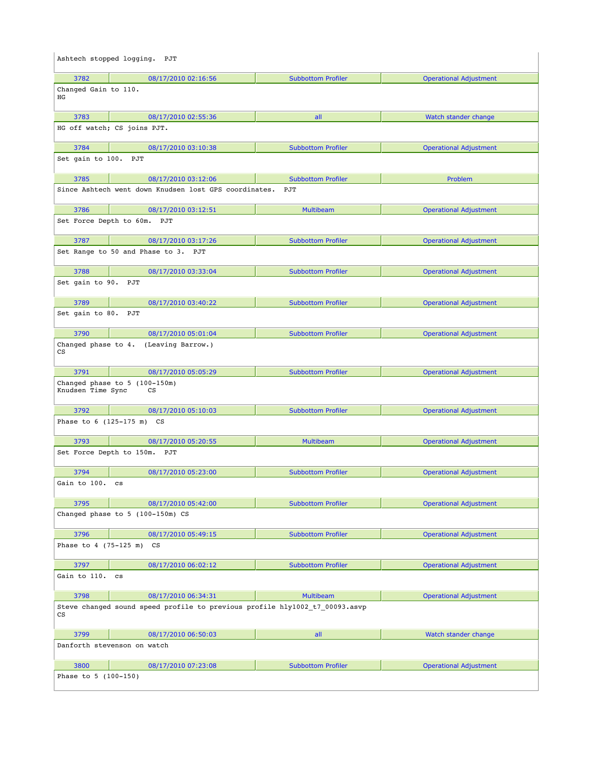Ashtech stopped logging. PJT

| 3782 | 08/17/2010 02:16:56 | Subbottom Profiler | Operational Adjustment |
|---|---|---|---|

Changed Gain to 110.
HG

| 3783 | 08/17/2010 02:55:36 | all | Watch stander change |
|---|---|---|---|

HG off watch; CS joins PJT.

| 3784 | 08/17/2010 03:10:38 | Subbottom Profiler | Operational Adjustment |
|---|---|---|---|

Set gain to 100. PJT

| 3785 | 08/17/2010 03:12:06 | Subbottom Profiler | Problem |
|---|---|---|---|

Since Ashtech went down Knudsen lost GPS coordinates. PJT

| 3786 | 08/17/2010 03:12:51 | Multibeam | Operational Adjustment |
|---|---|---|---|

Set Force Depth to 60m. PJT

| 3787 | 08/17/2010 03:17:26 | Subbottom Profiler | Operational Adjustment |
|---|---|---|---|

Set Range to 50 and Phase to 3. PJT

| 3788 | 08/17/2010 03:33:04 | Subbottom Profiler | Operational Adjustment |
|---|---|---|---|

Set gain to 90. PJT

| 3789 | 08/17/2010 03:40:22 | Subbottom Profiler | Operational Adjustment |
|---|---|---|---|

Set gain to 80. PJT

| 3790 | 08/17/2010 05:01:04 | Subbottom Profiler | Operational Adjustment |
|---|---|---|---|

Changed phase to 4. (Leaving Barrow.)
CS

| 3791 | 08/17/2010 05:05:29 | Subbottom Profiler | Operational Adjustment |
|---|---|---|---|

Changed phase to 5 (100-150m)
Knudsen Time Sync CS

| 3792 | 08/17/2010 05:10:03 | Subbottom Profiler | Operational Adjustment |
|---|---|---|---|

Phase to 6 (125-175 m) CS

| 3793 | 08/17/2010 05:20:55 | Multibeam | Operational Adjustment |
|---|---|---|---|

Set Force Depth to 150m. PJT

| 3794 | 08/17/2010 05:23:00 | Subbottom Profiler | Operational Adjustment |
|---|---|---|---|

Gain to 100. cs

| 3795 | 08/17/2010 05:42:00 | Subbottom Profiler | Operational Adjustment |
|---|---|---|---|

Changed phase to 5 (100-150m) CS

| 3796 | 08/17/2010 05:49:15 | Subbottom Profiler | Operational Adjustment |
|---|---|---|---|

Phase to 4 (75-125 m) CS

| 3797 | 08/17/2010 06:02:12 | Subbottom Profiler | Operational Adjustment |
|---|---|---|---|

Gain to 110. cs

| 3798 | 08/17/2010 06:34:31 | Multibeam | Operational Adjustment |
|---|---|---|---|

Steve changed sound speed profile to previous profile hly1002_t7_00093.asvp
CS

| 3799 | 08/17/2010 06:50:03 | all | Watch stander change |
|---|---|---|---|

Danforth stevenson on watch

| 3800 | 08/17/2010 07:23:08 | Subbottom Profiler | Operational Adjustment |
|---|---|---|---|

Phase to 5 (100-150)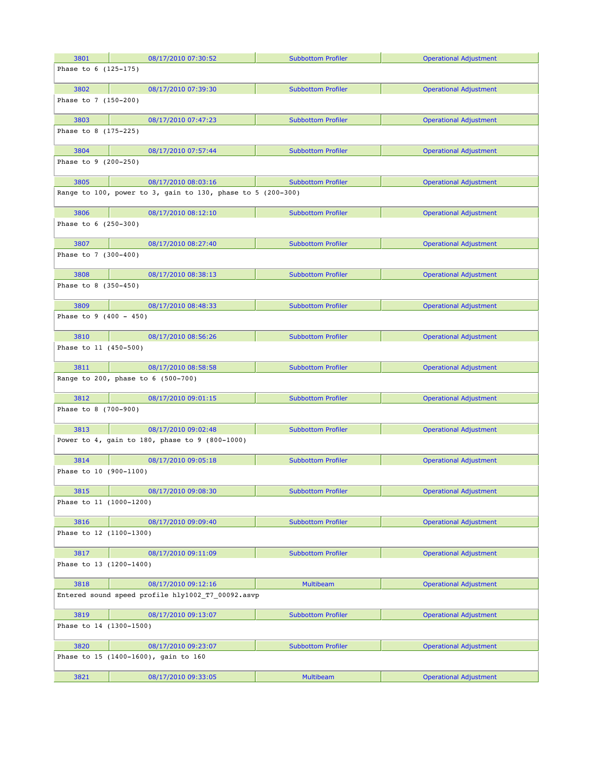| 3801 | 08/17/2010 07:30:52 | Subbottom Profiler | Operational Adjustment |
|---|---|---|---|
| Phase to 6 (125-175) | | | |
| 3802 | 08/17/2010 07:39:30 | Subbottom Profiler | Operational Adjustment |
| Phase to 7 (150-200) | | | |
| 3803 | 08/17/2010 07:47:23 | Subbottom Profiler | Operational Adjustment |
| Phase to 8 (175-225) | | | |
| 3804 | 08/17/2010 07:57:44 | Subbottom Profiler | Operational Adjustment |
| Phase to 9 (200-250) | | | |
| 3805 | 08/17/2010 08:03:16 | Subbottom Profiler | Operational Adjustment |
| Range to 100, power to 3, gain to 130, phase to 5 (200-300) | | | |
| 3806 | 08/17/2010 08:12:10 | Subbottom Profiler | Operational Adjustment |
| Phase to 6 (250-300) | | | |
| 3807 | 08/17/2010 08:27:40 | Subbottom Profiler | Operational Adjustment |
| Phase to 7 (300-400) | | | |
| 3808 | 08/17/2010 08:38:13 | Subbottom Profiler | Operational Adjustment |
| Phase to 8 (350-450) | | | |
| 3809 | 08/17/2010 08:48:33 | Subbottom Profiler | Operational Adjustment |
| Phase to 9 (400 - 450) | | | |
| 3810 | 08/17/2010 08:56:26 | Subbottom Profiler | Operational Adjustment |
| Phase to 11 (450-500) | | | |
| 3811 | 08/17/2010 08:58:58 | Subbottom Profiler | Operational Adjustment |
| Range to 200, phase to 6 (500-700) | | | |
| 3812 | 08/17/2010 09:01:15 | Subbottom Profiler | Operational Adjustment |
| Phase to 8 (700-900) | | | |
| 3813 | 08/17/2010 09:02:48 | Subbottom Profiler | Operational Adjustment |
| Power to 4, gain to 180, phase to 9 (800-1000) | | | |
| 3814 | 08/17/2010 09:05:18 | Subbottom Profiler | Operational Adjustment |
| Phase to 10 (900-1100) | | | |
| 3815 | 08/17/2010 09:08:30 | Subbottom Profiler | Operational Adjustment |
| Phase to 11 (1000-1200) | | | |
| 3816 | 08/17/2010 09:09:40 | Subbottom Profiler | Operational Adjustment |
| Phase to 12 (1100-1300) | | | |
| 3817 | 08/17/2010 09:11:09 | Subbottom Profiler | Operational Adjustment |
| Phase to 13 (1200-1400) | | | |
| 3818 | 08/17/2010 09:12:16 | Multibeam | Operational Adjustment |
| Entered sound speed profile hly1002_T7_00092.asvp | | | |
| 3819 | 08/17/2010 09:13:07 | Subbottom Profiler | Operational Adjustment |
| Phase to 14 (1300-1500) | | | |
| 3820 | 08/17/2010 09:23:07 | Subbottom Profiler | Operational Adjustment |
| Phase to 15 (1400-1600), gain to 160 | | | |
| 3821 | 08/17/2010 09:33:05 | Multibeam | Operational Adjustment |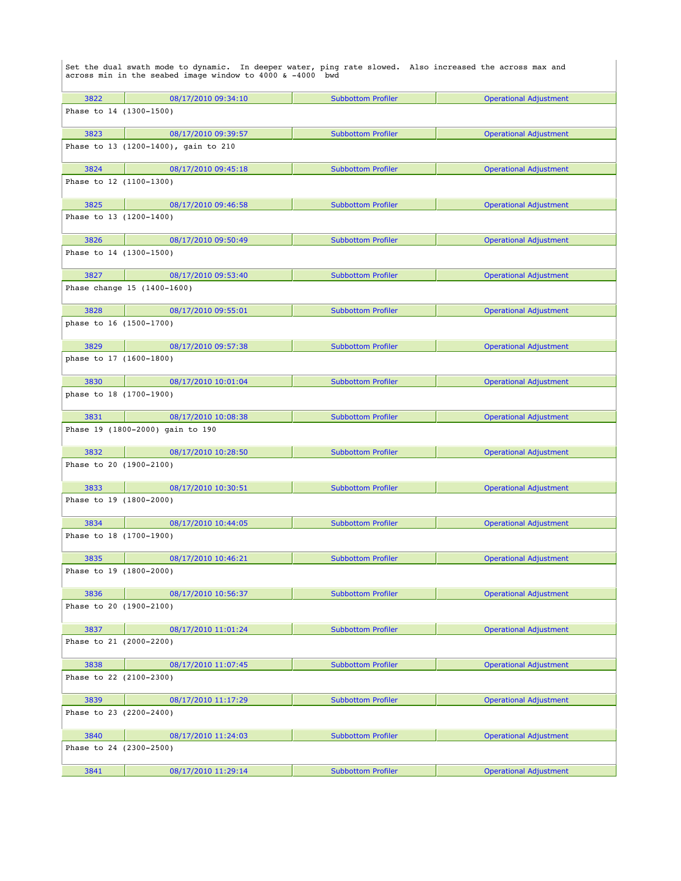Set the dual swath mode to dynamic. In deeper water, ping rate slowed. Also increased the across max and across min in the seabed image window to 4000 & -4000 bwd

| 3822 | 08/17/2010 09:34:10 | Subbottom Profiler | Operational Adjustment |
|---|---|---|---|

Phase to 14 (1300-1500)

| 3823 | 08/17/2010 09:39:57 | Subbottom Profiler | Operational Adjustment |
|---|---|---|---|

Phase to 13 (1200-1400), gain to 210

| 3824 | 08/17/2010 09:45:18 | Subbottom Profiler | Operational Adjustment |
|---|---|---|---|

Phase to 12 (1100-1300)

| 3825 | 08/17/2010 09:46:58 | Subbottom Profiler | Operational Adjustment |
|---|---|---|---|

Phase to 13 (1200-1400)

| 3826 | 08/17/2010 09:50:49 | Subbottom Profiler | Operational Adjustment |
|---|---|---|---|

Phase to 14 (1300-1500)

| 3827 | 08/17/2010 09:53:40 | Subbottom Profiler | Operational Adjustment |
|---|---|---|---|

Phase change 15 (1400-1600)

| 3828 | 08/17/2010 09:55:01 | Subbottom Profiler | Operational Adjustment |
|---|---|---|---|

phase to 16 (1500-1700)

| 3829 | 08/17/2010 09:57:38 | Subbottom Profiler | Operational Adjustment |
|---|---|---|---|

phase to 17 (1600-1800)

| 3830 | 08/17/2010 10:01:04 | Subbottom Profiler | Operational Adjustment |
|---|---|---|---|

phase to 18 (1700-1900)

| 3831 | 08/17/2010 10:08:38 | Subbottom Profiler | Operational Adjustment |
|---|---|---|---|

Phase 19 (1800-2000) gain to 190

| 3832 | 08/17/2010 10:28:50 | Subbottom Profiler | Operational Adjustment |
|---|---|---|---|

Phase to 20 (1900-2100)

| 3833 | 08/17/2010 10:30:51 | Subbottom Profiler | Operational Adjustment |
|---|---|---|---|

Phase to 19 (1800-2000)

| 3834 | 08/17/2010 10:44:05 | Subbottom Profiler | Operational Adjustment |
|---|---|---|---|

Phase to 18 (1700-1900)

| 3835 | 08/17/2010 10:46:21 | Subbottom Profiler | Operational Adjustment |
|---|---|---|---|

Phase to 19 (1800-2000)

| 3836 | 08/17/2010 10:56:37 | Subbottom Profiler | Operational Adjustment |
|---|---|---|---|

Phase to 20 (1900-2100)

| 3837 | 08/17/2010 11:01:24 | Subbottom Profiler | Operational Adjustment |
|---|---|---|---|

Phase to 21 (2000-2200)

| 3838 | 08/17/2010 11:07:45 | Subbottom Profiler | Operational Adjustment |
|---|---|---|---|

Phase to 22 (2100-2300)

| 3839 | 08/17/2010 11:17:29 | Subbottom Profiler | Operational Adjustment |
|---|---|---|---|

Phase to 23 (2200-2400)

| 3840 | 08/17/2010 11:24:03 | Subbottom Profiler | Operational Adjustment |
|---|---|---|---|

Phase to 24 (2300-2500)

| 3841 | 08/17/2010 11:29:14 | Subbottom Profiler | Operational Adjustment |
|---|---|---|---|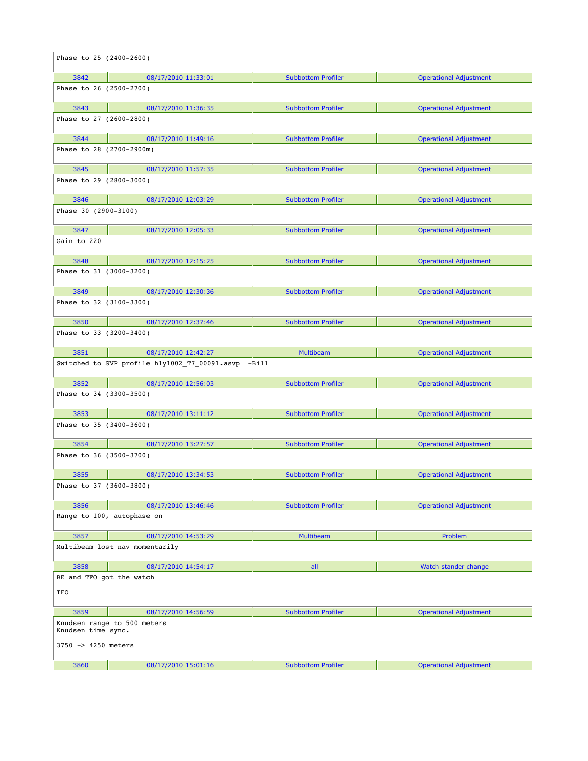```
Phase to 25 (2400-2600)
```

| 3842 | 08/17/2010 11:33:01 | Subbottom Profiler | Operational Adjustment |
|---|---|---|---|

```
Phase to 26 (2500-2700)
```

| 3843 | 08/17/2010 11:36:35 | Subbottom Profiler | Operational Adjustment |
|---|---|---|---|

```
Phase to 27 (2600-2800)
```

| 3844 | 08/17/2010 11:49:16 | Subbottom Profiler | Operational Adjustment |
|---|---|---|---|

```
Phase to 28 (2700-2900m)
```

| 3845 | 08/17/2010 11:57:35 | Subbottom Profiler | Operational Adjustment |
|---|---|---|---|

```
Phase to 29 (2800-3000)
```

| 3846 | 08/17/2010 12:03:29 | Subbottom Profiler | Operational Adjustment |
|---|---|---|---|

```
Phase 30 (2900-3100)
```

| 3847 | 08/17/2010 12:05:33 | Subbottom Profiler | Operational Adjustment |
|---|---|---|---|

```
Gain to 220
```

| 3848 | 08/17/2010 12:15:25 | Subbottom Profiler | Operational Adjustment |
|---|---|---|---|

```
Phase to 31 (3000-3200)
```

| 3849 | 08/17/2010 12:30:36 | Subbottom Profiler | Operational Adjustment |
|---|---|---|---|

```
Phase to 32 (3100-3300)
```

| 3850 | 08/17/2010 12:37:46 | Subbottom Profiler | Operational Adjustment |
|---|---|---|---|

```
Phase to 33 (3200-3400)
```

| 3851 | 08/17/2010 12:42:27 | Multibeam | Operational Adjustment |
|---|---|---|---|

```
Switched to SVP profile hly1002_T7_00091.asvp  -Bill
```

| 3852 | 08/17/2010 12:56:03 | Subbottom Profiler | Operational Adjustment |
|---|---|---|---|

```
Phase to 34 (3300-3500)
```

| 3853 | 08/17/2010 13:11:12 | Subbottom Profiler | Operational Adjustment |
|---|---|---|---|

```
Phase to 35 (3400-3600)
```

| 3854 | 08/17/2010 13:27:57 | Subbottom Profiler | Operational Adjustment |
|---|---|---|---|

```
Phase to 36 (3500-3700)
```

| 3855 | 08/17/2010 13:34:53 | Subbottom Profiler | Operational Adjustment |
|---|---|---|---|

```
Phase to 37 (3600-3800)
```

| 3856 | 08/17/2010 13:46:46 | Subbottom Profiler | Operational Adjustment |
|---|---|---|---|

```
Range to 100, autophase on
```

| 3857 | 08/17/2010 14:53:29 | Multibeam | Problem |
|---|---|---|---|

```
Multibeam lost nav momentarily
```

| 3858 | 08/17/2010 14:54:17 | all | Watch stander change |
|---|---|---|---|

```
BE and TFO got the watch

TFO
```

| 3859 | 08/17/2010 14:56:59 | Subbottom Profiler | Operational Adjustment |
|---|---|---|---|

```
Knudsen range to 500 meters
Knudsen time sync.

3750 -> 4250 meters
```

| 3860 | 08/17/2010 15:01:16 | Subbottom Profiler | Operational Adjustment |
|---|---|---|---|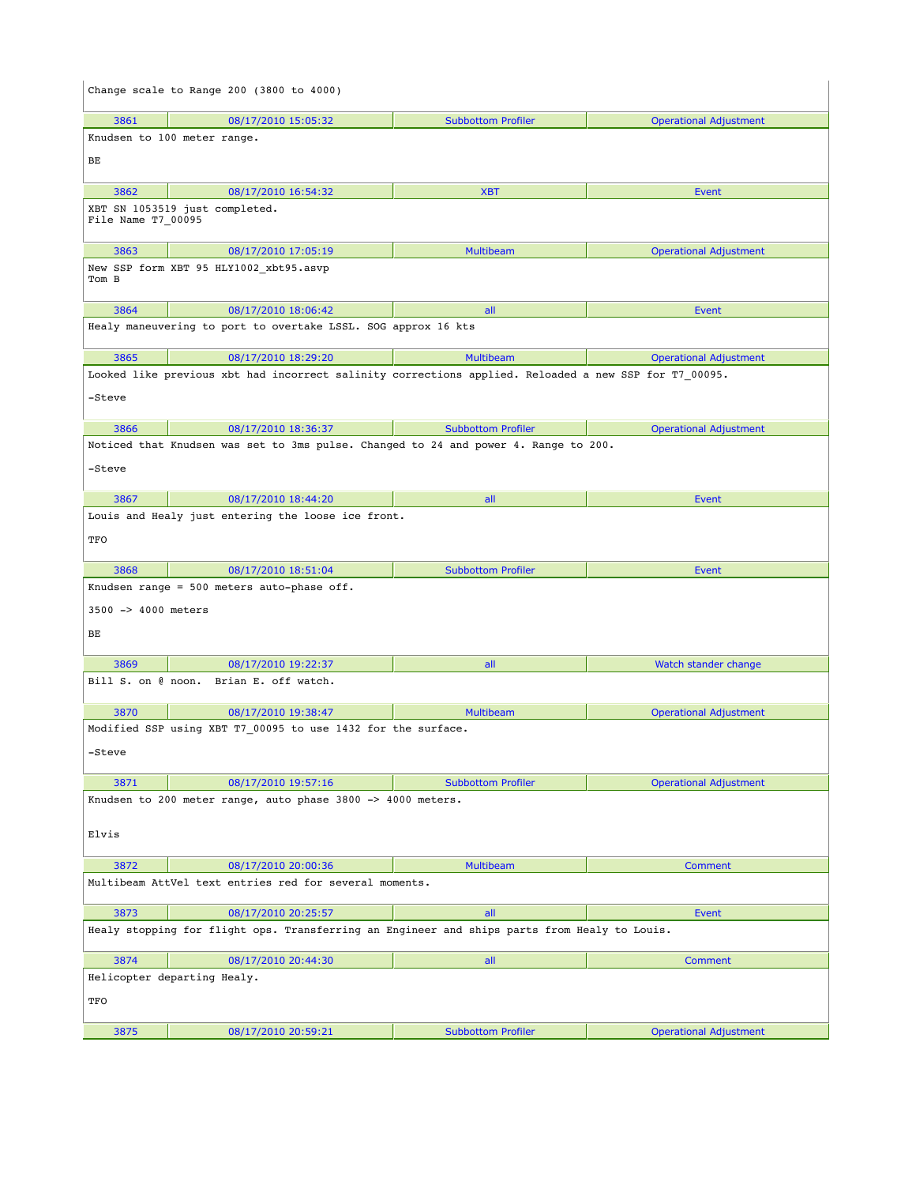```
Change scale to Range 200 (3800 to 4000)
```

| 3861 | 08/17/2010 15:05:32 | Subbottom Profiler | Operational Adjustment |
|---|---|---|---|

```
Knudsen to 100 meter range.

BE
```

| 3862 | 08/17/2010 16:54:32 | XBT | Event |
|---|---|---|---|

```
XBT SN 1053519 just completed.
File Name T7_00095
```

| 3863 | 08/17/2010 17:05:19 | Multibeam | Operational Adjustment |
|---|---|---|---|

```
New SSP form XBT 95 HLY1002_xbt95.asvp
Tom B
```

| 3864 | 08/17/2010 18:06:42 | all | Event |
|---|---|---|---|

```
Healy maneuvering to port to overtake LSSL. SOG approx 16 kts
```

| 3865 | 08/17/2010 18:29:20 | Multibeam | Operational Adjustment |
|---|---|---|---|

```
Looked like previous xbt had incorrect salinity corrections applied. Reloaded a new SSP for T7_00095.

-Steve
```

| 3866 | 08/17/2010 18:36:37 | Subbottom Profiler | Operational Adjustment |
|---|---|---|---|

```
Noticed that Knudsen was set to 3ms pulse. Changed to 24 and power 4. Range to 200.

-Steve
```

| 3867 | 08/17/2010 18:44:20 | all | Event |
|---|---|---|---|

```
Louis and Healy just entering the loose ice front.

TFO
```

| 3868 | 08/17/2010 18:51:04 | Subbottom Profiler | Event |
|---|---|---|---|

```
Knudsen range = 500 meters auto-phase off.

3500 -> 4000 meters

BE
```

| 3869 | 08/17/2010 19:22:37 | all | Watch stander change |
|---|---|---|---|

```
Bill S. on @ noon.  Brian E. off watch.
```

| 3870 | 08/17/2010 19:38:47 | Multibeam | Operational Adjustment |
|---|---|---|---|

```
Modified SSP using XBT T7_00095 to use 1432 for the surface.

-Steve
```

| 3871 | 08/17/2010 19:57:16 | Subbottom Profiler | Operational Adjustment |
|---|---|---|---|

```
Knudsen to 200 meter range, auto phase 3800 -> 4000 meters.


Elvis
```

| 3872 | 08/17/2010 20:00:36 | Multibeam | Comment |
|---|---|---|---|

```
Multibeam AttVel text entries red for several moments.
```

| 3873 | 08/17/2010 20:25:57 | all | Event |
|---|---|---|---|

```
Healy stopping for flight ops. Transferring an Engineer and ships parts from Healy to Louis.
```

| 3874 | 08/17/2010 20:44:30 | all | Comment |
|---|---|---|---|

```
Helicopter departing Healy.

TFO
```

| 3875 | 08/17/2010 20:59:21 | Subbottom Profiler | Operational Adjustment |
|---|---|---|---|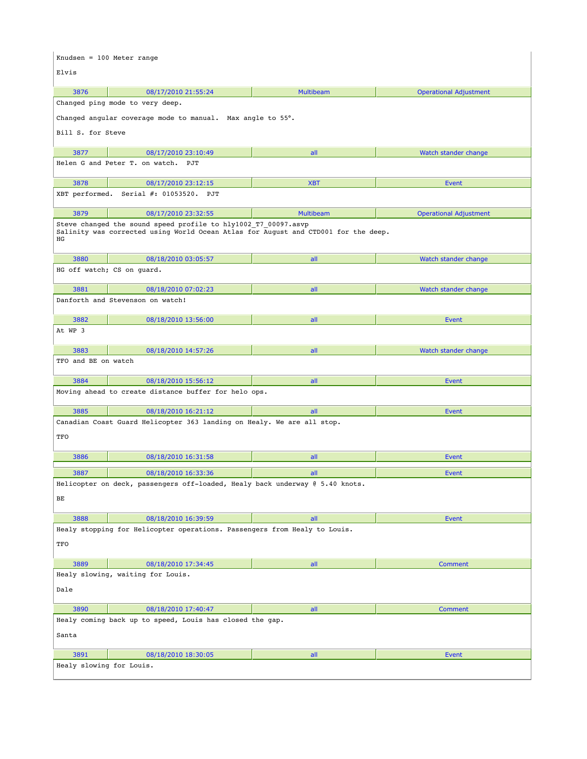Knudsen = 100 Meter range

Elvis

| 3876 | 08/17/2010 21:55:24 | Multibeam | Operational Adjustment |
|---|---|---|---|

Changed ping mode to very deep.

Changed angular coverage mode to manual. Max angle to 55°.

Bill S. for Steve

| 3877 | 08/17/2010 23:10:49 | all | Watch stander change |
|---|---|---|---|

Helen G and Peter T. on watch. PJT

| 3878 | 08/17/2010 23:12:15 | XBT | Event |
|---|---|---|---|

XBT performed. Serial #: 01053520. PJT

| 3879 | 08/17/2010 23:32:55 | Multibeam | Operational Adjustment |
|---|---|---|---|

Steve changed the sound speed profile to hly1002_T7_00097.asvp
Salinity was corrected using World Ocean Atlas for August and CTD001 for the deep.
HG

| 3880 | 08/18/2010 03:05:57 | all | Watch stander change |
|---|---|---|---|

HG off watch; CS on guard.

| 3881 | 08/18/2010 07:02:23 | all | Watch stander change |
|---|---|---|---|

Danforth and Stevenson on watch!

| 3882 | 08/18/2010 13:56:00 | all | Event |
|---|---|---|---|

At WP 3

| 3883 | 08/18/2010 14:57:26 | all | Watch stander change |
|---|---|---|---|

TFO and BE on watch

| 3884 | 08/18/2010 15:56:12 | all | Event |
|---|---|---|---|

Moving ahead to create distance buffer for helo ops.

| 3885 | 08/18/2010 16:21:12 | all | Event |
|---|---|---|---|

Canadian Coast Guard Helicopter 363 landing on Healy. We are all stop.

TFO

| 3886 | 08/18/2010 16:31:58 | all | Event |
|---|---|---|---|

| 3887 | 08/18/2010 16:33:36 | all | Event |
|---|---|---|---|

Helicopter on deck, passengers off-loaded, Healy back underway @ 5.40 knots.

BE

| 3888 | 08/18/2010 16:39:59 | all | Event |
|---|---|---|---|

Healy stopping for Helicopter operations. Passengers from Healy to Louis.

TFO

| 3889 | 08/18/2010 17:34:45 | all | Comment |
|---|---|---|---|

Healy slowing, waiting for Louis.

Dale

| 3890 | 08/18/2010 17:40:47 | all | Comment |
|---|---|---|---|

Healy coming back up to speed, Louis has closed the gap.

Santa

| 3891 | 08/18/2010 18:30:05 | all | Event |
|---|---|---|---|

Healy slowing for Louis.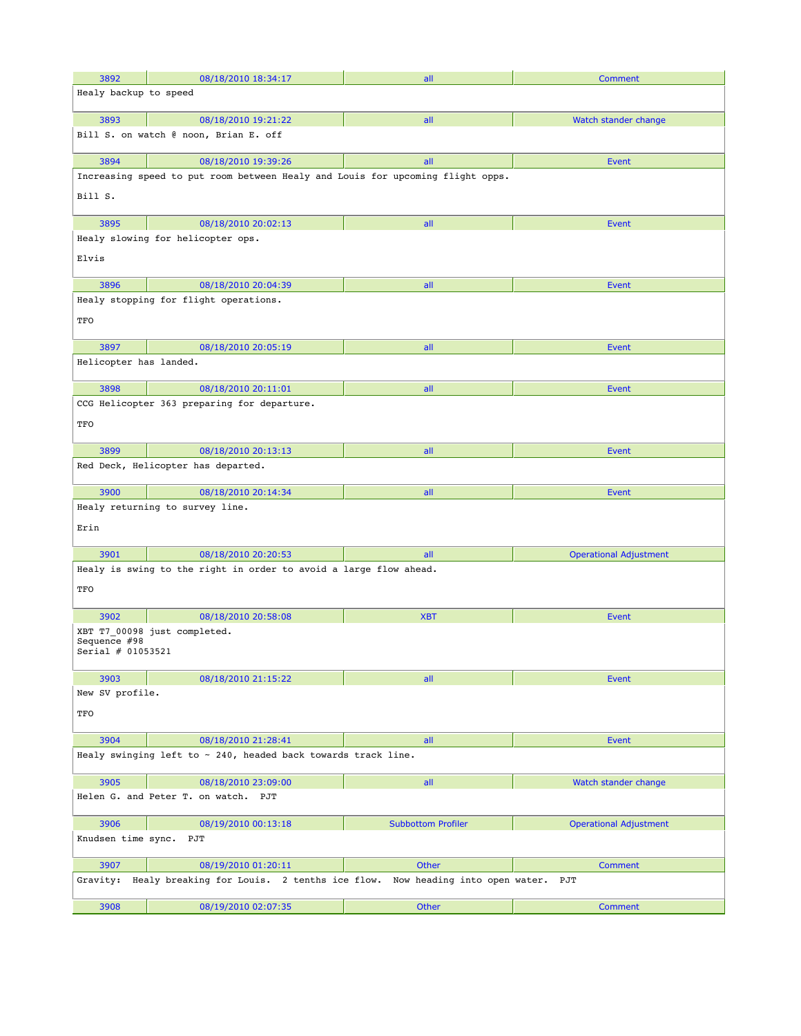| 3892 | 08/18/2010 18:34:17 | all | Comment |
|---|---|---|---|

Healy backup to speed

| 3893 | 08/18/2010 19:21:22 | all | Watch stander change |
|---|---|---|---|

Bill S. on watch @ noon, Brian E. off

| 3894 | 08/18/2010 19:39:26 | all | Event |
|---|---|---|---|

Increasing speed to put room between Healy and Louis for upcoming flight opps.

Bill S.

| 3895 | 08/18/2010 20:02:13 | all | Event |
|---|---|---|---|

Healy slowing for helicopter ops.

Elvis

| 3896 | 08/18/2010 20:04:39 | all | Event |
|---|---|---|---|

Healy stopping for flight operations.

TFO

| 3897 | 08/18/2010 20:05:19 | all | Event |
|---|---|---|---|

Helicopter has landed.

| 3898 | 08/18/2010 20:11:01 | all | Event |
|---|---|---|---|

CCG Helicopter 363 preparing for departure.

TFO

| 3899 | 08/18/2010 20:13:13 | all | Event |
|---|---|---|---|

Red Deck, Helicopter has departed.

| 3900 | 08/18/2010 20:14:34 | all | Event |
|---|---|---|---|

Healy returning to survey line.

Erin

| 3901 | 08/18/2010 20:20:53 | all | Operational Adjustment |
|---|---|---|---|

Healy is swing to the right in order to avoid a large flow ahead.

TFO

| 3902 | 08/18/2010 20:58:08 | XBT | Event |
|---|---|---|---|

XBT T7_00098 just completed.
Sequence #98
Serial # 01053521

| 3903 | 08/18/2010 21:15:22 | all | Event |
|---|---|---|---|

New SV profile.

TFO

| 3904 | 08/18/2010 21:28:41 | all | Event |
|---|---|---|---|

Healy swinging left to ~ 240, headed back towards track line.

| 3905 | 08/18/2010 23:09:00 | all | Watch stander change |
|---|---|---|---|

Helen G. and Peter T. on watch. PJT

| 3906 | 08/19/2010 00:13:18 | Subbottom Profiler | Operational Adjustment |
|---|---|---|---|

Knudsen time sync. PJT

| 3907 | 08/19/2010 01:20:11 | Other | Comment |
|---|---|---|---|

Gravity: Healy breaking for Louis. 2 tenths ice flow. Now heading into open water. PJT

| 3908 | 08/19/2010 02:07:35 | Other | Comment |
|---|---|---|---|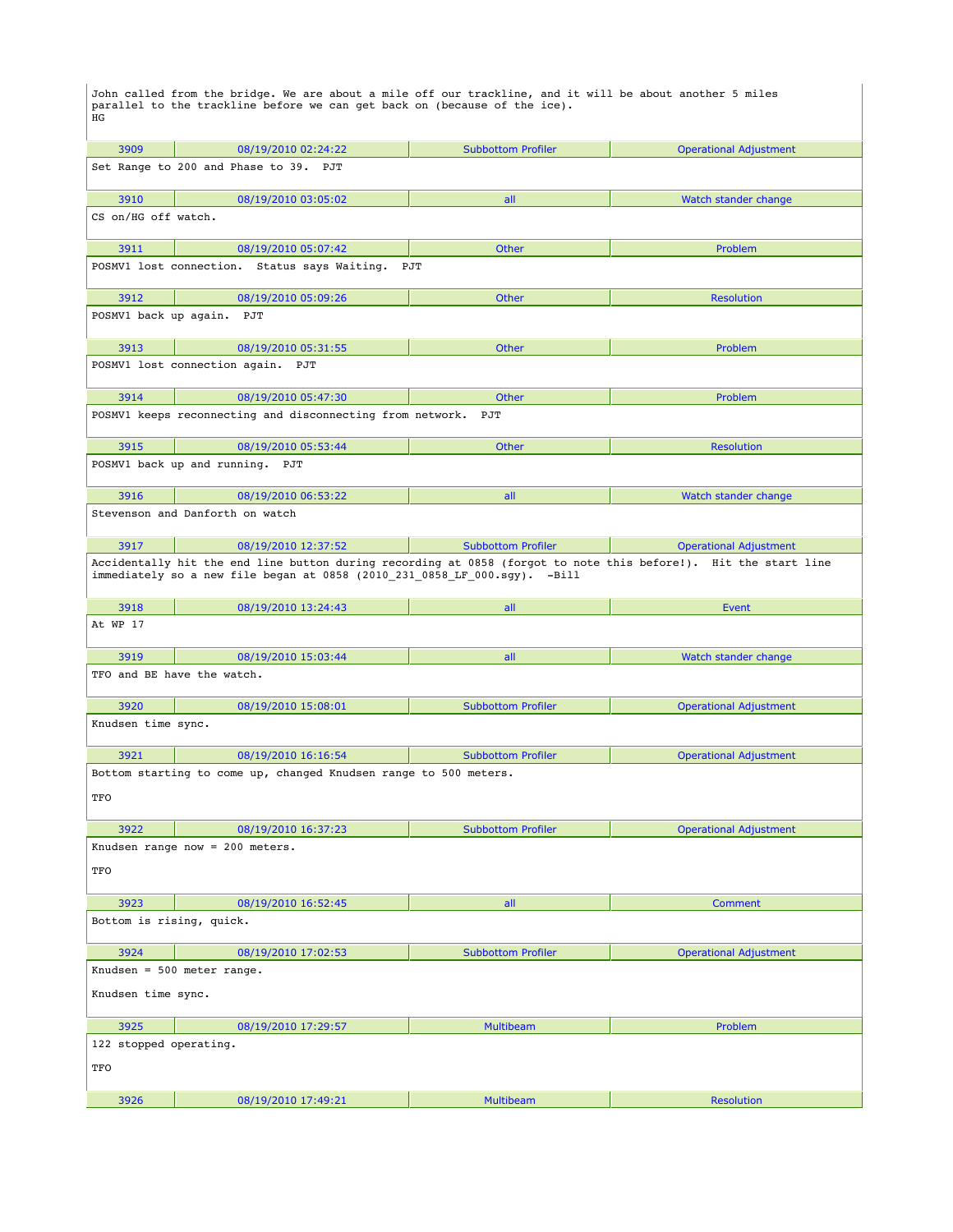John called from the bridge. We are about a mile off our trackline, and it will be about another 5 miles parallel to the trackline before we can get back on (because of the ice).
HG

| 3909 | 08/19/2010 02:24:22 | Subbottom Profiler | Operational Adjustment |
|---|---|---|---|

Set Range to 200 and Phase to 39. PJT

| 3910 | 08/19/2010 03:05:02 | all | Watch stander change |
|---|---|---|---|

CS on/HG off watch.

| 3911 | 08/19/2010 05:07:42 | Other | Problem |
|---|---|---|---|

POSMV1 lost connection. Status says Waiting. PJT

| 3912 | 08/19/2010 05:09:26 | Other | Resolution |
|---|---|---|---|

POSMV1 back up again. PJT

| 3913 | 08/19/2010 05:31:55 | Other | Problem |
|---|---|---|---|

POSMV1 lost connection again. PJT

| 3914 | 08/19/2010 05:47:30 | Other | Problem |
|---|---|---|---|

POSMV1 keeps reconnecting and disconnecting from network. PJT

| 3915 | 08/19/2010 05:53:44 | Other | Resolution |
|---|---|---|---|

POSMV1 back up and running. PJT

| 3916 | 08/19/2010 06:53:22 | all | Watch stander change |
|---|---|---|---|

Stevenson and Danforth on watch

| 3917 | 08/19/2010 12:37:52 | Subbottom Profiler | Operational Adjustment |
|---|---|---|---|

Accidentally hit the end line button during recording at 0858 (forgot to note this before!). Hit the start line immediately so a new file began at 0858 (2010_231_0858_LF_000.sgy). -Bill

| 3918 | 08/19/2010 13:24:43 | all | Event |
|---|---|---|---|

At WP 17

| 3919 | 08/19/2010 15:03:44 | all | Watch stander change |
|---|---|---|---|

TFO and BE have the watch.

| 3920 | 08/19/2010 15:08:01 | Subbottom Profiler | Operational Adjustment |
|---|---|---|---|

Knudsen time sync.

| 3921 | 08/19/2010 16:16:54 | Subbottom Profiler | Operational Adjustment |
|---|---|---|---|

Bottom starting to come up, changed Knudsen range to 500 meters.

TFO

| 3922 | 08/19/2010 16:37:23 | Subbottom Profiler | Operational Adjustment |
|---|---|---|---|

Knudsen range now = 200 meters.

TFO

| 3923 | 08/19/2010 16:52:45 | all | Comment |
|---|---|---|---|

Bottom is rising, quick.

| 3924 | 08/19/2010 17:02:53 | Subbottom Profiler | Operational Adjustment |
|---|---|---|---|

Knudsen = 500 meter range.

Knudsen time sync.

| 3925 | 08/19/2010 17:29:57 | Multibeam | Problem |
|---|---|---|---|

122 stopped operating.

TFO

| 3926 | 08/19/2010 17:49:21 | Multibeam | Resolution |
|---|---|---|---|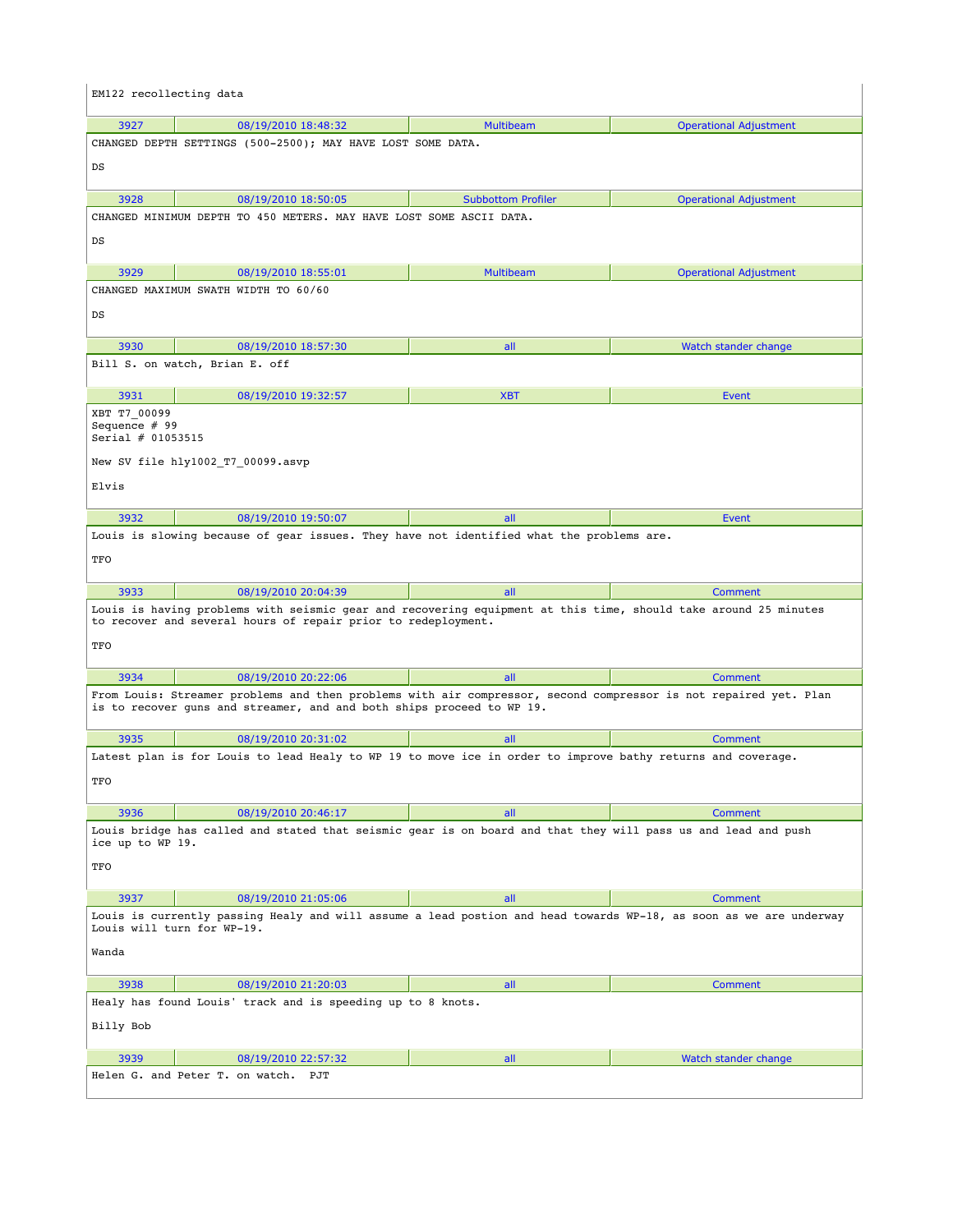EM122 recollecting data

| 3927 | 08/19/2010 18:48:32 | Multibeam | Operational Adjustment |
|---|---|---|---|

```
CHANGED DEPTH SETTINGS (500-2500); MAY HAVE LOST SOME DATA.

DS
```

| 3928 | 08/19/2010 18:50:05 | Subbottom Profiler | Operational Adjustment |
|---|---|---|---|

```
CHANGED MINIMUM DEPTH TO 450 METERS. MAY HAVE LOST SOME ASCII DATA.

DS
```

| 3929 | 08/19/2010 18:55:01 | Multibeam | Operational Adjustment |
|---|---|---|---|

```
CHANGED MAXIMUM SWATH WIDTH TO 60/60

DS
```

| 3930 | 08/19/2010 18:57:30 | all | Watch stander change |
|---|---|---|---|

Bill S. on watch, Brian E. off

| 3931 | 08/19/2010 19:32:57 | XBT | Event |
|---|---|---|---|

```
XBT T7_00099
Sequence # 99
Serial # 01053515

New SV file hly1002_T7_00099.asvp

Elvis
```

| 3932 | 08/19/2010 19:50:07 | all | Event |
|---|---|---|---|

Louis is slowing because of gear issues. They have not identified what the problems are.

TFO

| 3933 | 08/19/2010 20:04:39 | all | Comment |
|---|---|---|---|

Louis is having problems with seismic gear and recovering equipment at this time, should take around 25 minutes to recover and several hours of repair prior to redeployment.

TFO

| 3934 | 08/19/2010 20:22:06 | all | Comment |
|---|---|---|---|

From Louis: Streamer problems and then problems with air compressor, second compressor is not repaired yet. Plan is to recover guns and streamer, and and both ships proceed to WP 19.

| 3935 | 08/19/2010 20:31:02 | all | Comment |
|---|---|---|---|

Latest plan is for Louis to lead Healy to WP 19 to move ice in order to improve bathy returns and coverage.

TFO

| 3936 | 08/19/2010 20:46:17 | all | Comment |
|---|---|---|---|

Louis bridge has called and stated that seismic gear is on board and that they will pass us and lead and push ice up to WP 19.

TFO

| 3937 | 08/19/2010 21:05:06 | all | Comment |
|---|---|---|---|

Louis is currently passing Healy and will assume a lead postion and head towards WP-18, as soon as we are underway Louis will turn for WP-19.

Wanda

| 3938 | 08/19/2010 21:20:03 | all | Comment |
|---|---|---|---|

Healy has found Louis' track and is speeding up to 8 knots.

Billy Bob

| 3939 | 08/19/2010 22:57:32 | all | Watch stander change |
|---|---|---|---|

Helen G. and Peter T. on watch.  PJT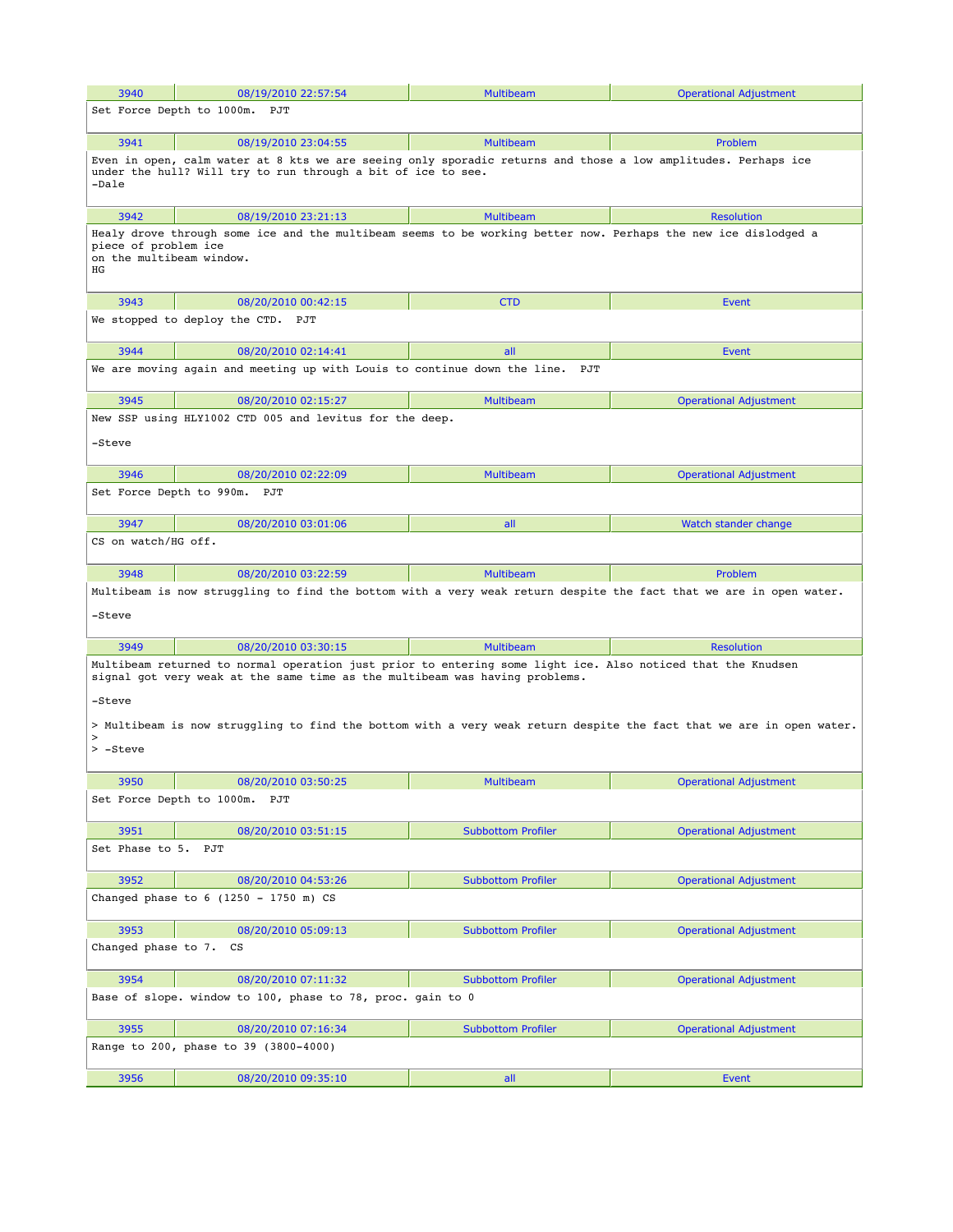| 3940 | 08/19/2010 22:57:54 | Multibeam | Operational Adjustment |
|---|---|---|---|

Set Force Depth to 1000m.  PJT

| 3941 | 08/19/2010 23:04:55 | Multibeam | Problem |
|---|---|---|---|

Even in open, calm water at 8 kts we are seeing only sporadic returns and those a low amplitudes. Perhaps ice under the hull? Will try to run through a bit of ice to see.
-Dale

| 3942 | 08/19/2010 23:21:13 | Multibeam | Resolution |
|---|---|---|---|

Healy drove through some ice and the multibeam seems to be working better now. Perhaps the new ice dislodged a piece of problem ice
on the multibeam window.
HG

| 3943 | 08/20/2010 00:42:15 | CTD | Event |
|---|---|---|---|

We stopped to deploy the CTD.  PJT

| 3944 | 08/20/2010 02:14:41 | all | Event |
|---|---|---|---|

We are moving again and meeting up with Louis to continue down the line.  PJT

| 3945 | 08/20/2010 02:15:27 | Multibeam | Operational Adjustment |
|---|---|---|---|

New SSP using HLY1002 CTD 005 and levitus for the deep.

-Steve

| 3946 | 08/20/2010 02:22:09 | Multibeam | Operational Adjustment |
|---|---|---|---|

Set Force Depth to 990m.  PJT

| 3947 | 08/20/2010 03:01:06 | all | Watch stander change |
|---|---|---|---|

CS on watch/HG off.

| 3948 | 08/20/2010 03:22:59 | Multibeam | Problem |
|---|---|---|---|

Multibeam is now struggling to find the bottom with a very weak return despite the fact that we are in open water.

-Steve

| 3949 | 08/20/2010 03:30:15 | Multibeam | Resolution |
|---|---|---|---|

Multibeam returned to normal operation just prior to entering some light ice. Also noticed that the Knudsen signal got very weak at the same time as the multibeam was having problems.

-Steve

> Multibeam is now struggling to find the bottom with a very weak return despite the fact that we are in open water.
>
> -Steve

| 3950 | 08/20/2010 03:50:25 | Multibeam | Operational Adjustment |
|---|---|---|---|

Set Force Depth to 1000m.  PJT

| 3951 | 08/20/2010 03:51:15 | Subbottom Profiler | Operational Adjustment |
|---|---|---|---|

Set Phase to 5.  PJT

| 3952 | 08/20/2010 04:53:26 | Subbottom Profiler | Operational Adjustment |
|---|---|---|---|

Changed phase to 6 (1250 - 1750 m) CS

| 3953 | 08/20/2010 05:09:13 | Subbottom Profiler | Operational Adjustment |
|---|---|---|---|

Changed phase to 7.  CS

| 3954 | 08/20/2010 07:11:32 | Subbottom Profiler | Operational Adjustment |
|---|---|---|---|

Base of slope. window to 100, phase to 78, proc. gain to 0

| 3955 | 08/20/2010 07:16:34 | Subbottom Profiler | Operational Adjustment |
|---|---|---|---|

Range to 200, phase to 39 (3800-4000)

| 3956 | 08/20/2010 09:35:10 | all | Event |
|---|---|---|---|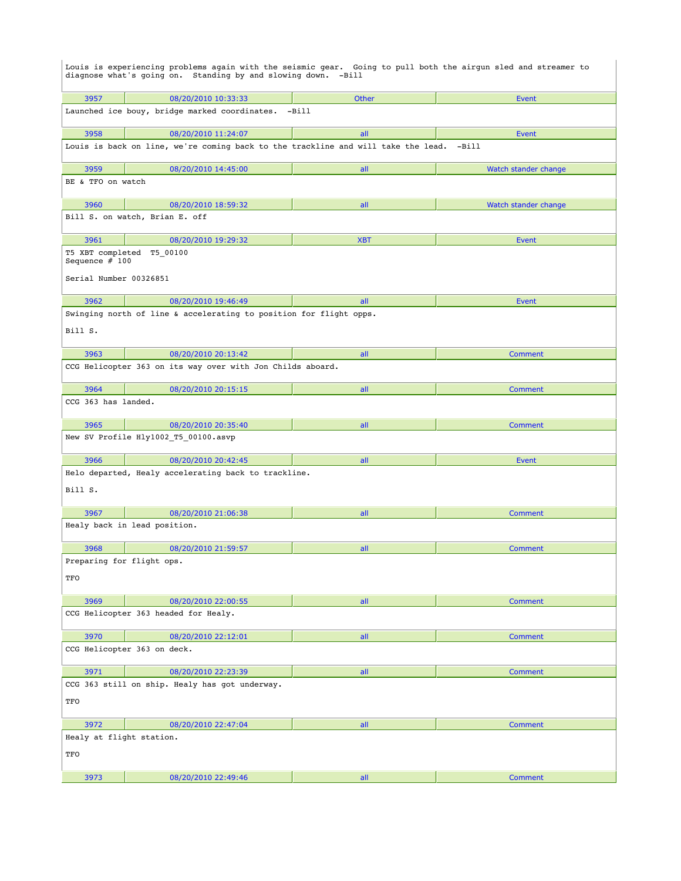Louis is experiencing problems again with the seismic gear. Going to pull both the airgun sled and streamer to diagnose what's going on. Standing by and slowing down. -Bill

| 3957 | 08/20/2010 10:33:33 | Other | Event |
|---|---|---|---|

Launched ice bouy, bridge marked coordinates. -Bill

| 3958 | 08/20/2010 11:24:07 | all | Event |
|---|---|---|---|

Louis is back on line, we're coming back to the trackline and will take the lead. -Bill

| 3959 | 08/20/2010 14:45:00 | all | Watch stander change |
|---|---|---|---|

BE & TFO on watch

| 3960 | 08/20/2010 18:59:32 | all | Watch stander change |
|---|---|---|---|

Bill S. on watch, Brian E. off

| 3961 | 08/20/2010 19:29:32 | XBT | Event |
|---|---|---|---|

T5 XBT completed T5_00100
Sequence # 100

Serial Number 00326851

| 3962 | 08/20/2010 19:46:49 | all | Event |
|---|---|---|---|

Swinging north of line & accelerating to position for flight opps.

Bill S.

| 3963 | 08/20/2010 20:13:42 | all | Comment |
|---|---|---|---|

CCG Helicopter 363 on its way over with Jon Childs aboard.

| 3964 | 08/20/2010 20:15:15 | all | Comment |
|---|---|---|---|

CCG 363 has landed.

| 3965 | 08/20/2010 20:35:40 | all | Comment |
|---|---|---|---|

New SV Profile Hly1002_T5_00100.asvp

| 3966 | 08/20/2010 20:42:45 | all | Event |
|---|---|---|---|

Helo departed, Healy accelerating back to trackline.

Bill S.

| 3967 | 08/20/2010 21:06:38 | all | Comment |
|---|---|---|---|

Healy back in lead position.

| 3968 | 08/20/2010 21:59:57 | all | Comment |
|---|---|---|---|

Preparing for flight ops.

TFO

| 3969 | 08/20/2010 22:00:55 | all | Comment |
|---|---|---|---|

CCG Helicopter 363 headed for Healy.

| 3970 | 08/20/2010 22:12:01 | all | Comment |
|---|---|---|---|

CCG Helicopter 363 on deck.

| 3971 | 08/20/2010 22:23:39 | all | Comment |
|---|---|---|---|

CCG 363 still on ship. Healy has got underway.

TFO

| 3972 | 08/20/2010 22:47:04 | all | Comment |
|---|---|---|---|

Healy at flight station.

TFO

| 3973 | 08/20/2010 22:49:46 | all | Comment |
|---|---|---|---|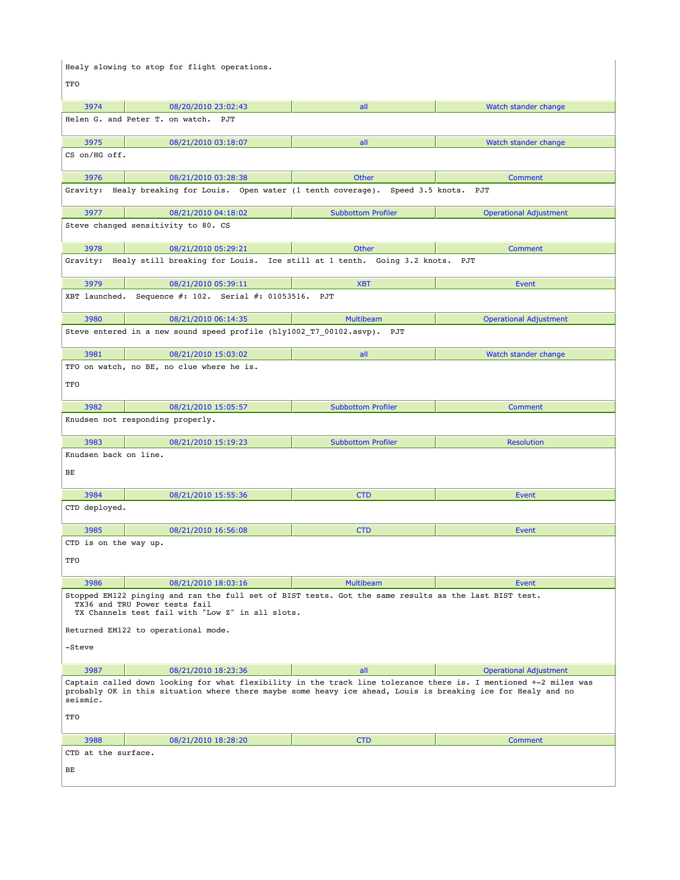Healy slowing to stop for flight operations.

TFO

| 3974 | 08/20/2010 23:02:43 | all | Watch stander change |
|---|---|---|---|

Helen G. and Peter T. on watch. PJT

| 3975 | 08/21/2010 03:18:07 | all | Watch stander change |
|---|---|---|---|

CS on/HG off.

| 3976 | 08/21/2010 03:28:38 | Other | Comment |
|---|---|---|---|

Gravity: Healy breaking for Louis. Open water (1 tenth coverage). Speed 3.5 knots. PJT

| 3977 | 08/21/2010 04:18:02 | Subbottom Profiler | Operational Adjustment |
|---|---|---|---|

Steve changed sensitivity to 80. CS

| 3978 | 08/21/2010 05:29:21 | Other | Comment |
|---|---|---|---|

Gravity: Healy still breaking for Louis. Ice still at 1 tenth. Going 3.2 knots. PJT

| 3979 | 08/21/2010 05:39:11 | XBT | Event |
|---|---|---|---|

XBT launched. Sequence #: 102. Serial #: 01053516. PJT

| 3980 | 08/21/2010 06:14:35 | Multibeam | Operational Adjustment |
|---|---|---|---|

Steve entered in a new sound speed profile (hly1002_T7_00102.asvp). PJT

| 3981 | 08/21/2010 15:03:02 | all | Watch stander change |
|---|---|---|---|

TFO on watch, no BE, no clue where he is.

TFO

| 3982 | 08/21/2010 15:05:57 | Subbottom Profiler | Comment |
|---|---|---|---|

Knudsen not responding properly.

| 3983 | 08/21/2010 15:19:23 | Subbottom Profiler | Resolution |
|---|---|---|---|

Knudsen back on line.

BE

| 3984 | 08/21/2010 15:55:36 | CTD | Event |
|---|---|---|---|

CTD deployed.

| 3985 | 08/21/2010 16:56:08 | CTD | Event |
|---|---|---|---|

CTD is on the way up.

TFO

| 3986 | 08/21/2010 18:03:16 | Multibeam | Event |
|---|---|---|---|

```
Stopped EM122 pinging and ran the full set of BIST tests. Got the same results as the last BIST test.
  TX36 and TRU Power tests fail
  TX Channels test fail with "Low Z" in all slots.
```

Returned EM122 to operational mode.

-Steve

| 3987 | 08/21/2010 18:23:36 | all | Operational Adjustment |
|---|---|---|---|

Captain called down looking for what flexibility in the track line tolerance there is. I mentioned +-2 miles was probably OK in this situation where there maybe some heavy ice ahead, Louis is breaking ice for Healy and no seismic.

TFO

| 3988 | 08/21/2010 18:28:20 | CTD | Comment |
|---|---|---|---|

CTD at the surface.

BE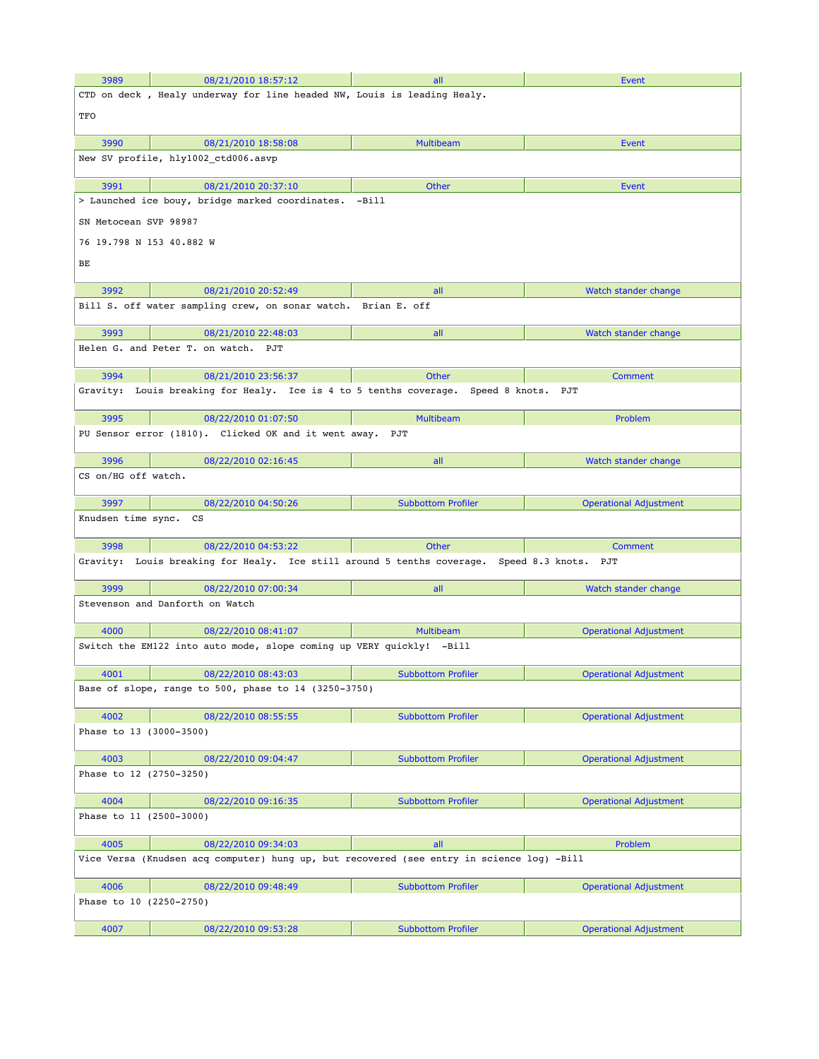| 3989 | 08/21/2010 18:57:12 | all | Event |
|---|---|---|---|

CTD on deck , Healy underway for line headed NW, Louis is leading Healy.

TFO

| 3990 | 08/21/2010 18:58:08 | Multibeam | Event |
|---|---|---|---|

New SV profile, hly1002_ctd006.asvp

| 3991 | 08/21/2010 20:37:10 | Other | Event |
|---|---|---|---|

> Launched ice bouy, bridge marked coordinates. -Bill

SN Metocean SVP 98987

76 19.798 N 153 40.882 W

BE

| 3992 | 08/21/2010 20:52:49 | all | Watch stander change |
|---|---|---|---|

Bill S. off water sampling crew, on sonar watch. Brian E. off

| 3993 | 08/21/2010 22:48:03 | all | Watch stander change |
|---|---|---|---|

Helen G. and Peter T. on watch. PJT

| 3994 | 08/21/2010 23:56:37 | Other | Comment |
|---|---|---|---|

Gravity: Louis breaking for Healy. Ice is 4 to 5 tenths coverage. Speed 8 knots. PJT

| 3995 | 08/22/2010 01:07:50 | Multibeam | Problem |
|---|---|---|---|

PU Sensor error (1810). Clicked OK and it went away. PJT

| 3996 | 08/22/2010 02:16:45 | all | Watch stander change |
|---|---|---|---|

CS on/HG off watch.

| 3997 | 08/22/2010 04:50:26 | Subbottom Profiler | Operational Adjustment |
|---|---|---|---|

Knudsen time sync. CS

| 3998 | 08/22/2010 04:53:22 | Other | Comment |
|---|---|---|---|

Gravity: Louis breaking for Healy. Ice still around 5 tenths coverage. Speed 8.3 knots. PJT

| 3999 | 08/22/2010 07:00:34 | all | Watch stander change |
|---|---|---|---|

Stevenson and Danforth on Watch

| 4000 | 08/22/2010 08:41:07 | Multibeam | Operational Adjustment |
|---|---|---|---|

Switch the EM122 into auto mode, slope coming up VERY quickly! -Bill

| 4001 | 08/22/2010 08:43:03 | Subbottom Profiler | Operational Adjustment |
|---|---|---|---|

Base of slope, range to 500, phase to 14 (3250-3750)

| 4002 | 08/22/2010 08:55:55 | Subbottom Profiler | Operational Adjustment |
|---|---|---|---|

Phase to 13 (3000-3500)

| 4003 | 08/22/2010 09:04:47 | Subbottom Profiler | Operational Adjustment |
|---|---|---|---|

Phase to 12 (2750-3250)

| 4004 | 08/22/2010 09:16:35 | Subbottom Profiler | Operational Adjustment |
|---|---|---|---|

Phase to 11 (2500-3000)

| 4005 | 08/22/2010 09:34:03 | all | Problem |
|---|---|---|---|

Vice Versa (Knudsen acq computer) hung up, but recovered (see entry in science log) -Bill

| 4006 | 08/22/2010 09:48:49 | Subbottom Profiler | Operational Adjustment |
|---|---|---|---|

Phase to 10 (2250-2750)

| 4007 | 08/22/2010 09:53:28 | Subbottom Profiler | Operational Adjustment |
|---|---|---|---|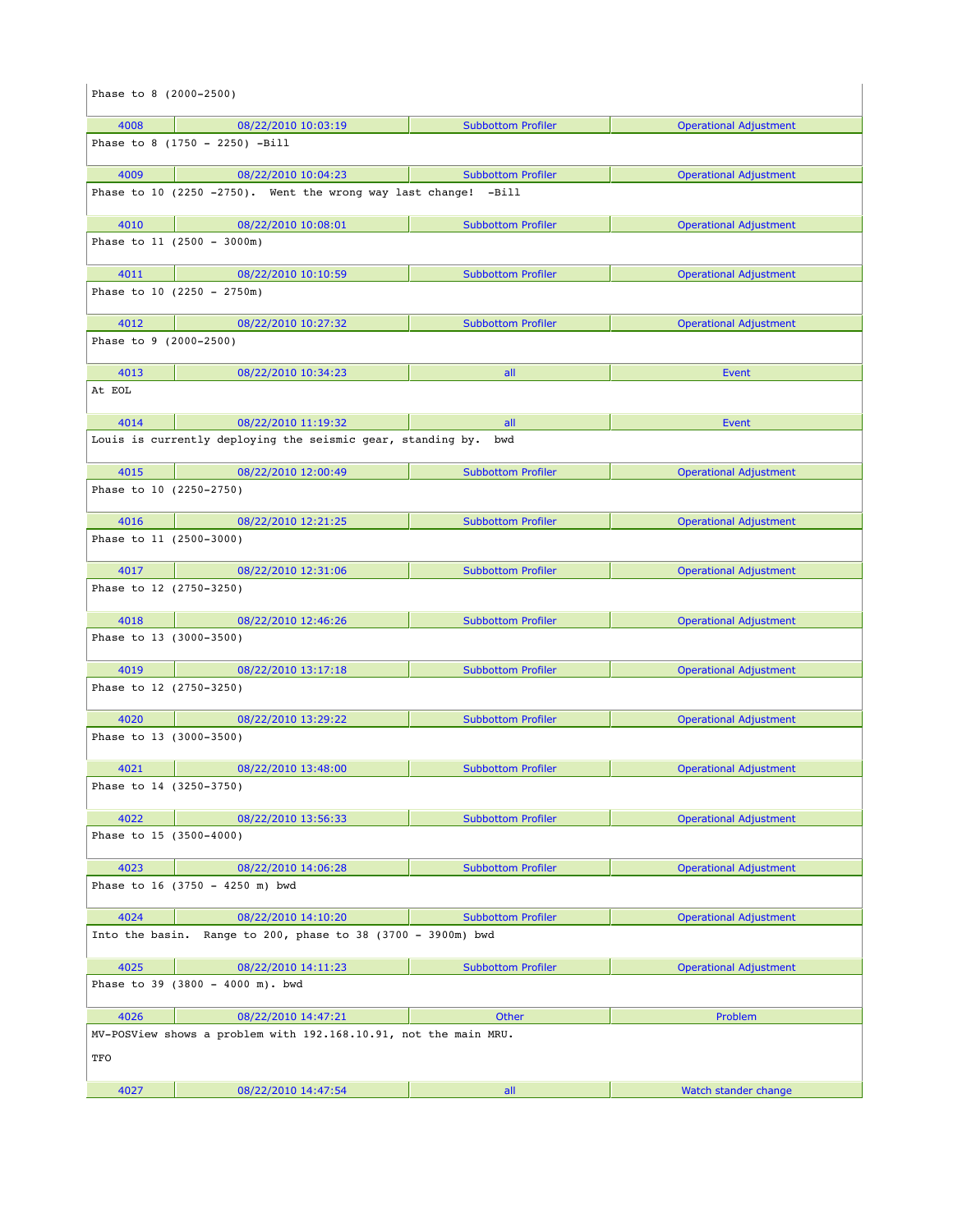Phase to 8 (2000-2500)

| 4008 | 08/22/2010 10:03:19 | Subbottom Profiler | Operational Adjustment |
|---|---|---|---|

Phase to 8 (1750 - 2250) -Bill

| 4009 | 08/22/2010 10:04:23 | Subbottom Profiler | Operational Adjustment |
|---|---|---|---|

Phase to 10 (2250 -2750). Went the wrong way last change! -Bill

| 4010 | 08/22/2010 10:08:01 | Subbottom Profiler | Operational Adjustment |
|---|---|---|---|

Phase to 11 (2500 - 3000m)

| 4011 | 08/22/2010 10:10:59 | Subbottom Profiler | Operational Adjustment |
|---|---|---|---|

Phase to 10 (2250 - 2750m)

| 4012 | 08/22/2010 10:27:32 | Subbottom Profiler | Operational Adjustment |
|---|---|---|---|

Phase to 9 (2000-2500)

| 4013 | 08/22/2010 10:34:23 | all | Event |
|---|---|---|---|

At EOL

| 4014 | 08/22/2010 11:19:32 | all | Event |
|---|---|---|---|

Louis is currently deploying the seismic gear, standing by. bwd

| 4015 | 08/22/2010 12:00:49 | Subbottom Profiler | Operational Adjustment |
|---|---|---|---|

Phase to 10 (2250-2750)

| 4016 | 08/22/2010 12:21:25 | Subbottom Profiler | Operational Adjustment |
|---|---|---|---|

Phase to 11 (2500-3000)

| 4017 | 08/22/2010 12:31:06 | Subbottom Profiler | Operational Adjustment |
|---|---|---|---|

Phase to 12 (2750-3250)

| 4018 | 08/22/2010 12:46:26 | Subbottom Profiler | Operational Adjustment |
|---|---|---|---|

Phase to 13 (3000-3500)

| 4019 | 08/22/2010 13:17:18 | Subbottom Profiler | Operational Adjustment |
|---|---|---|---|

Phase to 12 (2750-3250)

| 4020 | 08/22/2010 13:29:22 | Subbottom Profiler | Operational Adjustment |
|---|---|---|---|

Phase to 13 (3000-3500)

| 4021 | 08/22/2010 13:48:00 | Subbottom Profiler | Operational Adjustment |
|---|---|---|---|

Phase to 14 (3250-3750)

| 4022 | 08/22/2010 13:56:33 | Subbottom Profiler | Operational Adjustment |
|---|---|---|---|

Phase to 15 (3500-4000)

| 4023 | 08/22/2010 14:06:28 | Subbottom Profiler | Operational Adjustment |
|---|---|---|---|

Phase to 16 (3750 - 4250 m) bwd

| 4024 | 08/22/2010 14:10:20 | Subbottom Profiler | Operational Adjustment |
|---|---|---|---|

Into the basin. Range to 200, phase to 38 (3700 - 3900m) bwd

| 4025 | 08/22/2010 14:11:23 | Subbottom Profiler | Operational Adjustment |
|---|---|---|---|

Phase to 39 (3800 - 4000 m). bwd

| 4026 | 08/22/2010 14:47:21 | Other | Problem |
|---|---|---|---|

MV-POSView shows a problem with 192.168.10.91, not the main MRU.

TFO

| 4027 | 08/22/2010 14:47:54 | all | Watch stander change |
|---|---|---|---|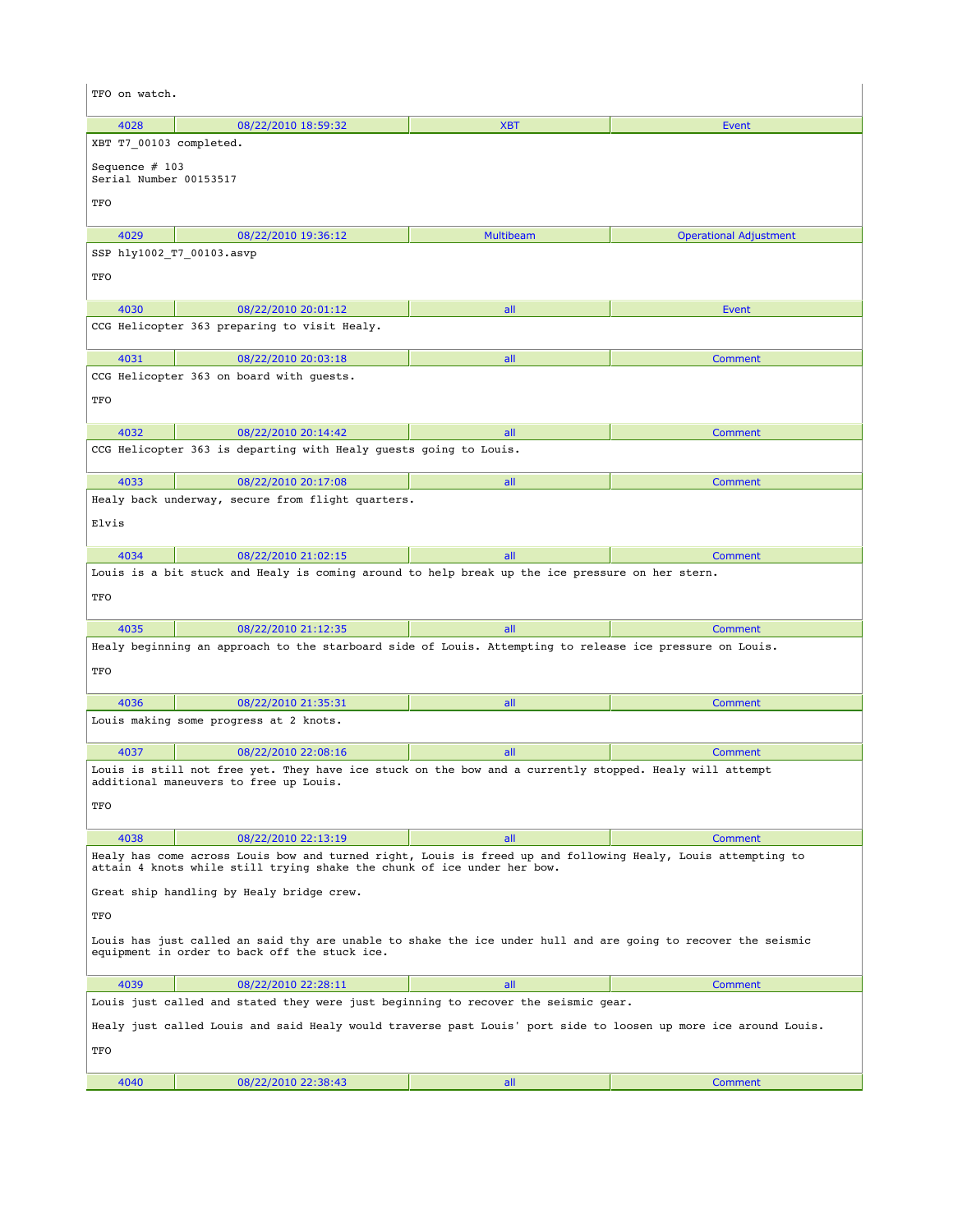TFO on watch.

| 4028 | 08/22/2010 18:59:32 | XBT | Event |
|---|---|---|---|

XBT T7_00103 completed.

Sequence # 103
Serial Number 00153517

TFO

| 4029 | 08/22/2010 19:36:12 | Multibeam | Operational Adjustment |
|---|---|---|---|

SSP hly1002_T7_00103.asvp

TFO

| 4030 | 08/22/2010 20:01:12 | all | Event |
|---|---|---|---|

CCG Helicopter 363 preparing to visit Healy.

| 4031 | 08/22/2010 20:03:18 | all | Comment |
|---|---|---|---|

CCG Helicopter 363 on board with guests.

TFO

| 4032 | 08/22/2010 20:14:42 | all | Comment |
|---|---|---|---|

CCG Helicopter 363 is departing with Healy guests going to Louis.

| 4033 | 08/22/2010 20:17:08 | all | Comment |
|---|---|---|---|

Healy back underway, secure from flight quarters.

Elvis

| 4034 | 08/22/2010 21:02:15 | all | Comment |
|---|---|---|---|

Louis is a bit stuck and Healy is coming around to help break up the ice pressure on her stern.

TFO

| 4035 | 08/22/2010 21:12:35 | all | Comment |
|---|---|---|---|

Healy beginning an approach to the starboard side of Louis. Attempting to release ice pressure on Louis.

TFO

| 4036 | 08/22/2010 21:35:31 | all | Comment |
|---|---|---|---|

Louis making some progress at 2 knots.

| 4037 | 08/22/2010 22:08:16 | all | Comment |
|---|---|---|---|

Louis is still not free yet. They have ice stuck on the bow and a currently stopped. Healy will attempt additional maneuvers to free up Louis.

TFO

| 4038 | 08/22/2010 22:13:19 | all | Comment |
|---|---|---|---|

Healy has come across Louis bow and turned right, Louis is freed up and following Healy, Louis attempting to attain 4 knots while still trying shake the chunk of ice under her bow.

Great ship handling by Healy bridge crew.

TFO

Louis has just called an said thy are unable to shake the ice under hull and are going to recover the seismic equipment in order to back off the stuck ice.

| 4039 | 08/22/2010 22:28:11 | all | Comment |
|---|---|---|---|

Louis just called and stated they were just beginning to recover the seismic gear.

Healy just called Louis and said Healy would traverse past Louis' port side to loosen up more ice around Louis.

TFO

| 4040 | 08/22/2010 22:38:43 | all | Comment |
|---|---|---|---|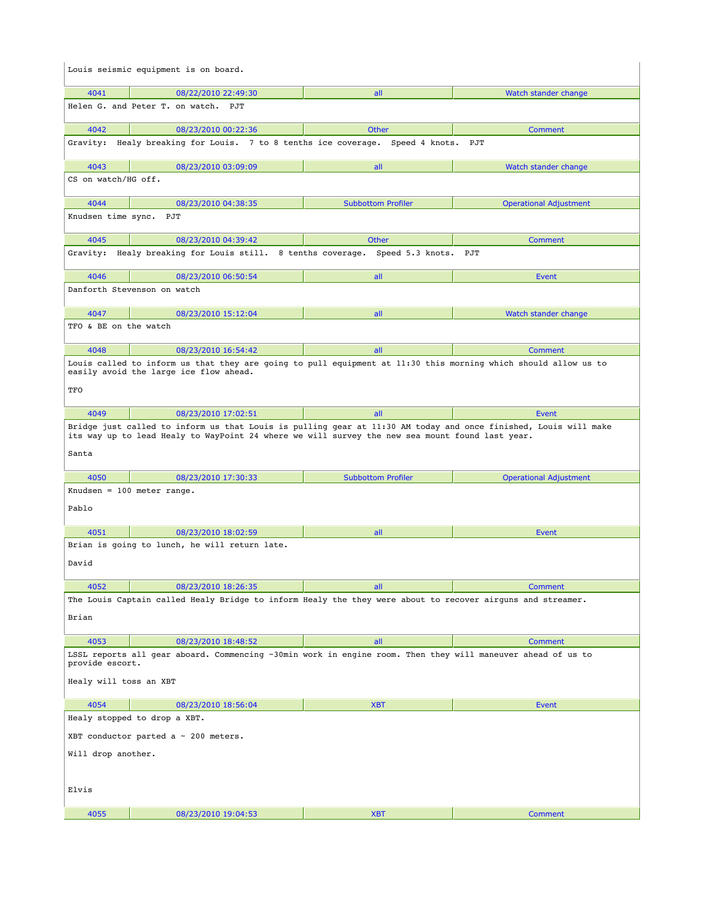Louis seismic equipment is on board.

| 4041 | 08/22/2010 22:49:30 | all | Watch stander change |
|---|---|---|---|

Helen G. and Peter T. on watch.  PJT

| 4042 | 08/23/2010 00:22:36 | Other | Comment |
|---|---|---|---|

Gravity:  Healy breaking for Louis.  7 to 8 tenths ice coverage.  Speed 4 knots.  PJT

| 4043 | 08/23/2010 03:09:09 | all | Watch stander change |
|---|---|---|---|

CS on watch/HG off.

| 4044 | 08/23/2010 04:38:35 | Subbottom Profiler | Operational Adjustment |
|---|---|---|---|

Knudsen time sync.  PJT

| 4045 | 08/23/2010 04:39:42 | Other | Comment |
|---|---|---|---|

Gravity:  Healy breaking for Louis still.  8 tenths coverage.  Speed 5.3 knots.  PJT

| 4046 | 08/23/2010 06:50:54 | all | Event |
|---|---|---|---|

Danforth Stevenson on watch

| 4047 | 08/23/2010 15:12:04 | all | Watch stander change |
|---|---|---|---|

TFO & BE on the watch

| 4048 | 08/23/2010 16:54:42 | all | Comment |
|---|---|---|---|

Louis called to inform us that they are going to pull equipment at 11:30 this morning which should allow us to easily avoid the large ice flow ahead.

TFO

| 4049 | 08/23/2010 17:02:51 | all | Event |
|---|---|---|---|

Bridge just called to inform us that Louis is pulling gear at 11:30 AM today and once finished, Louis will make its way up to lead Healy to WayPoint 24 where we will survey the new sea mount found last year.

Santa

| 4050 | 08/23/2010 17:30:33 | Subbottom Profiler | Operational Adjustment |
|---|---|---|---|

Knudsen = 100 meter range.

Pablo

| 4051 | 08/23/2010 18:02:59 | all | Event |
|---|---|---|---|

Brian is going to lunch, he will return late.

David

| 4052 | 08/23/2010 18:26:35 | all | Comment |
|---|---|---|---|

The Louis Captain called Healy Bridge to inform Healy the they were about to recover airguns and streamer.

Brian

| 4053 | 08/23/2010 18:48:52 | all | Comment |
|---|---|---|---|

LSSL reports all gear aboard. Commencing ~30min work in engine room. Then they will maneuver ahead of us to provide escort.

Healy will toss an XBT

| 4054 | 08/23/2010 18:56:04 | XBT | Event |
|---|---|---|---|

Healy stopped to drop a XBT.

XBT conductor parted a ~ 200 meters.

Will drop another.

Elvis

| 4055 | 08/23/2010 19:04:53 | XBT | Comment |
|---|---|---|---|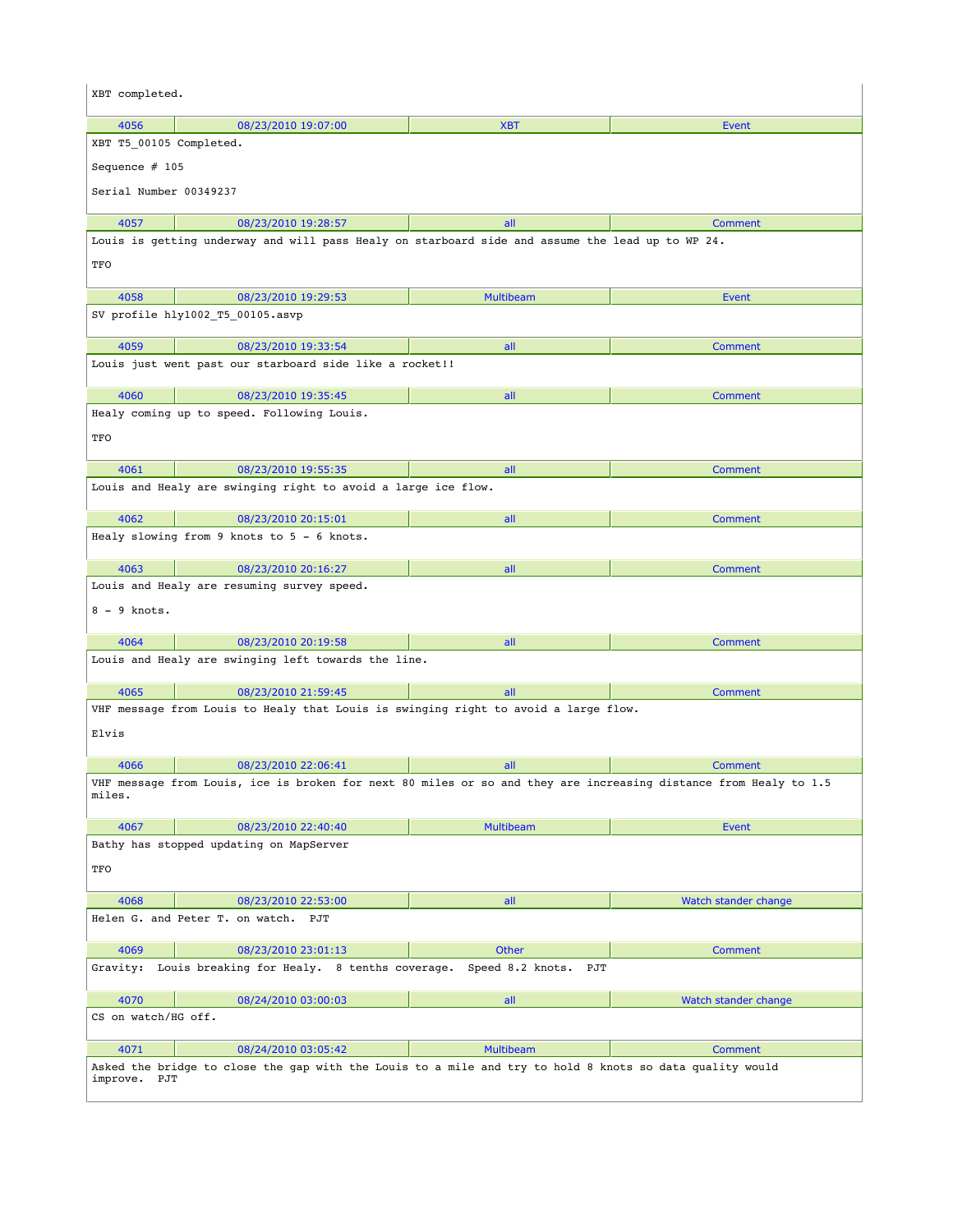XBT completed.

| 4056 | 08/23/2010 19:07:00 | XBT | Event |
|---|---|---|---|

XBT T5_00105 Completed.

Sequence # 105

Serial Number 00349237

| 4057 | 08/23/2010 19:28:57 | all | Comment |
|---|---|---|---|

Louis is getting underway and will pass Healy on starboard side and assume the lead up to WP 24.

TFO

| 4058 | 08/23/2010 19:29:53 | Multibeam | Event |
|---|---|---|---|

SV profile hly1002_T5_00105.asvp

| 4059 | 08/23/2010 19:33:54 | all | Comment |
|---|---|---|---|

Louis just went past our starboard side like a rocket!!

| 4060 | 08/23/2010 19:35:45 | all | Comment |
|---|---|---|---|

Healy coming up to speed. Following Louis.

TFO

| 4061 | 08/23/2010 19:55:35 | all | Comment |
|---|---|---|---|

Louis and Healy are swinging right to avoid a large ice flow.

| 4062 | 08/23/2010 20:15:01 | all | Comment |
|---|---|---|---|

Healy slowing from 9 knots to 5 - 6 knots.

| 4063 | 08/23/2010 20:16:27 | all | Comment |
|---|---|---|---|

Louis and Healy are resuming survey speed.

8 - 9 knots.

| 4064 | 08/23/2010 20:19:58 | all | Comment |
|---|---|---|---|

Louis and Healy are swinging left towards the line.

| 4065 | 08/23/2010 21:59:45 | all | Comment |
|---|---|---|---|

VHF message from Louis to Healy that Louis is swinging right to avoid a large flow.

Elvis

| 4066 | 08/23/2010 22:06:41 | all | Comment |
|---|---|---|---|

VHF message from Louis, ice is broken for next 80 miles or so and they are increasing distance from Healy to 1.5 miles.

| 4067 | 08/23/2010 22:40:40 | Multibeam | Event |
|---|---|---|---|

Bathy has stopped updating on MapServer

TFO

| 4068 | 08/23/2010 22:53:00 | all | Watch stander change |
|---|---|---|---|

Helen G. and Peter T. on watch. PJT

| 4069 | 08/23/2010 23:01:13 | Other | Comment |
|---|---|---|---|

Gravity: Louis breaking for Healy. 8 tenths coverage. Speed 8.2 knots. PJT

| 4070 | 08/24/2010 03:00:03 | all | Watch stander change |
|---|---|---|---|

CS on watch/HG off.

| 4071 | 08/24/2010 03:05:42 | Multibeam | Comment |
|---|---|---|---|

Asked the bridge to close the gap with the Louis to a mile and try to hold 8 knots so data quality would improve. PJT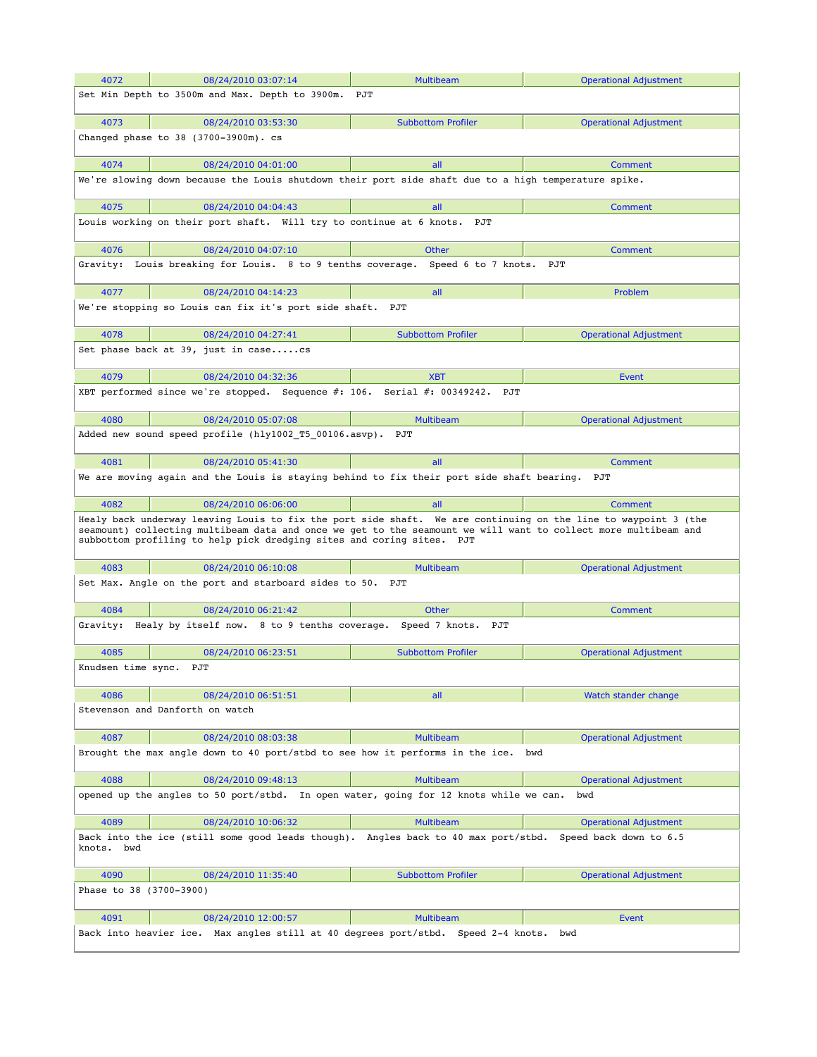| 4072 | 08/24/2010 03:07:14 | Multibeam | Operational Adjustment |
|---|---|---|---|
| Set Min Depth to 3500m and Max. Depth to 3900m. PJT | | | |
| 4073 | 08/24/2010 03:53:30 | Subbottom Profiler | Operational Adjustment |
| Changed phase to 38 (3700-3900m). cs | | | |
| 4074 | 08/24/2010 04:01:00 | all | Comment |
| We're slowing down because the Louis shutdown their port side shaft due to a high temperature spike. | | | |
| 4075 | 08/24/2010 04:04:43 | all | Comment |
| Louis working on their port shaft. Will try to continue at 6 knots. PJT | | | |
| 4076 | 08/24/2010 04:07:10 | Other | Comment |
| Gravity: Louis breaking for Louis. 8 to 9 tenths coverage. Speed 6 to 7 knots. PJT | | | |
| 4077 | 08/24/2010 04:14:23 | all | Problem |
| We're stopping so Louis can fix it's port side shaft. PJT | | | |
| 4078 | 08/24/2010 04:27:41 | Subbottom Profiler | Operational Adjustment |
| Set phase back at 39, just in case.....cs | | | |
| 4079 | 08/24/2010 04:32:36 | XBT | Event |
| XBT performed since we're stopped. Sequence #: 106. Serial #: 00349242. PJT | | | |
| 4080 | 08/24/2010 05:07:08 | Multibeam | Operational Adjustment |
| Added new sound speed profile (hly1002_T5_00106.asvp). PJT | | | |
| 4081 | 08/24/2010 05:41:30 | all | Comment |
| We are moving again and the Louis is staying behind to fix their port side shaft bearing. PJT | | | |
| 4082 | 08/24/2010 06:06:00 | all | Comment |
| Healy back underway leaving Louis to fix the port side shaft. We are continuing on the line to waypoint 3 (the seamount) collecting multibeam data and once we get to the seamount we will want to collect more multibeam and subbottom profiling to help pick dredging sites and coring sites. PJT | | | |
| 4083 | 08/24/2010 06:10:08 | Multibeam | Operational Adjustment |
| Set Max. Angle on the port and starboard sides to 50. PJT | | | |
| 4084 | 08/24/2010 06:21:42 | Other | Comment |
| Gravity: Healy by itself now. 8 to 9 tenths coverage. Speed 7 knots. PJT | | | |
| 4085 | 08/24/2010 06:23:51 | Subbottom Profiler | Operational Adjustment |
| Knudsen time sync. PJT | | | |
| 4086 | 08/24/2010 06:51:51 | all | Watch stander change |
| Stevenson and Danforth on watch | | | |
| 4087 | 08/24/2010 08:03:38 | Multibeam | Operational Adjustment |
| Brought the max angle down to 40 port/stbd to see how it performs in the ice. bwd | | | |
| 4088 | 08/24/2010 09:48:13 | Multibeam | Operational Adjustment |
| opened up the angles to 50 port/stbd. In open water, going for 12 knots while we can. bwd | | | |
| 4089 | 08/24/2010 10:06:32 | Multibeam | Operational Adjustment |
| Back into the ice (still some good leads though). Angles back to 40 max port/stbd. Speed back down to 6.5 knots. bwd | | | |
| 4090 | 08/24/2010 11:35:40 | Subbottom Profiler | Operational Adjustment |
| Phase to 38 (3700-3900) | | | |
| 4091 | 08/24/2010 12:00:57 | Multibeam | Event |
| Back into heavier ice. Max angles still at 40 degrees port/stbd. Speed 2-4 knots. bwd | | | |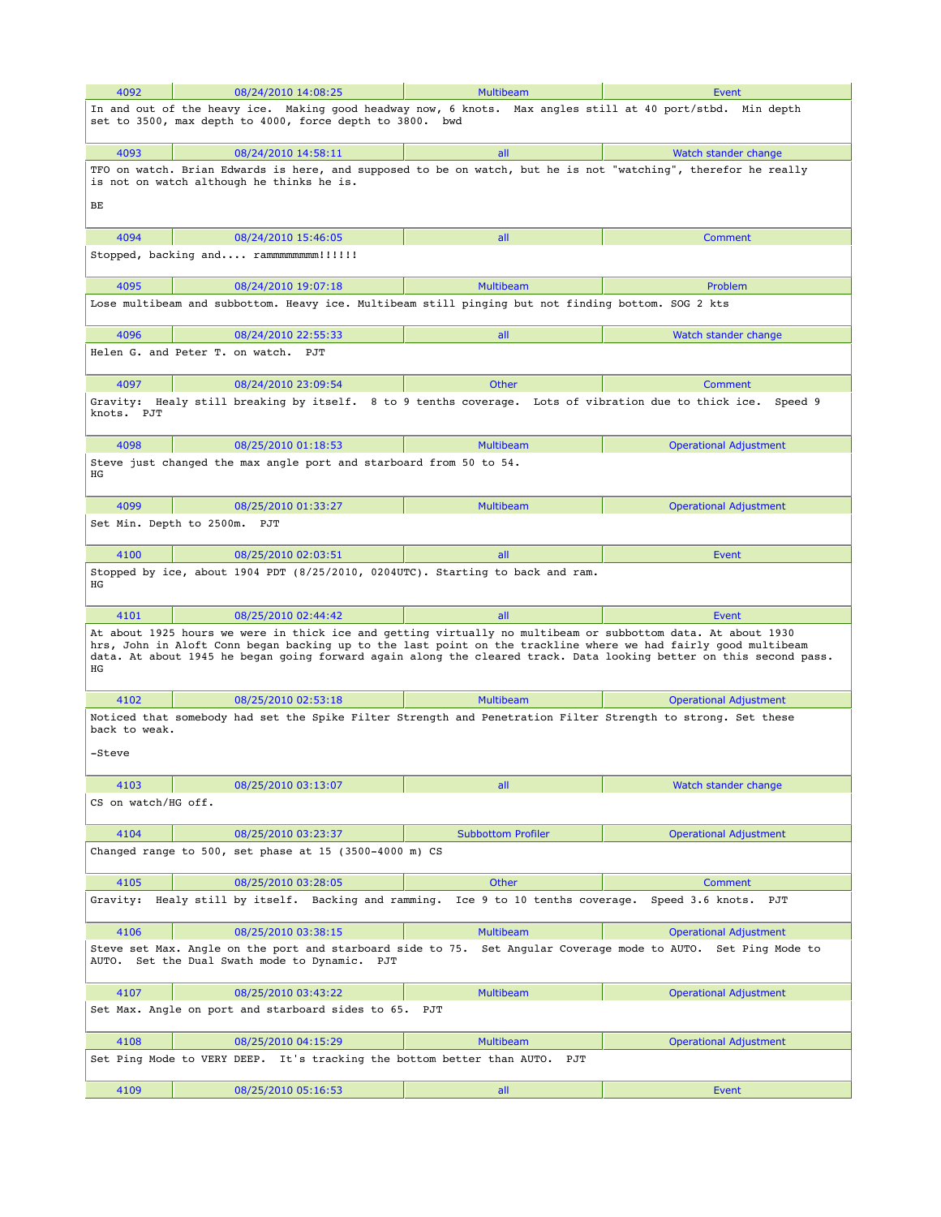| 4092 | 08/24/2010 14:08:25 | Multibeam | Event |
|---|---|---|---|

In and out of the heavy ice. Making good headway now, 6 knots. Max angles still at 40 port/stbd. Min depth set to 3500, max depth to 4000, force depth to 3800. bwd

| 4093 | 08/24/2010 14:58:11 | all | Watch stander change |
|---|---|---|---|

TFO on watch. Brian Edwards is here, and supposed to be on watch, but he is not "watching", therefor he really is not on watch although he thinks he is.

BE

| 4094 | 08/24/2010 15:46:05 | all | Comment |
|---|---|---|---|

Stopped, backing and.... rammmmmmmm!!!!!!

| 4095 | 08/24/2010 19:07:18 | Multibeam | Problem |
|---|---|---|---|

Lose multibeam and subbottom. Heavy ice. Multibeam still pinging but not finding bottom. SOG 2 kts

| 4096 | 08/24/2010 22:55:33 | all | Watch stander change |
|---|---|---|---|

Helen G. and Peter T. on watch. PJT

| 4097 | 08/24/2010 23:09:54 | Other | Comment |
|---|---|---|---|

Gravity: Healy still breaking by itself. 8 to 9 tenths coverage. Lots of vibration due to thick ice. Speed 9 knots. PJT

| 4098 | 08/25/2010 01:18:53 | Multibeam | Operational Adjustment |
|---|---|---|---|

Steve just changed the max angle port and starboard from 50 to 54.
HG

| 4099 | 08/25/2010 01:33:27 | Multibeam | Operational Adjustment |
|---|---|---|---|

Set Min. Depth to 2500m. PJT

| 4100 | 08/25/2010 02:03:51 | all | Event |
|---|---|---|---|

Stopped by ice, about 1904 PDT (8/25/2010, 0204UTC). Starting to back and ram.
HG

| 4101 | 08/25/2010 02:44:42 | all | Event |
|---|---|---|---|

At about 1925 hours we were in thick ice and getting virtually no multibeam or subbottom data. At about 1930 hrs, John in Aloft Conn began backing up to the last point on the trackline where we had fairly good multibeam data. At about 1945 he began going forward again along the cleared track. Data looking better on this second pass.
HG

| 4102 | 08/25/2010 02:53:18 | Multibeam | Operational Adjustment |
|---|---|---|---|

Noticed that somebody had set the Spike Filter Strength and Penetration Filter Strength to strong. Set these back to weak.

-Steve

| 4103 | 08/25/2010 03:13:07 | all | Watch stander change |
|---|---|---|---|

CS on watch/HG off.

| 4104 | 08/25/2010 03:23:37 | Subbottom Profiler | Operational Adjustment |
|---|---|---|---|

Changed range to 500, set phase at 15 (3500-4000 m) CS

| 4105 | 08/25/2010 03:28:05 | Other | Comment |
|---|---|---|---|

Gravity: Healy still by itself. Backing and ramming. Ice 9 to 10 tenths coverage. Speed 3.6 knots. PJT

| 4106 | 08/25/2010 03:38:15 | Multibeam | Operational Adjustment |
|---|---|---|---|

Steve set Max. Angle on the port and starboard side to 75. Set Angular Coverage mode to AUTO. Set Ping Mode to AUTO. Set the Dual Swath mode to Dynamic. PJT

| 4107 | 08/25/2010 03:43:22 | Multibeam | Operational Adjustment |
|---|---|---|---|

Set Max. Angle on port and starboard sides to 65. PJT

| 4108 | 08/25/2010 04:15:29 | Multibeam | Operational Adjustment |
|---|---|---|---|

Set Ping Mode to VERY DEEP. It's tracking the bottom better than AUTO. PJT

| 4109 | 08/25/2010 05:16:53 | all | Event |
|---|---|---|---|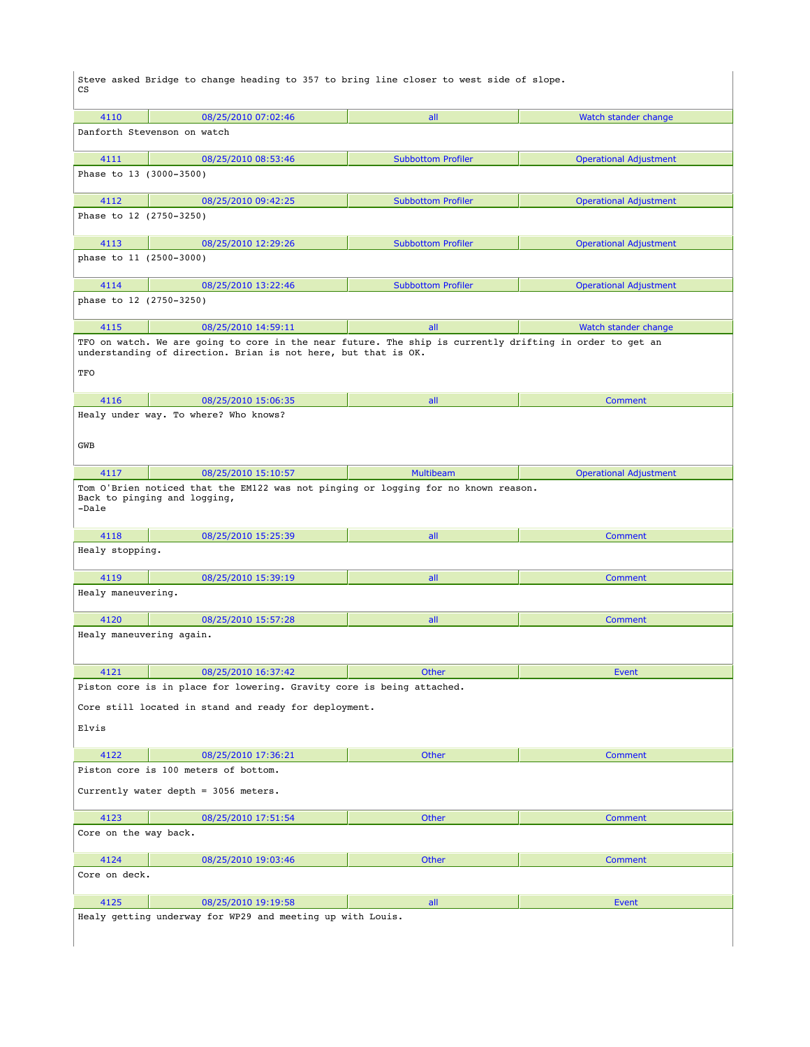Steve asked Bridge to change heading to 357 to bring line closer to west side of slope.
CS

| 4110 | 08/25/2010 07:02:46 | all | Watch stander change |
|---|---|---|---|

Danforth Stevenson on watch

| 4111 | 08/25/2010 08:53:46 | Subbottom Profiler | Operational Adjustment |
|---|---|---|---|

Phase to 13 (3000-3500)

| 4112 | 08/25/2010 09:42:25 | Subbottom Profiler | Operational Adjustment |
|---|---|---|---|

Phase to 12 (2750-3250)

| 4113 | 08/25/2010 12:29:26 | Subbottom Profiler | Operational Adjustment |
|---|---|---|---|

phase to 11 (2500-3000)

| 4114 | 08/25/2010 13:22:46 | Subbottom Profiler | Operational Adjustment |
|---|---|---|---|

phase to 12 (2750-3250)

| 4115 | 08/25/2010 14:59:11 | all | Watch stander change |
|---|---|---|---|

TFO on watch. We are going to core in the near future. The ship is currently drifting in order to get an understanding of direction. Brian is not here, but that is OK.

TFO

| 4116 | 08/25/2010 15:06:35 | all | Comment |
|---|---|---|---|

Healy under way. To where? Who knows?

GWB

| 4117 | 08/25/2010 15:10:57 | Multibeam | Operational Adjustment |
|---|---|---|---|

Tom O'Brien noticed that the EM122 was not pinging or logging for no known reason.
Back to pinging and logging,
-Dale

| 4118 | 08/25/2010 15:25:39 | all | Comment |
|---|---|---|---|

Healy stopping.

| 4119 | 08/25/2010 15:39:19 | all | Comment |
|---|---|---|---|

Healy maneuvering.

| 4120 | 08/25/2010 15:57:28 | all | Comment |
|---|---|---|---|

Healy maneuvering again.

| 4121 | 08/25/2010 16:37:42 | Other | Event |
|---|---|---|---|

Piston core is in place for lowering. Gravity core is being attached.

Core still located in stand and ready for deployment.

Elvis

| 4122 | 08/25/2010 17:36:21 | Other | Comment |
|---|---|---|---|

Piston core is 100 meters of bottom.

Currently water depth = 3056 meters.

| 4123 | 08/25/2010 17:51:54 | Other | Comment |
|---|---|---|---|

Core on the way back.

| 4124 | 08/25/2010 19:03:46 | Other | Comment |
|---|---|---|---|

Core on deck.

| 4125 | 08/25/2010 19:19:58 | all | Event |
|---|---|---|---|

Healy getting underway for WP29 and meeting up with Louis.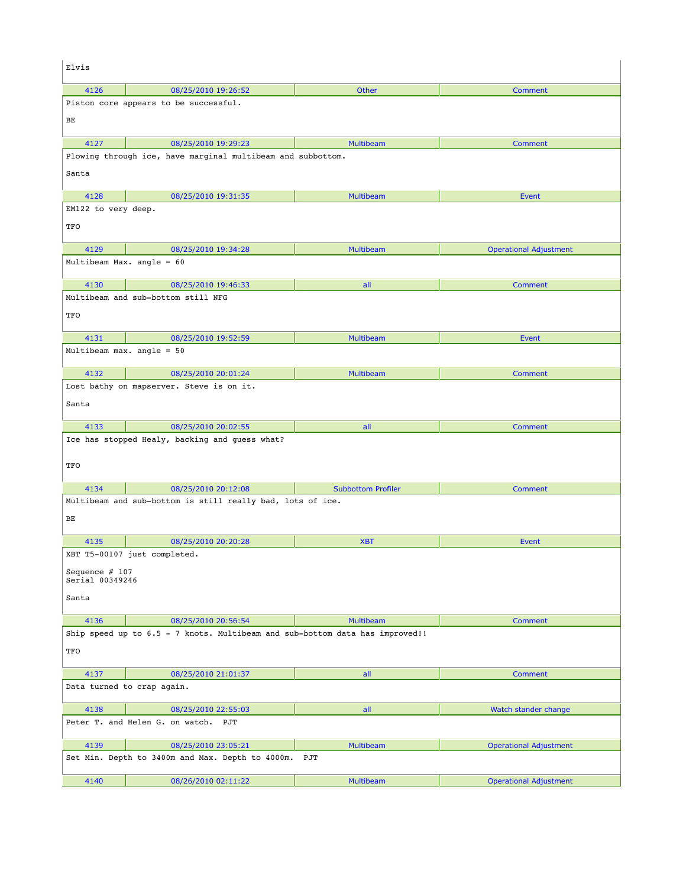Elvis

| 4126 | 08/25/2010 19:26:52 | Other | Comment |
|---|---|---|---|

Piston core appears to be successful.

BE

| 4127 | 08/25/2010 19:29:23 | Multibeam | Comment |
|---|---|---|---|

Plowing through ice, have marginal multibeam and subbottom.

Santa

| 4128 | 08/25/2010 19:31:35 | Multibeam | Event |
|---|---|---|---|

EM122 to very deep.

TFO

| 4129 | 08/25/2010 19:34:28 | Multibeam | Operational Adjustment |
|---|---|---|---|

Multibeam Max. angle = 60

| 4130 | 08/25/2010 19:46:33 | all | Comment |
|---|---|---|---|

Multibeam and sub-bottom still NFG

TFO

| 4131 | 08/25/2010 19:52:59 | Multibeam | Event |
|---|---|---|---|

Multibeam max. angle = 50

| 4132 | 08/25/2010 20:01:24 | Multibeam | Comment |
|---|---|---|---|

Lost bathy on mapserver. Steve is on it.

Santa

| 4133 | 08/25/2010 20:02:55 | all | Comment |
|---|---|---|---|

Ice has stopped Healy, backing and guess what?

TFO

| 4134 | 08/25/2010 20:12:08 | Subbottom Profiler | Comment |
|---|---|---|---|

Multibeam and sub-bottom is still really bad, lots of ice.

BE

| 4135 | 08/25/2010 20:20:28 | XBT | Event |
|---|---|---|---|

XBT T5-00107 just completed.

Sequence # 107
Serial 00349246

Santa

| 4136 | 08/25/2010 20:56:54 | Multibeam | Comment |
|---|---|---|---|

Ship speed up to 6.5 - 7 knots. Multibeam and sub-bottom data has improved!!

TFO

| 4137 | 08/25/2010 21:01:37 | all | Comment |
|---|---|---|---|

Data turned to crap again.

| 4138 | 08/25/2010 22:55:03 | all | Watch stander change |
|---|---|---|---|

Peter T. and Helen G. on watch. PJT

| 4139 | 08/25/2010 23:05:21 | Multibeam | Operational Adjustment |
|---|---|---|---|

Set Min. Depth to 3400m and Max. Depth to 4000m. PJT

| 4140 | 08/26/2010 02:11:22 | Multibeam | Operational Adjustment |
|---|---|---|---|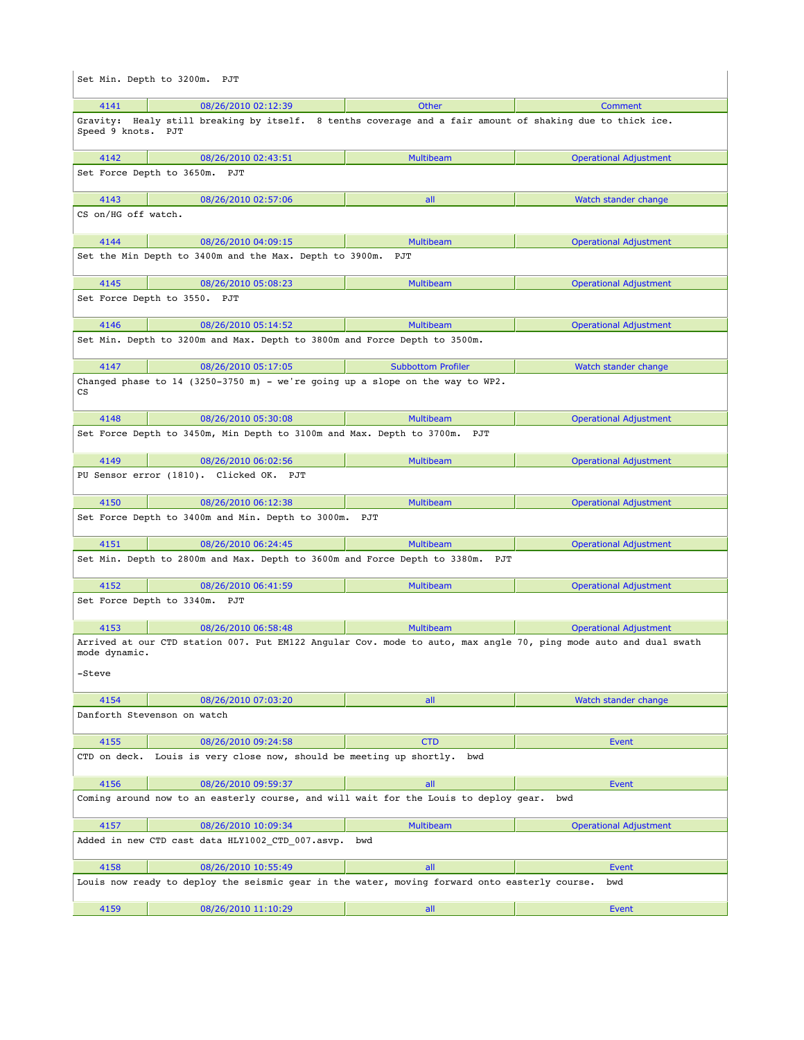Set Min. Depth to 3200m. PJT

| 4141 | 08/26/2010 02:12:39 | Other | Comment |
|---|---|---|---|

Gravity: Healy still breaking by itself. 8 tenths coverage and a fair amount of shaking due to thick ice. Speed 9 knots. PJT

| 4142 | 08/26/2010 02:43:51 | Multibeam | Operational Adjustment |
|---|---|---|---|

Set Force Depth to 3650m. PJT

| 4143 | 08/26/2010 02:57:06 | all | Watch stander change |
|---|---|---|---|

CS on/HG off watch.

| 4144 | 08/26/2010 04:09:15 | Multibeam | Operational Adjustment |
|---|---|---|---|

Set the Min Depth to 3400m and the Max. Depth to 3900m. PJT

| 4145 | 08/26/2010 05:08:23 | Multibeam | Operational Adjustment |
|---|---|---|---|

Set Force Depth to 3550. PJT

| 4146 | 08/26/2010 05:14:52 | Multibeam | Operational Adjustment |
|---|---|---|---|

Set Min. Depth to 3200m and Max. Depth to 3800m and Force Depth to 3500m.

| 4147 | 08/26/2010 05:17:05 | Subbottom Profiler | Watch stander change |
|---|---|---|---|

Changed phase to 14 (3250-3750 m) - we're going up a slope on the way to WP2.
CS

| 4148 | 08/26/2010 05:30:08 | Multibeam | Operational Adjustment |
|---|---|---|---|

Set Force Depth to 3450m, Min Depth to 3100m and Max. Depth to 3700m. PJT

| 4149 | 08/26/2010 06:02:56 | Multibeam | Operational Adjustment |
|---|---|---|---|

PU Sensor error (1810). Clicked OK. PJT

| 4150 | 08/26/2010 06:12:38 | Multibeam | Operational Adjustment |
|---|---|---|---|

Set Force Depth to 3400m and Min. Depth to 3000m. PJT

| 4151 | 08/26/2010 06:24:45 | Multibeam | Operational Adjustment |
|---|---|---|---|

Set Min. Depth to 2800m and Max. Depth to 3600m and Force Depth to 3380m. PJT

| 4152 | 08/26/2010 06:41:59 | Multibeam | Operational Adjustment |
|---|---|---|---|

Set Force Depth to 3340m. PJT

| 4153 | 08/26/2010 06:58:48 | Multibeam | Operational Adjustment |
|---|---|---|---|

Arrived at our CTD station 007. Put EM122 Angular Cov. mode to auto, max angle 70, ping mode auto and dual swath mode dynamic.

-Steve

| 4154 | 08/26/2010 07:03:20 | all | Watch stander change |
|---|---|---|---|

Danforth Stevenson on watch

| 4155 | 08/26/2010 09:24:58 | CTD | Event |
|---|---|---|---|

CTD on deck. Louis is very close now, should be meeting up shortly. bwd

| 4156 | 08/26/2010 09:59:37 | all | Event |
|---|---|---|---|

Coming around now to an easterly course, and will wait for the Louis to deploy gear. bwd

| 4157 | 08/26/2010 10:09:34 | Multibeam | Operational Adjustment |
|---|---|---|---|

Added in new CTD cast data HLY1002_CTD_007.asvp. bwd

| 4158 | 08/26/2010 10:55:49 | all | Event |
|---|---|---|---|

Louis now ready to deploy the seismic gear in the water, moving forward onto easterly course. bwd

| 4159 | 08/26/2010 11:10:29 | all | Event |
|---|---|---|---|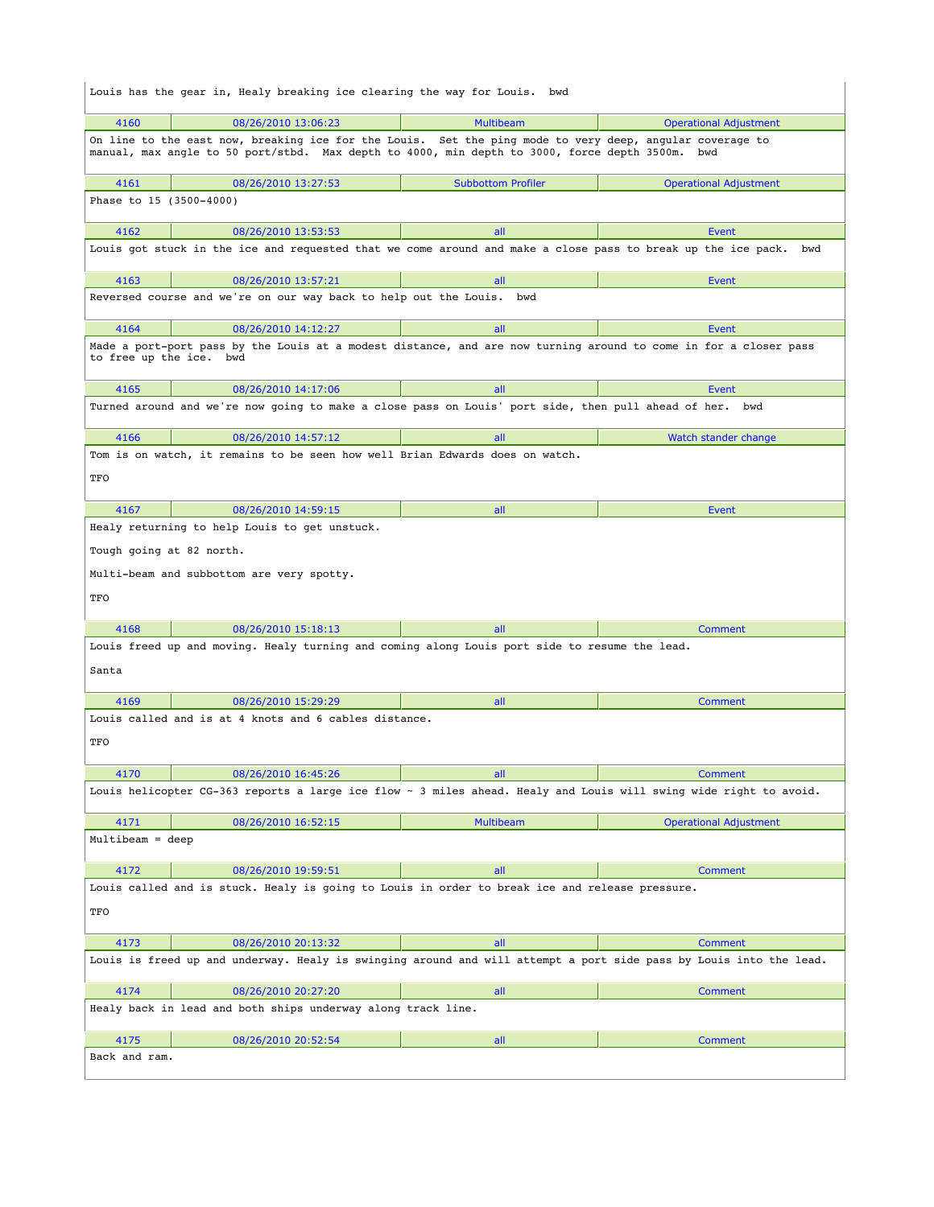Louis has the gear in, Healy breaking ice clearing the way for Louis.  bwd

| 4160 | 08/26/2010 13:06:23 | Multibeam | Operational Adjustment |
|---|---|---|---|

On line to the east now, breaking ice for the Louis.  Set the ping mode to very deep, angular coverage to manual, max angle to 50 port/stbd.  Max depth to 4000, min depth to 3000, force depth 3500m.  bwd

| 4161 | 08/26/2010 13:27:53 | Subbottom Profiler | Operational Adjustment |
|---|---|---|---|

Phase to 15 (3500-4000)

| 4162 | 08/26/2010 13:53:53 | all | Event |
|---|---|---|---|

Louis got stuck in the ice and requested that we come around and make a close pass to break up the ice pack.  bwd

| 4163 | 08/26/2010 13:57:21 | all | Event |
|---|---|---|---|

Reversed course and we're on our way back to help out the Louis.  bwd

| 4164 | 08/26/2010 14:12:27 | all | Event |
|---|---|---|---|

Made a port-port pass by the Louis at a modest distance, and are now turning around to come in for a closer pass to free up the ice.  bwd

| 4165 | 08/26/2010 14:17:06 | all | Event |
|---|---|---|---|

Turned around and we're now going to make a close pass on Louis' port side, then pull ahead of her.  bwd

| 4166 | 08/26/2010 14:57:12 | all | Watch stander change |
|---|---|---|---|

Tom is on watch, it remains to be seen how well Brian Edwards does on watch.

TFO

| 4167 | 08/26/2010 14:59:15 | all | Event |
|---|---|---|---|

Healy returning to help Louis to get unstuck.

Tough going at 82 north.

Multi-beam and subbottom are very spotty.

TFO

| 4168 | 08/26/2010 15:18:13 | all | Comment |
|---|---|---|---|

Louis freed up and moving. Healy turning and coming along Louis port side to resume the lead.

Santa

| 4169 | 08/26/2010 15:29:29 | all | Comment |
|---|---|---|---|

Louis called and is at 4 knots and 6 cables distance.

TFO

| 4170 | 08/26/2010 16:45:26 | all | Comment |
|---|---|---|---|

Louis helicopter CG-363 reports a large ice flow ~ 3 miles ahead. Healy and Louis will swing wide right to avoid.

| 4171 | 08/26/2010 16:52:15 | Multibeam | Operational Adjustment |
|---|---|---|---|

Multibeam = deep

| 4172 | 08/26/2010 19:59:51 | all | Comment |
|---|---|---|---|

Louis called and is stuck. Healy is going to Louis in order to break ice and release pressure.

TFO

| 4173 | 08/26/2010 20:13:32 | all | Comment |
|---|---|---|---|

Louis is freed up and underway. Healy is swinging around and will attempt a port side pass by Louis into the lead.

| 4174 | 08/26/2010 20:27:20 | all | Comment |
|---|---|---|---|

Healy back in lead and both ships underway along track line.

| 4175 | 08/26/2010 20:52:54 | all | Comment |
|---|---|---|---|

Back and ram.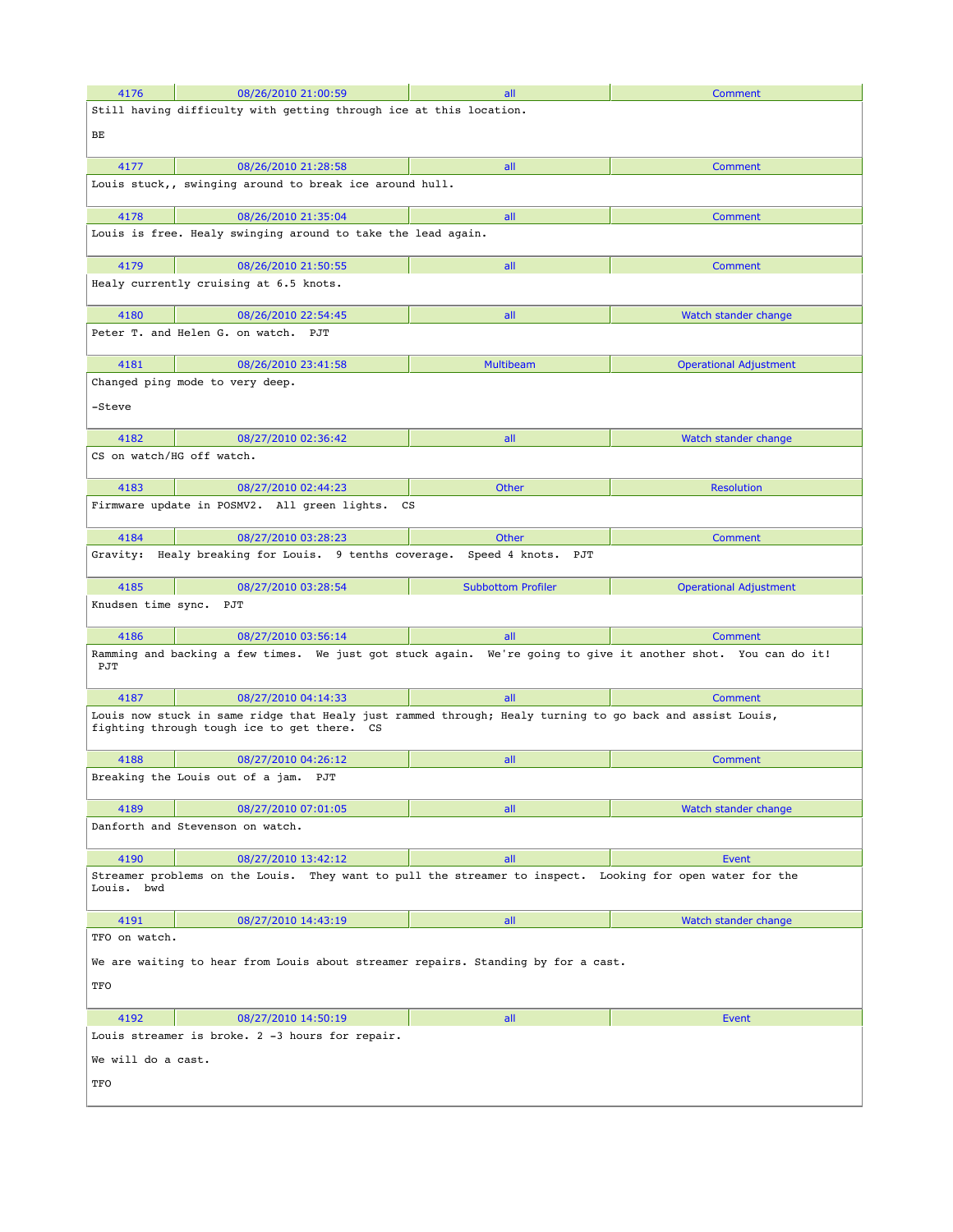| 4176 | 08/26/2010 21:00:59 | all | Comment |
|---|---|---|---|

Still having difficulty with getting through ice at this location.

BE

| 4177 | 08/26/2010 21:28:58 | all | Comment |
|---|---|---|---|

Louis stuck,, swinging around to break ice around hull.

| 4178 | 08/26/2010 21:35:04 | all | Comment |
|---|---|---|---|

Louis is free. Healy swinging around to take the lead again.

| 4179 | 08/26/2010 21:50:55 | all | Comment |
|---|---|---|---|

Healy currently cruising at 6.5 knots.

| 4180 | 08/26/2010 22:54:45 | all | Watch stander change |
|---|---|---|---|

Peter T. and Helen G. on watch. PJT

| 4181 | 08/26/2010 23:41:58 | Multibeam | Operational Adjustment |
|---|---|---|---|

Changed ping mode to very deep.

-Steve

| 4182 | 08/27/2010 02:36:42 | all | Watch stander change |
|---|---|---|---|

CS on watch/HG off watch.

| 4183 | 08/27/2010 02:44:23 | Other | Resolution |
|---|---|---|---|

Firmware update in POSMV2. All green lights. CS

| 4184 | 08/27/2010 03:28:23 | Other | Comment |
|---|---|---|---|

Gravity: Healy breaking for Louis. 9 tenths coverage. Speed 4 knots. PJT

| 4185 | 08/27/2010 03:28:54 | Subbottom Profiler | Operational Adjustment |
|---|---|---|---|

Knudsen time sync. PJT

| 4186 | 08/27/2010 03:56:14 | all | Comment |
|---|---|---|---|

Ramming and backing a few times. We just got stuck again. We're going to give it another shot. You can do it! PJT

| 4187 | 08/27/2010 04:14:33 | all | Comment |
|---|---|---|---|

Louis now stuck in same ridge that Healy just rammed through; Healy turning to go back and assist Louis, fighting through tough ice to get there. CS

| 4188 | 08/27/2010 04:26:12 | all | Comment |
|---|---|---|---|

Breaking the Louis out of a jam. PJT

| 4189 | 08/27/2010 07:01:05 | all | Watch stander change |
|---|---|---|---|

Danforth and Stevenson on watch.

| 4190 | 08/27/2010 13:42:12 | all | Event |
|---|---|---|---|

Streamer problems on the Louis. They want to pull the streamer to inspect. Looking for open water for the Louis. bwd

| 4191 | 08/27/2010 14:43:19 | all | Watch stander change |
|---|---|---|---|

TFO on watch.

We are waiting to hear from Louis about streamer repairs. Standing by for a cast.

TFO

| 4192 | 08/27/2010 14:50:19 | all | Event |
|---|---|---|---|

Louis streamer is broke. 2 -3 hours for repair.

We will do a cast.

TFO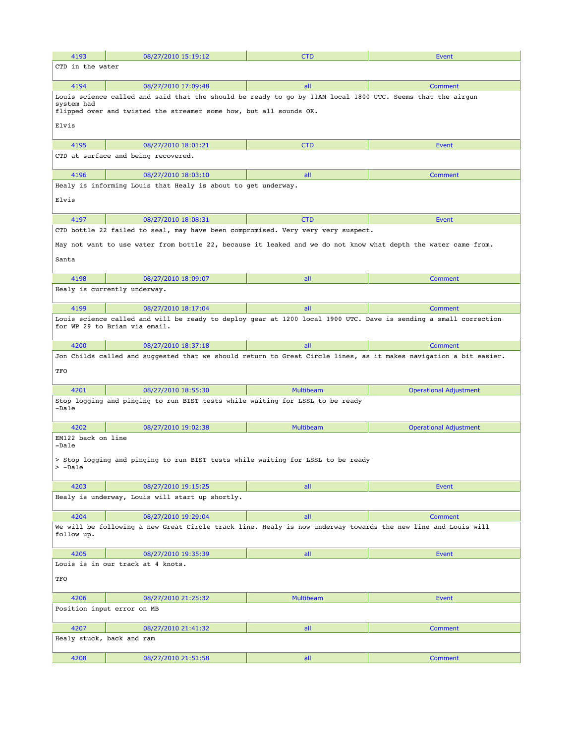| 4193 | 08/27/2010 15:19:12 | CTD | Event |
|---|---|---|---|

CTD in the water

| 4194 | 08/27/2010 17:09:48 | all | Comment |
|---|---|---|---|

Louis science called and said that the should be ready to go by 11AM local 1800 UTC. Seems that the airgun system had
flipped over and twisted the streamer some how, but all sounds OK.

Elvis

| 4195 | 08/27/2010 18:01:21 | CTD | Event |
|---|---|---|---|

CTD at surface and being recovered.

| 4196 | 08/27/2010 18:03:10 | all | Comment |
|---|---|---|---|

Healy is informing Louis that Healy is about to get underway.

Elvis

| 4197 | 08/27/2010 18:08:31 | CTD | Event |
|---|---|---|---|

CTD bottle 22 failed to seal, may have been compromised. Very very very suspect.

May not want to use water from bottle 22, because it leaked and we do not know what depth the water came from.

Santa

| 4198 | 08/27/2010 18:09:07 | all | Comment |
|---|---|---|---|

Healy is currently underway.

| 4199 | 08/27/2010 18:17:04 | all | Comment |
|---|---|---|---|

Louis science called and will be ready to deploy gear at 1200 local 1900 UTC. Dave is sending a small correction for WP 29 to Brian via email.

| 4200 | 08/27/2010 18:37:18 | all | Comment |
|---|---|---|---|

Jon Childs called and suggested that we should return to Great Circle lines, as it makes navigation a bit easier.

TFO

| 4201 | 08/27/2010 18:55:30 | Multibeam | Operational Adjustment |
|---|---|---|---|

Stop logging and pinging to run BIST tests while waiting for LSSL to be ready
-Dale

| 4202 | 08/27/2010 19:02:38 | Multibeam | Operational Adjustment |
|---|---|---|---|

EM122 back on line
-Dale

> Stop logging and pinging to run BIST tests while waiting for LSSL to be ready
> -Dale

| 4203 | 08/27/2010 19:15:25 | all | Event |
|---|---|---|---|

Healy is underway, Louis will start up shortly.

| 4204 | 08/27/2010 19:29:04 | all | Comment |
|---|---|---|---|

We will be following a new Great Circle track line. Healy is now underway towards the new line and Louis will follow up.

| 4205 | 08/27/2010 19:35:39 | all | Event |
|---|---|---|---|

Louis is in our track at 4 knots.

TFO

| 4206 | 08/27/2010 21:25:32 | Multibeam | Event |
|---|---|---|---|

Position input error on MB

| 4207 | 08/27/2010 21:41:32 | all | Comment |
|---|---|---|---|

Healy stuck, back and ram

| 4208 | 08/27/2010 21:51:58 | all | Comment |
|---|---|---|---|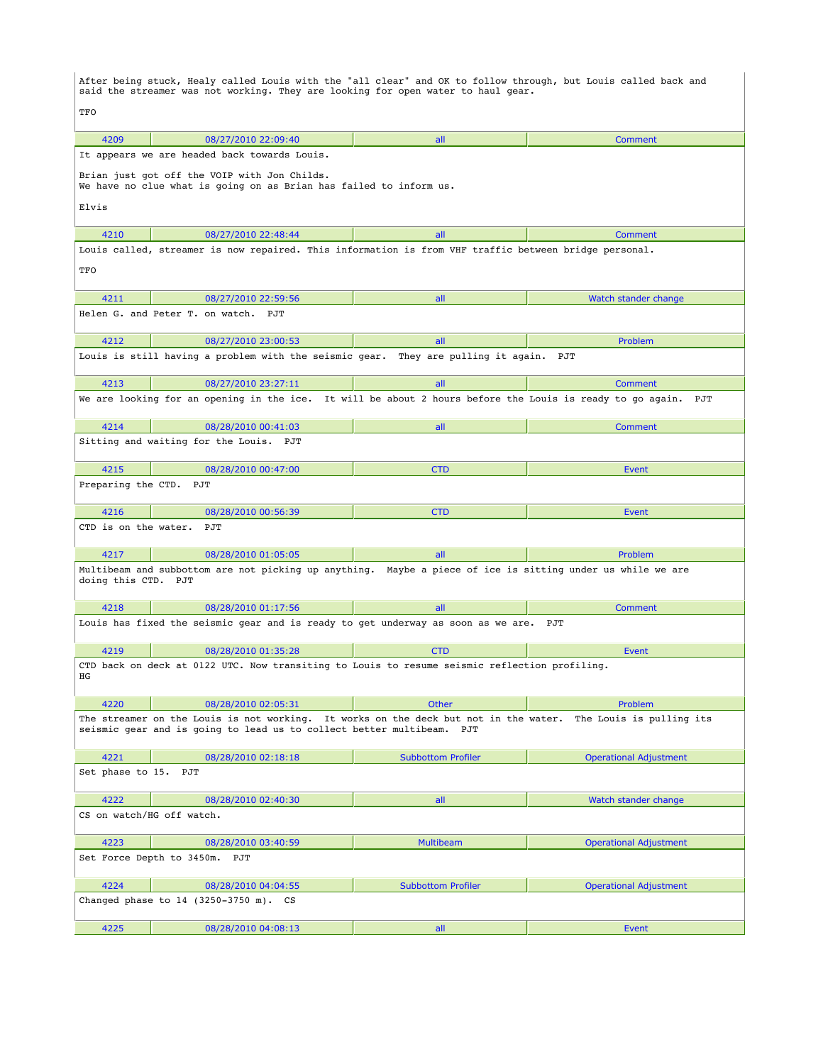After being stuck, Healy called Louis with the "all clear" and OK to follow through, but Louis called back and said the streamer was not working. They are looking for open water to haul gear.

TFO

| 4209 | 08/27/2010 22:09:40 | all | Comment |
|---|---|---|---|

It appears we are headed back towards Louis.

Brian just got off the VOIP with Jon Childs.
We have no clue what is going on as Brian has failed to inform us.

Elvis

| 4210 | 08/27/2010 22:48:44 | all | Comment |
|---|---|---|---|

Louis called, streamer is now repaired. This information is from VHF traffic between bridge personal.

TFO

| 4211 | 08/27/2010 22:59:56 | all | Watch stander change |
|---|---|---|---|

Helen G. and Peter T. on watch.  PJT

| 4212 | 08/27/2010 23:00:53 | all | Problem |
|---|---|---|---|

Louis is still having a problem with the seismic gear.  They are pulling it again.  PJT

| 4213 | 08/27/2010 23:27:11 | all | Comment |
|---|---|---|---|

We are looking for an opening in the ice.  It will be about 2 hours before the Louis is ready to go again.  PJT

| 4214 | 08/28/2010 00:41:03 | all | Comment |
|---|---|---|---|

Sitting and waiting for the Louis.  PJT

| 4215 | 08/28/2010 00:47:00 | CTD | Event |
|---|---|---|---|

Preparing the CTD.  PJT

| 4216 | 08/28/2010 00:56:39 | CTD | Event |
|---|---|---|---|

CTD is on the water.  PJT

| 4217 | 08/28/2010 01:05:05 | all | Problem |
|---|---|---|---|

Multibeam and subbottom are not picking up anything.  Maybe a piece of ice is sitting under us while we are doing this CTD.  PJT

| 4218 | 08/28/2010 01:17:56 | all | Comment |
|---|---|---|---|

Louis has fixed the seismic gear and is ready to get underway as soon as we are.  PJT

| 4219 | 08/28/2010 01:35:28 | CTD | Event |
|---|---|---|---|

CTD back on deck at 0122 UTC. Now transiting to Louis to resume seismic reflection profiling.
HG

| 4220 | 08/28/2010 02:05:31 | Other | Problem |
|---|---|---|---|

The streamer on the Louis is not working.  It works on the deck but not in the water.  The Louis is pulling its seismic gear and is going to lead us to collect better multibeam.  PJT

| 4221 | 08/28/2010 02:18:18 | Subbottom Profiler | Operational Adjustment |
|---|---|---|---|

Set phase to 15.  PJT

| 4222 | 08/28/2010 02:40:30 | all | Watch stander change |
|---|---|---|---|

CS on watch/HG off watch.

| 4223 | 08/28/2010 03:40:59 | Multibeam | Operational Adjustment |
|---|---|---|---|

Set Force Depth to 3450m.  PJT

| 4224 | 08/28/2010 04:04:55 | Subbottom Profiler | Operational Adjustment |
|---|---|---|---|

Changed phase to 14 (3250-3750 m).  CS

| 4225 | 08/28/2010 04:08:13 | all | Event |
|---|---|---|---|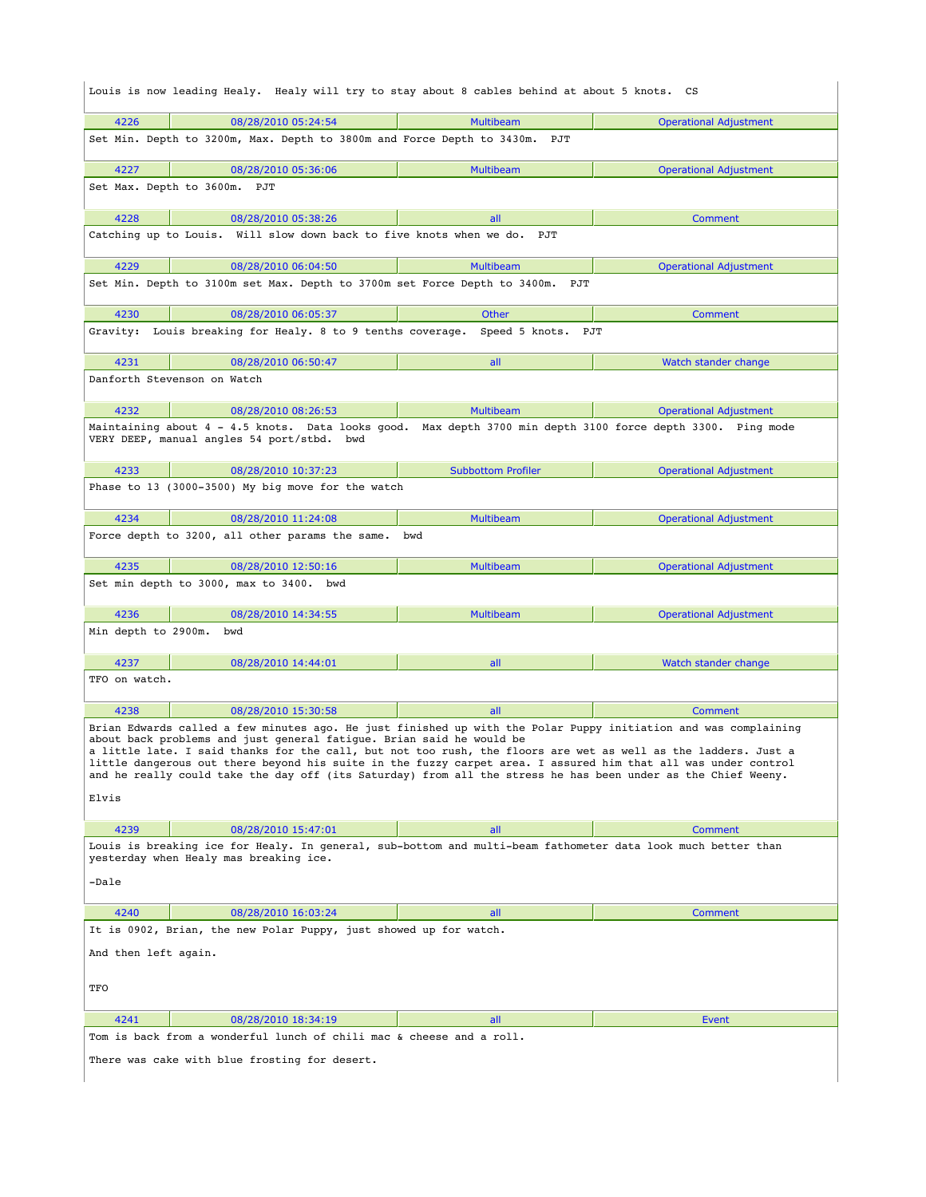Louis is now leading Healy. Healy will try to stay about 8 cables behind at about 5 knots. CS

| 4226 | 08/28/2010 05:24:54 | Multibeam | Operational Adjustment |
|---|---|---|---|

Set Min. Depth to 3200m, Max. Depth to 3800m and Force Depth to 3430m. PJT

| 4227 | 08/28/2010 05:36:06 | Multibeam | Operational Adjustment |
|---|---|---|---|

Set Max. Depth to 3600m. PJT

| 4228 | 08/28/2010 05:38:26 | all | Comment |
|---|---|---|---|

Catching up to Louis. Will slow down back to five knots when we do. PJT

| 4229 | 08/28/2010 06:04:50 | Multibeam | Operational Adjustment |
|---|---|---|---|

Set Min. Depth to 3100m set Max. Depth to 3700m set Force Depth to 3400m. PJT

| 4230 | 08/28/2010 06:05:37 | Other | Comment |
|---|---|---|---|

Gravity: Louis breaking for Healy. 8 to 9 tenths coverage. Speed 5 knots. PJT

| 4231 | 08/28/2010 06:50:47 | all | Watch stander change |
|---|---|---|---|

Danforth Stevenson on Watch

| 4232 | 08/28/2010 08:26:53 | Multibeam | Operational Adjustment |
|---|---|---|---|

Maintaining about 4 - 4.5 knots. Data looks good. Max depth 3700 min depth 3100 force depth 3300. Ping mode VERY DEEP, manual angles 54 port/stbd. bwd

| 4233 | 08/28/2010 10:37:23 | Subbottom Profiler | Operational Adjustment |
|---|---|---|---|

Phase to 13 (3000-3500) My big move for the watch

| 4234 | 08/28/2010 11:24:08 | Multibeam | Operational Adjustment |
|---|---|---|---|

Force depth to 3200, all other params the same. bwd

| 4235 | 08/28/2010 12:50:16 | Multibeam | Operational Adjustment |
|---|---|---|---|

Set min depth to 3000, max to 3400. bwd

| 4236 | 08/28/2010 14:34:55 | Multibeam | Operational Adjustment |
|---|---|---|---|

Min depth to 2900m. bwd

| 4237 | 08/28/2010 14:44:01 | all | Watch stander change |
|---|---|---|---|

TFO on watch.

| 4238 | 08/28/2010 15:30:58 | all | Comment |
|---|---|---|---|

Brian Edwards called a few minutes ago. He just finished up with the Polar Puppy initiation and was complaining about back problems and just general fatigue. Brian said he would be a little late. I said thanks for the call, but not too rush, the floors are wet as well as the ladders. Just a little dangerous out there beyond his suite in the fuzzy carpet area. I assured him that all was under control and he really could take the day off (its Saturday) from all the stress he has been under as the Chief Weeny.

Elvis

| 4239 | 08/28/2010 15:47:01 | all | Comment |
|---|---|---|---|

Louis is breaking ice for Healy. In general, sub-bottom and multi-beam fathometer data look much better than yesterday when Healy mas breaking ice.

-Dale

| 4240 | 08/28/2010 16:03:24 | all | Comment |
|---|---|---|---|

It is 0902, Brian, the new Polar Puppy, just showed up for watch.

And then left again.

TFO

| 4241 | 08/28/2010 18:34:19 | all | Event |
|---|---|---|---|

Tom is back from a wonderful lunch of chili mac & cheese and a roll.

There was cake with blue frosting for desert.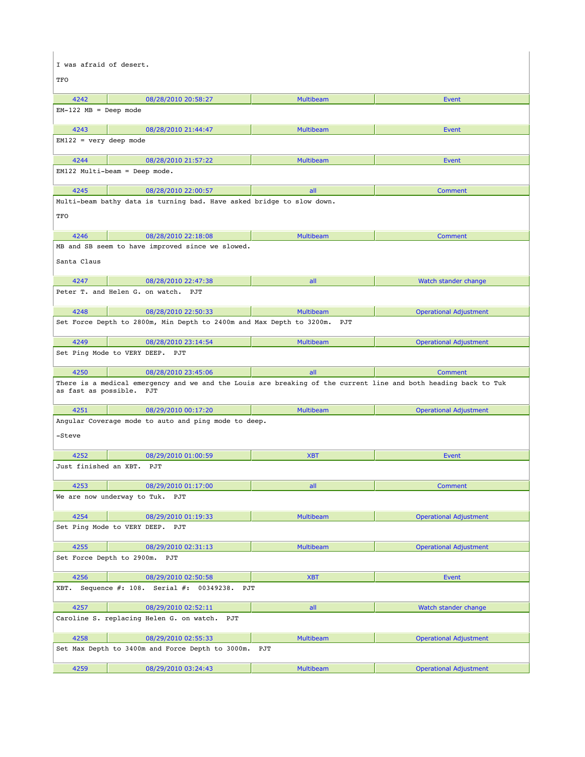I was afraid of desert.

TFO

| 4242 | 08/28/2010 20:58:27 | Multibeam | Event |
|---|---|---|---|

EM-122 MB = Deep mode

| 4243 | 08/28/2010 21:44:47 | Multibeam | Event |
|---|---|---|---|

EM122 = very deep mode

| 4244 | 08/28/2010 21:57:22 | Multibeam | Event |
|---|---|---|---|

EM122 Multi-beam = Deep mode.

| 4245 | 08/28/2010 22:00:57 | all | Comment |
|---|---|---|---|

Multi-beam bathy data is turning bad. Have asked bridge to slow down.

TFO

| 4246 | 08/28/2010 22:18:08 | Multibeam | Comment |
|---|---|---|---|

MB and SB seem to have improved since we slowed.

Santa Claus

| 4247 | 08/28/2010 22:47:38 | all | Watch stander change |
|---|---|---|---|

Peter T. and Helen G. on watch. PJT

| 4248 | 08/28/2010 22:50:33 | Multibeam | Operational Adjustment |
|---|---|---|---|

Set Force Depth to 2800m, Min Depth to 2400m and Max Depth to 3200m. PJT

| 4249 | 08/28/2010 23:14:54 | Multibeam | Operational Adjustment |
|---|---|---|---|

Set Ping Mode to VERY DEEP. PJT

| 4250 | 08/28/2010 23:45:06 | all | Comment |
|---|---|---|---|

There is a medical emergency and we and the Louis are breaking of the current line and both heading back to Tuk as fast as possible. PJT

| 4251 | 08/29/2010 00:17:20 | Multibeam | Operational Adjustment |
|---|---|---|---|

Angular Coverage mode to auto and ping mode to deep.

-Steve

| 4252 | 08/29/2010 01:00:59 | XBT | Event |
|---|---|---|---|

Just finished an XBT. PJT

| 4253 | 08/29/2010 01:17:00 | all | Comment |
|---|---|---|---|

We are now underway to Tuk. PJT

| 4254 | 08/29/2010 01:19:33 | Multibeam | Operational Adjustment |
|---|---|---|---|

Set Ping Mode to VERY DEEP. PJT

| 4255 | 08/29/2010 02:31:13 | Multibeam | Operational Adjustment |
|---|---|---|---|

Set Force Depth to 2900m. PJT

| 4256 | 08/29/2010 02:50:58 | XBT | Event |
|---|---|---|---|

XBT. Sequence #: 108. Serial #: 00349238. PJT

| 4257 | 08/29/2010 02:52:11 | all | Watch stander change |
|---|---|---|---|

Caroline S. replacing Helen G. on watch. PJT

| 4258 | 08/29/2010 02:55:33 | Multibeam | Operational Adjustment |
|---|---|---|---|

Set Max Depth to 3400m and Force Depth to 3000m. PJT

| 4259 | 08/29/2010 03:24:43 | Multibeam | Operational Adjustment |
|---|---|---|---|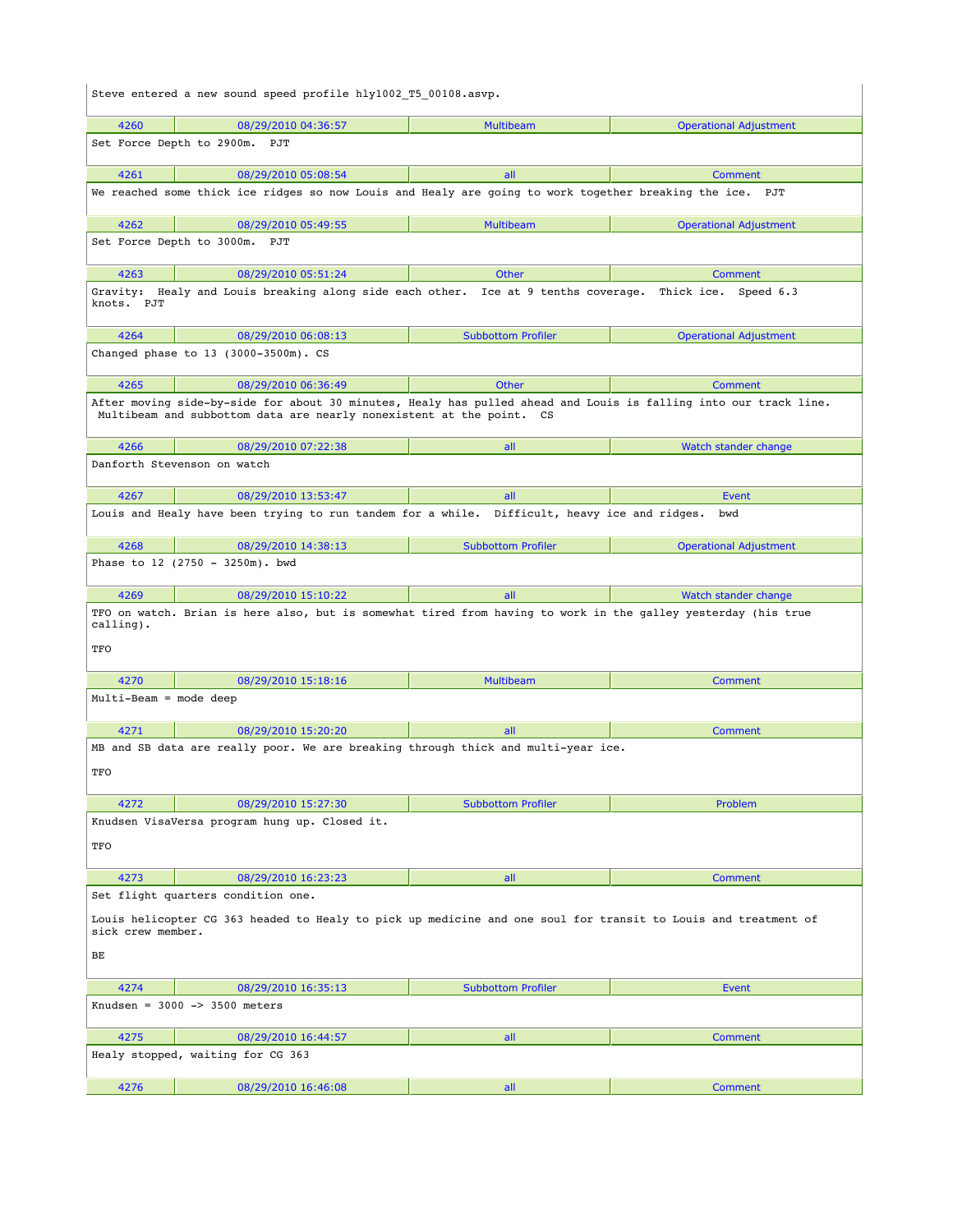Steve entered a new sound speed profile hly1002_T5_00108.asvp.

| 4260 | 08/29/2010 04:36:57 | Multibeam | Operational Adjustment |
|---|---|---|---|

Set Force Depth to 2900m.  PJT

| 4261 | 08/29/2010 05:08:54 | all | Comment |
|---|---|---|---|

We reached some thick ice ridges so now Louis and Healy are going to work together breaking the ice.  PJT

| 4262 | 08/29/2010 05:49:55 | Multibeam | Operational Adjustment |
|---|---|---|---|

Set Force Depth to 3000m.  PJT

| 4263 | 08/29/2010 05:51:24 | Other | Comment |
|---|---|---|---|

Gravity:  Healy and Louis breaking along side each other.  Ice at 9 tenths coverage.  Thick ice.  Speed 6.3 knots.  PJT

| 4264 | 08/29/2010 06:08:13 | Subbottom Profiler | Operational Adjustment |
|---|---|---|---|

Changed phase to 13 (3000-3500m). CS

| 4265 | 08/29/2010 06:36:49 | Other | Comment |
|---|---|---|---|

After moving side-by-side for about 30 minutes, Healy has pulled ahead and Louis is falling into our track line. Multibeam and subbottom data are nearly nonexistent at the point.  CS

| 4266 | 08/29/2010 07:22:38 | all | Watch stander change |
|---|---|---|---|

Danforth Stevenson on watch

| 4267 | 08/29/2010 13:53:47 | all | Event |
|---|---|---|---|

Louis and Healy have been trying to run tandem for a while.  Difficult, heavy ice and ridges.  bwd

| 4268 | 08/29/2010 14:38:13 | Subbottom Profiler | Operational Adjustment |
|---|---|---|---|

Phase to 12 (2750 - 3250m). bwd

| 4269 | 08/29/2010 15:10:22 | all | Watch stander change |
|---|---|---|---|

TFO on watch. Brian is here also, but is somewhat tired from having to work in the galley yesterday (his true calling).

TFO

| 4270 | 08/29/2010 15:18:16 | Multibeam | Comment |
|---|---|---|---|

Multi-Beam = mode deep

| 4271 | 08/29/2010 15:20:20 | all | Comment |
|---|---|---|---|

MB and SB data are really poor. We are breaking through thick and multi-year ice.

TFO

| 4272 | 08/29/2010 15:27:30 | Subbottom Profiler | Problem |
|---|---|---|---|

Knudsen VisaVersa program hung up. Closed it.

TFO

| 4273 | 08/29/2010 16:23:23 | all | Comment |
|---|---|---|---|

Set flight quarters condition one.

Louis helicopter CG 363 headed to Healy to pick up medicine and one soul for transit to Louis and treatment of sick crew member.

BE

| 4274 | 08/29/2010 16:35:13 | Subbottom Profiler | Event |
|---|---|---|---|

Knudsen = 3000 -> 3500 meters

| 4275 | 08/29/2010 16:44:57 | all | Comment |
|---|---|---|---|

Healy stopped, waiting for CG 363

| 4276 | 08/29/2010 16:46:08 | all | Comment |
|---|---|---|---|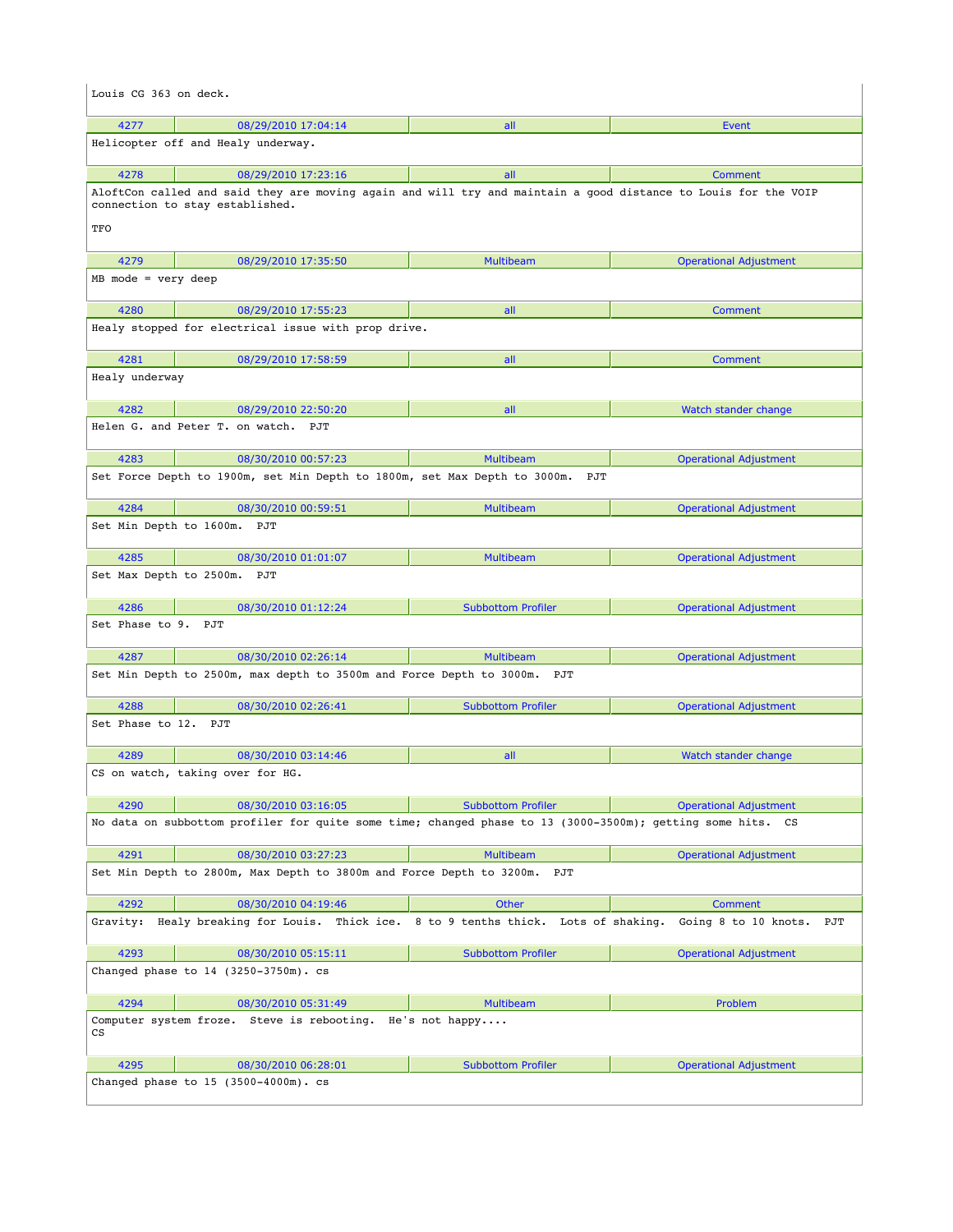Louis CG 363 on deck.

| 4277 | 08/29/2010 17:04:14 | all | Event |
|---|---|---|---|

Helicopter off and Healy underway.

| 4278 | 08/29/2010 17:23:16 | all | Comment |
|---|---|---|---|

AloftCon called and said they are moving again and will try and maintain a good distance to Louis for the VOIP connection to stay established.

TFO

| 4279 | 08/29/2010 17:35:50 | Multibeam | Operational Adjustment |
|---|---|---|---|

MB mode = very deep

| 4280 | 08/29/2010 17:55:23 | all | Comment |
|---|---|---|---|

Healy stopped for electrical issue with prop drive.

| 4281 | 08/29/2010 17:58:59 | all | Comment |
|---|---|---|---|

Healy underway

| 4282 | 08/29/2010 22:50:20 | all | Watch stander change |
|---|---|---|---|

Helen G. and Peter T. on watch. PJT

| 4283 | 08/30/2010 00:57:23 | Multibeam | Operational Adjustment |
|---|---|---|---|

Set Force Depth to 1900m, set Min Depth to 1800m, set Max Depth to 3000m. PJT

| 4284 | 08/30/2010 00:59:51 | Multibeam | Operational Adjustment |
|---|---|---|---|

Set Min Depth to 1600m. PJT

| 4285 | 08/30/2010 01:01:07 | Multibeam | Operational Adjustment |
|---|---|---|---|

Set Max Depth to 2500m. PJT

| 4286 | 08/30/2010 01:12:24 | Subbottom Profiler | Operational Adjustment |
|---|---|---|---|

Set Phase to 9. PJT

| 4287 | 08/30/2010 02:26:14 | Multibeam | Operational Adjustment |
|---|---|---|---|

Set Min Depth to 2500m, max depth to 3500m and Force Depth to 3000m. PJT

| 4288 | 08/30/2010 02:26:41 | Subbottom Profiler | Operational Adjustment |
|---|---|---|---|

Set Phase to 12. PJT

| 4289 | 08/30/2010 03:14:46 | all | Watch stander change |
|---|---|---|---|

CS on watch, taking over for HG.

| 4290 | 08/30/2010 03:16:05 | Subbottom Profiler | Operational Adjustment |
|---|---|---|---|

No data on subbottom profiler for quite some time; changed phase to 13 (3000-3500m); getting some hits. CS

| 4291 | 08/30/2010 03:27:23 | Multibeam | Operational Adjustment |
|---|---|---|---|

Set Min Depth to 2800m, Max Depth to 3800m and Force Depth to 3200m. PJT

| 4292 | 08/30/2010 04:19:46 | Other | Comment |
|---|---|---|---|

Gravity: Healy breaking for Louis. Thick ice. 8 to 9 tenths thick. Lots of shaking. Going 8 to 10 knots. PJT

| 4293 | 08/30/2010 05:15:11 | Subbottom Profiler | Operational Adjustment |
|---|---|---|---|

Changed phase to 14 (3250-3750m). cs

| 4294 | 08/30/2010 05:31:49 | Multibeam | Problem |
|---|---|---|---|

Computer system froze. Steve is rebooting. He's not happy....
CS

| 4295 | 08/30/2010 06:28:01 | Subbottom Profiler | Operational Adjustment |
|---|---|---|---|

Changed phase to 15 (3500-4000m). cs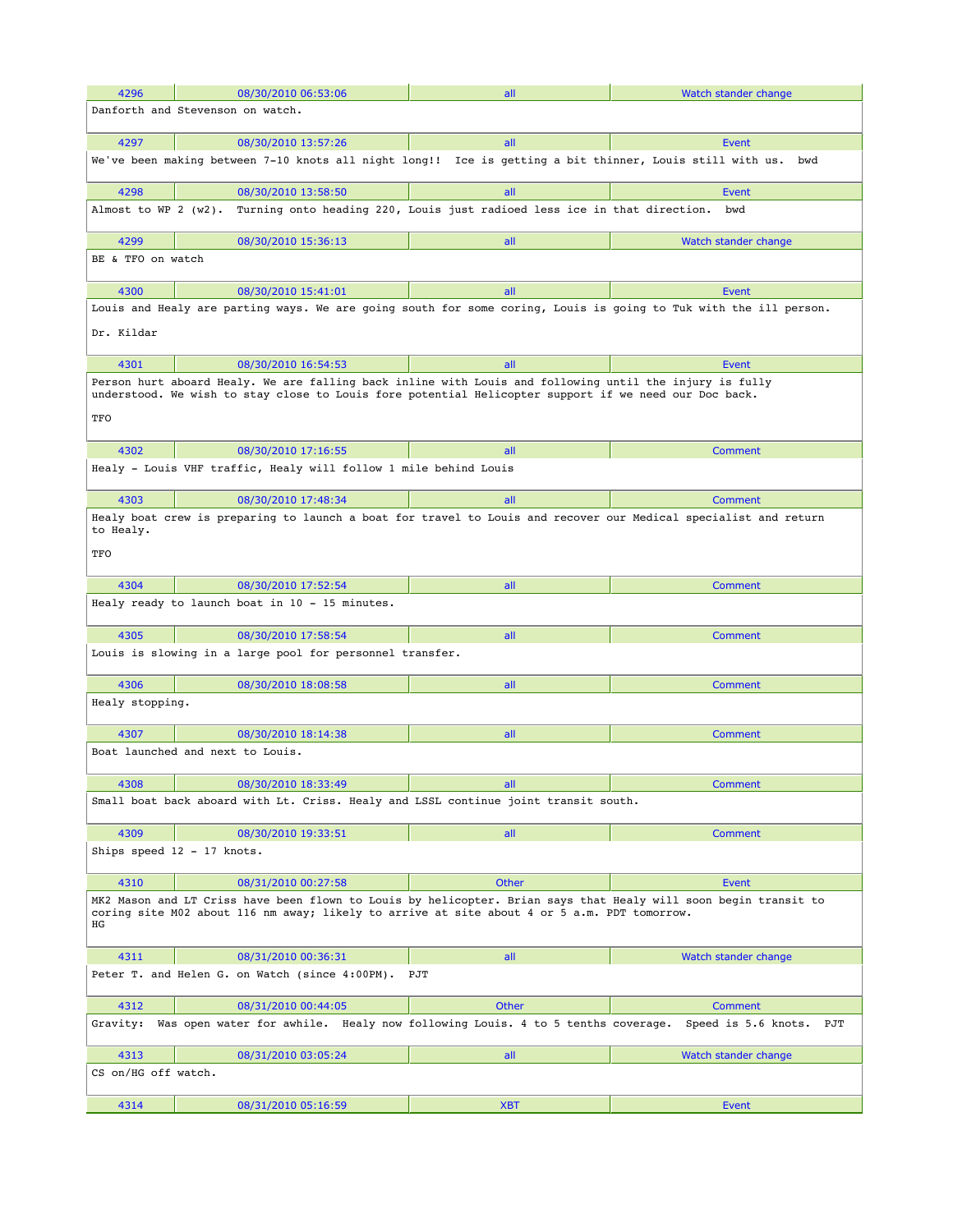| 4296 | 08/30/2010 06:53:06 | all | Watch stander change |
|---|---|---|---|

Danforth and Stevenson on watch.

| 4297 | 08/30/2010 13:57:26 | all | Event |
|---|---|---|---|

We've been making between 7-10 knots all night long!! Ice is getting a bit thinner, Louis still with us. bwd

| 4298 | 08/30/2010 13:58:50 | all | Event |
|---|---|---|---|

Almost to WP 2 (w2). Turning onto heading 220, Louis just radioed less ice in that direction. bwd

| 4299 | 08/30/2010 15:36:13 | all | Watch stander change |
|---|---|---|---|

BE & TFO on watch

| 4300 | 08/30/2010 15:41:01 | all | Event |
|---|---|---|---|

Louis and Healy are parting ways. We are going south for some coring, Louis is going to Tuk with the ill person.

Dr. Kildar

| 4301 | 08/30/2010 16:54:53 | all | Event |
|---|---|---|---|

Person hurt aboard Healy. We are falling back inline with Louis and following until the injury is fully understood. We wish to stay close to Louis fore potential Helicopter support if we need our Doc back.

TFO

| 4302 | 08/30/2010 17:16:55 | all | Comment |
|---|---|---|---|

Healy - Louis VHF traffic, Healy will follow 1 mile behind Louis

| 4303 | 08/30/2010 17:48:34 | all | Comment |
|---|---|---|---|

Healy boat crew is preparing to launch a boat for travel to Louis and recover our Medical specialist and return to Healy.

TFO

| 4304 | 08/30/2010 17:52:54 | all | Comment |
|---|---|---|---|

Healy ready to launch boat in 10 - 15 minutes.

| 4305 | 08/30/2010 17:58:54 | all | Comment |
|---|---|---|---|

Louis is slowing in a large pool for personnel transfer.

| 4306 | 08/30/2010 18:08:58 | all | Comment |
|---|---|---|---|

Healy stopping.

| 4307 | 08/30/2010 18:14:38 | all | Comment |
|---|---|---|---|

Boat launched and next to Louis.

| 4308 | 08/30/2010 18:33:49 | all | Comment |
|---|---|---|---|

Small boat back aboard with Lt. Criss. Healy and LSSL continue joint transit south.

| 4309 | 08/30/2010 19:33:51 | all | Comment |
|---|---|---|---|

Ships speed 12 - 17 knots.

| 4310 | 08/31/2010 00:27:58 | Other | Event |
|---|---|---|---|

MK2 Mason and LT Criss have been flown to Louis by helicopter. Brian says that Healy will soon begin transit to coring site M02 about 116 nm away; likely to arrive at site about 4 or 5 a.m. PDT tomorrow.
HG

| 4311 | 08/31/2010 00:36:31 | all | Watch stander change |
|---|---|---|---|

Peter T. and Helen G. on Watch (since 4:00PM). PJT

| 4312 | 08/31/2010 00:44:05 | Other | Comment |
|---|---|---|---|

Gravity: Was open water for awhile. Healy now following Louis. 4 to 5 tenths coverage. Speed is 5.6 knots. PJT

| 4313 | 08/31/2010 03:05:24 | all | Watch stander change |
|---|---|---|---|

CS on/HG off watch.

| 4314 | 08/31/2010 05:16:59 | XBT | Event |
|---|---|---|---|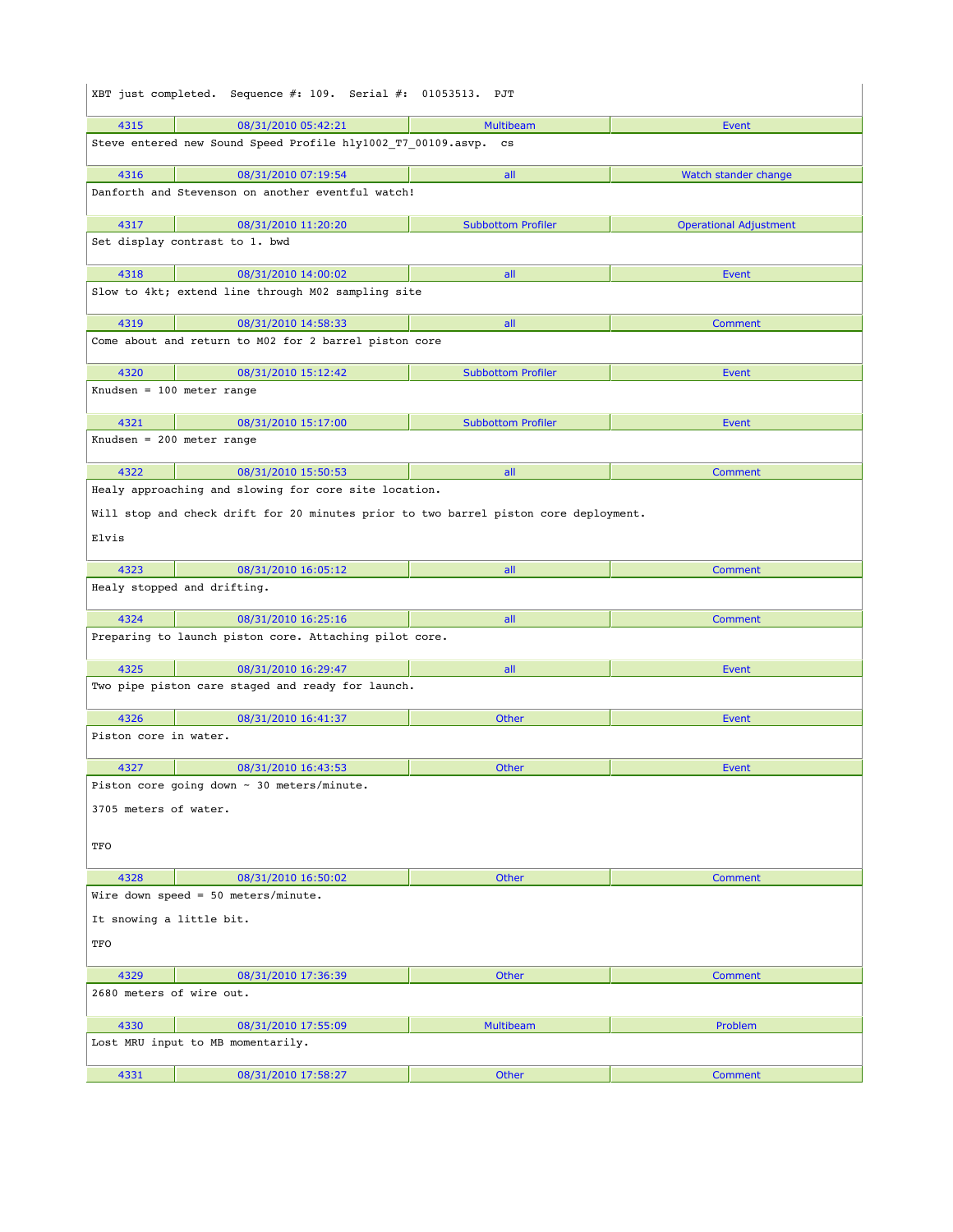XBT just completed. Sequence #: 109. Serial #: 01053513. PJT

| 4315 | 08/31/2010 05:42:21 | Multibeam | Event |
|---|---|---|---|

Steve entered new Sound Speed Profile hly1002_T7_00109.asvp. cs

| 4316 | 08/31/2010 07:19:54 | all | Watch stander change |
|---|---|---|---|

Danforth and Stevenson on another eventful watch!

| 4317 | 08/31/2010 11:20:20 | Subbottom Profiler | Operational Adjustment |
|---|---|---|---|

Set display contrast to 1. bwd

| 4318 | 08/31/2010 14:00:02 | all | Event |
|---|---|---|---|

Slow to 4kt; extend line through M02 sampling site

| 4319 | 08/31/2010 14:58:33 | all | Comment |
|---|---|---|---|

Come about and return to M02 for 2 barrel piston core

| 4320 | 08/31/2010 15:12:42 | Subbottom Profiler | Event |
|---|---|---|---|

Knudsen = 100 meter range

| 4321 | 08/31/2010 15:17:00 | Subbottom Profiler | Event |
|---|---|---|---|

Knudsen = 200 meter range

| 4322 | 08/31/2010 15:50:53 | all | Comment |
|---|---|---|---|

Healy approaching and slowing for core site location.

Will stop and check drift for 20 minutes prior to two barrel piston core deployment.

Elvis

| 4323 | 08/31/2010 16:05:12 | all | Comment |
|---|---|---|---|

Healy stopped and drifting.

| 4324 | 08/31/2010 16:25:16 | all | Comment |
|---|---|---|---|

Preparing to launch piston core. Attaching pilot core.

| 4325 | 08/31/2010 16:29:47 | all | Event |
|---|---|---|---|

Two pipe piston care staged and ready for launch.

| 4326 | 08/31/2010 16:41:37 | Other | Event |
|---|---|---|---|

Piston core in water.

| 4327 | 08/31/2010 16:43:53 | Other | Event |
|---|---|---|---|

Piston core going down ~ 30 meters/minute.

3705 meters of water.

TFO

| 4328 | 08/31/2010 16:50:02 | Other | Comment |
|---|---|---|---|

Wire down speed = 50 meters/minute.

It snowing a little bit.

TFO

| 4329 | 08/31/2010 17:36:39 | Other | Comment |
|---|---|---|---|

2680 meters of wire out.

| 4330 | 08/31/2010 17:55:09 | Multibeam | Problem |
|---|---|---|---|

Lost MRU input to MB momentarily.

| 4331 | 08/31/2010 17:58:27 | Other | Comment |
|---|---|---|---|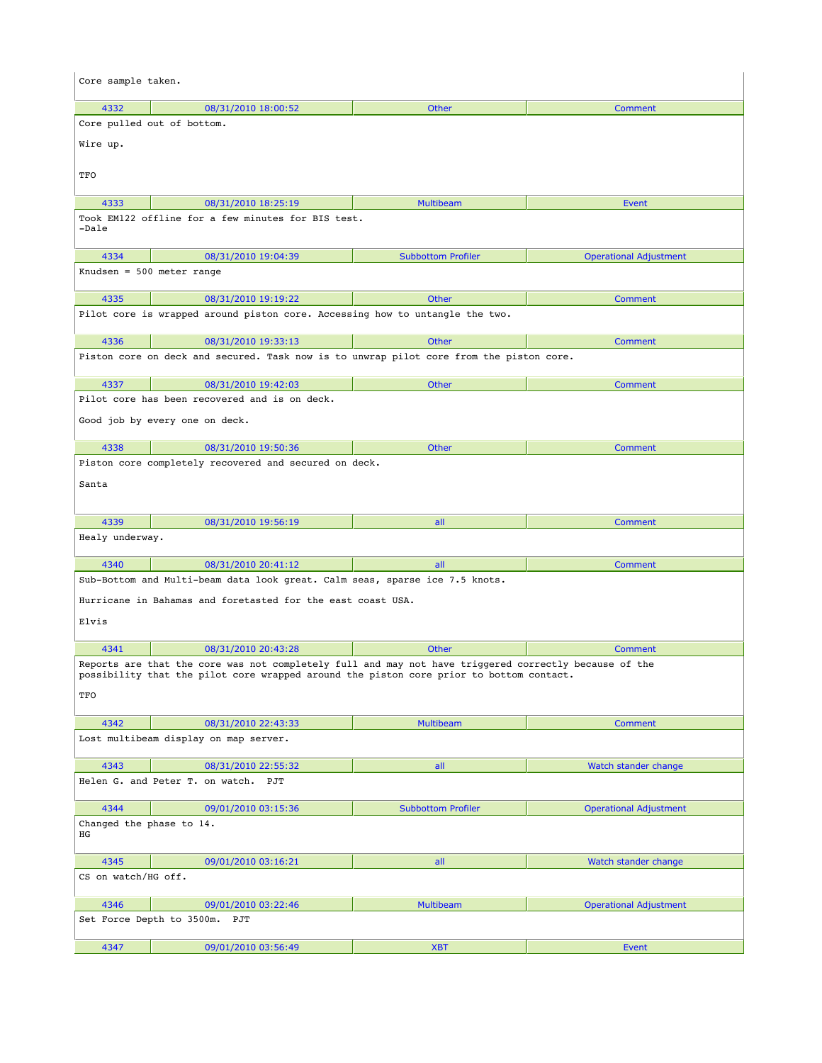Core sample taken.

| 4332 | 08/31/2010 18:00:52 | Other | Comment |
|---|---|---|---|

Core pulled out of bottom.

Wire up.

TFO

| 4333 | 08/31/2010 18:25:19 | Multibeam | Event |
|---|---|---|---|

Took EM122 offline for a few minutes for BIS test.
-Dale

| 4334 | 08/31/2010 19:04:39 | Subbottom Profiler | Operational Adjustment |
|---|---|---|---|

Knudsen = 500 meter range

| 4335 | 08/31/2010 19:19:22 | Other | Comment |
|---|---|---|---|

Pilot core is wrapped around piston core. Accessing how to untangle the two.

| 4336 | 08/31/2010 19:33:13 | Other | Comment |
|---|---|---|---|

Piston core on deck and secured. Task now is to unwrap pilot core from the piston core.

| 4337 | 08/31/2010 19:42:03 | Other | Comment |
|---|---|---|---|

Pilot core has been recovered and is on deck.

Good job by every one on deck.

| 4338 | 08/31/2010 19:50:36 | Other | Comment |
|---|---|---|---|

Piston core completely recovered and secured on deck.

Santa

| 4339 | 08/31/2010 19:56:19 | all | Comment |
|---|---|---|---|

Healy underway.

| 4340 | 08/31/2010 20:41:12 | all | Comment |
|---|---|---|---|

Sub-Bottom and Multi-beam data look great. Calm seas, sparse ice 7.5 knots.

Hurricane in Bahamas and foretasted for the east coast USA.

Elvis

| 4341 | 08/31/2010 20:43:28 | Other | Comment |
|---|---|---|---|

Reports are that the core was not completely full and may not have triggered correctly because of the possibility that the pilot core wrapped around the piston core prior to bottom contact.

TFO

| 4342 | 08/31/2010 22:43:33 | Multibeam | Comment |
|---|---|---|---|

Lost multibeam display on map server.

| 4343 | 08/31/2010 22:55:32 | all | Watch stander change |
|---|---|---|---|

Helen G. and Peter T. on watch. PJT

| 4344 | 09/01/2010 03:15:36 | Subbottom Profiler | Operational Adjustment |
|---|---|---|---|

Changed the phase to 14.
HG

| 4345 | 09/01/2010 03:16:21 | all | Watch stander change |
|---|---|---|---|

CS on watch/HG off.

| 4346 | 09/01/2010 03:22:46 | Multibeam | Operational Adjustment |
|---|---|---|---|

Set Force Depth to 3500m. PJT

| 4347 | 09/01/2010 03:56:49 | XBT | Event |
|---|---|---|---|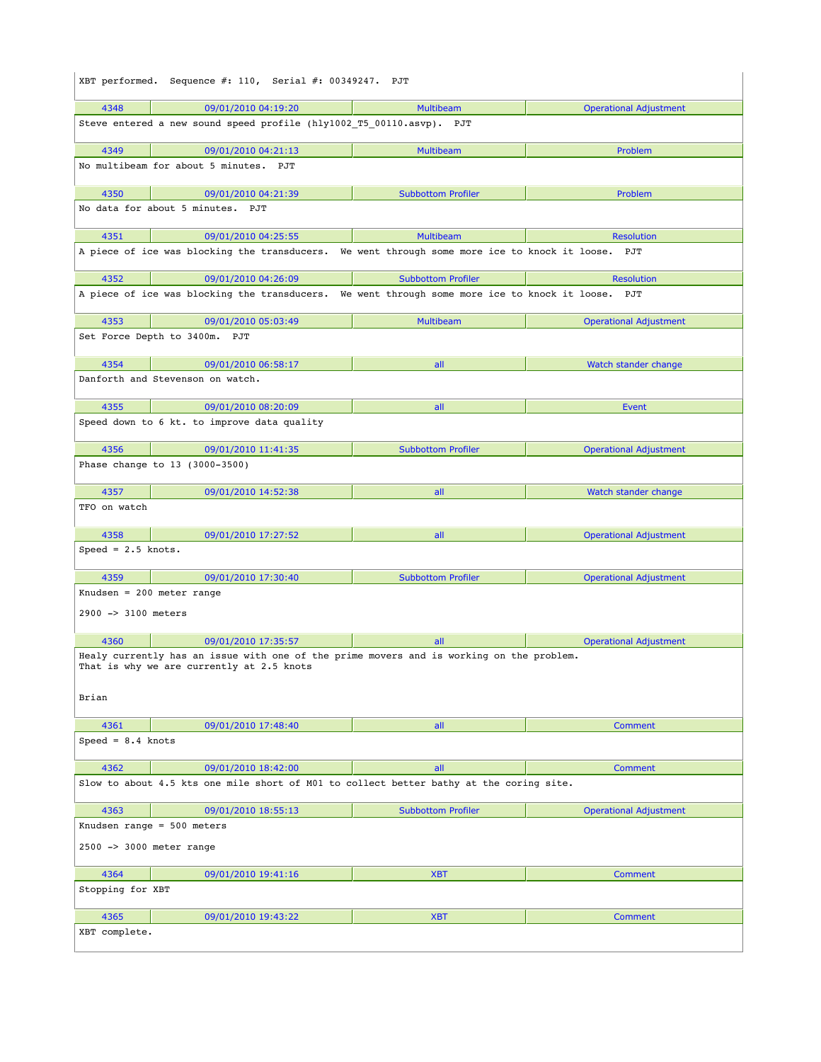XBT performed.  Sequence #: 110,  Serial #: 00349247.  PJT

| 4348 | 09/01/2010 04:19:20 | Multibeam | Operational Adjustment |
|---|---|---|---|

Steve entered a new sound speed profile (hly1002_T5_00110.asvp).  PJT

| 4349 | 09/01/2010 04:21:13 | Multibeam | Problem |
|---|---|---|---|

No multibeam for about 5 minutes.  PJT

| 4350 | 09/01/2010 04:21:39 | Subbottom Profiler | Problem |
|---|---|---|---|

No data for about 5 minutes.  PJT

| 4351 | 09/01/2010 04:25:55 | Multibeam | Resolution |
|---|---|---|---|

A piece of ice was blocking the transducers.  We went through some more ice to knock it loose.  PJT

| 4352 | 09/01/2010 04:26:09 | Subbottom Profiler | Resolution |
|---|---|---|---|

A piece of ice was blocking the transducers.  We went through some more ice to knock it loose.  PJT

| 4353 | 09/01/2010 05:03:49 | Multibeam | Operational Adjustment |
|---|---|---|---|

Set Force Depth to 3400m.  PJT

| 4354 | 09/01/2010 06:58:17 | all | Watch stander change |
|---|---|---|---|

Danforth and Stevenson on watch.

| 4355 | 09/01/2010 08:20:09 | all | Event |
|---|---|---|---|

Speed down to 6 kt. to improve data quality

| 4356 | 09/01/2010 11:41:35 | Subbottom Profiler | Operational Adjustment |
|---|---|---|---|

Phase change to 13 (3000-3500)

| 4357 | 09/01/2010 14:52:38 | all | Watch stander change |
|---|---|---|---|

TFO on watch

| 4358 | 09/01/2010 17:27:52 | all | Operational Adjustment |
|---|---|---|---|

Speed = 2.5 knots.

| 4359 | 09/01/2010 17:30:40 | Subbottom Profiler | Operational Adjustment |
|---|---|---|---|

Knudsen = 200 meter range

2900 -> 3100 meters

| 4360 | 09/01/2010 17:35:57 | all | Operational Adjustment |
|---|---|---|---|

Healy currently has an issue with one of the prime movers and is working on the problem.
That is why we are currently at 2.5 knots

Brian

| 4361 | 09/01/2010 17:48:40 | all | Comment |
|---|---|---|---|

Speed = 8.4 knots

| 4362 | 09/01/2010 18:42:00 | all | Comment |
|---|---|---|---|

Slow to about 4.5 kts one mile short of M01 to collect better bathy at the coring site.

| 4363 | 09/01/2010 18:55:13 | Subbottom Profiler | Operational Adjustment |
|---|---|---|---|

Knudsen range = 500 meters

2500 -> 3000 meter range

| 4364 | 09/01/2010 19:41:16 | XBT | Comment |
|---|---|---|---|

Stopping for XBT

| 4365 | 09/01/2010 19:43:22 | XBT | Comment |
|---|---|---|---|

XBT complete.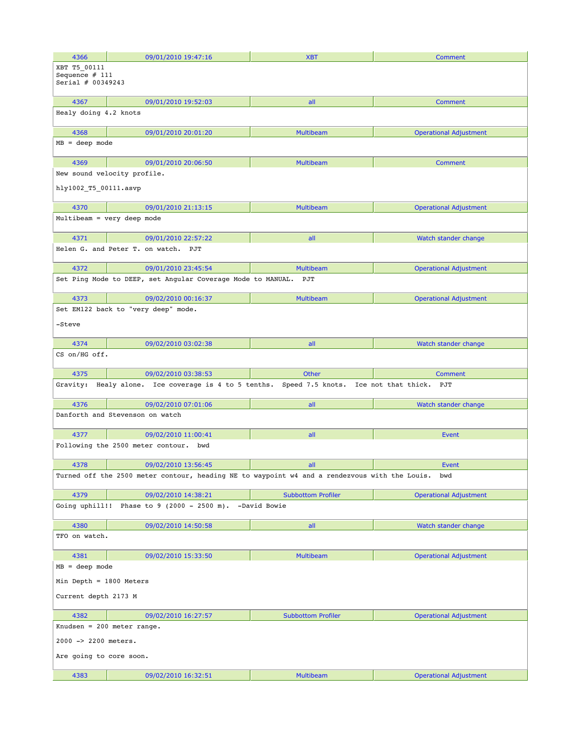| 4366 | 09/01/2010 19:47:16 | XBT | Comment |
|---|---|---|---|

XBT T5_00111
Sequence # 111
Serial # 00349243

| 4367 | 09/01/2010 19:52:03 | all | Comment |
|---|---|---|---|

Healy doing 4.2 knots

| 4368 | 09/01/2010 20:01:20 | Multibeam | Operational Adjustment |
|---|---|---|---|

MB = deep mode

| 4369 | 09/01/2010 20:06:50 | Multibeam | Comment |
|---|---|---|---|

New sound velocity profile.

hly1002_T5_00111.asvp

| 4370 | 09/01/2010 21:13:15 | Multibeam | Operational Adjustment |
|---|---|---|---|

Multibeam = very deep mode

| 4371 | 09/01/2010 22:57:22 | all | Watch stander change |
|---|---|---|---|

Helen G. and Peter T. on watch. PJT

| 4372 | 09/01/2010 23:45:54 | Multibeam | Operational Adjustment |
|---|---|---|---|

Set Ping Mode to DEEP, set Angular Coverage Mode to MANUAL. PJT

| 4373 | 09/02/2010 00:16:37 | Multibeam | Operational Adjustment |
|---|---|---|---|

Set EM122 back to "very deep" mode.

-Steve

| 4374 | 09/02/2010 03:02:38 | all | Watch stander change |
|---|---|---|---|

CS on/HG off.

| 4375 | 09/02/2010 03:38:53 | Other | Comment |
|---|---|---|---|

Gravity: Healy alone. Ice coverage is 4 to 5 tenths. Speed 7.5 knots. Ice not that thick. PJT

| 4376 | 09/02/2010 07:01:06 | all | Watch stander change |
|---|---|---|---|

Danforth and Stevenson on watch

| 4377 | 09/02/2010 11:00:41 | all | Event |
|---|---|---|---|

Following the 2500 meter contour. bwd

| 4378 | 09/02/2010 13:56:45 | all | Event |
|---|---|---|---|

Turned off the 2500 meter contour, heading NE to waypoint w4 and a rendezvous with the Louis. bwd

| 4379 | 09/02/2010 14:38:21 | Subbottom Profiler | Operational Adjustment |
|---|---|---|---|

Going uphill!! Phase to 9 (2000 - 2500 m). -David Bowie

| 4380 | 09/02/2010 14:50:58 | all | Watch stander change |
|---|---|---|---|

TFO on watch.

| 4381 | 09/02/2010 15:33:50 | Multibeam | Operational Adjustment |
|---|---|---|---|

MB = deep mode

Min Depth = 1800 Meters

Current depth 2173 M

| 4382 | 09/02/2010 16:27:57 | Subbottom Profiler | Operational Adjustment |
|---|---|---|---|

Knudsen = 200 meter range.

2000 -> 2200 meters.

Are going to core soon.

| 4383 | 09/02/2010 16:32:51 | Multibeam | Operational Adjustment |
|---|---|---|---|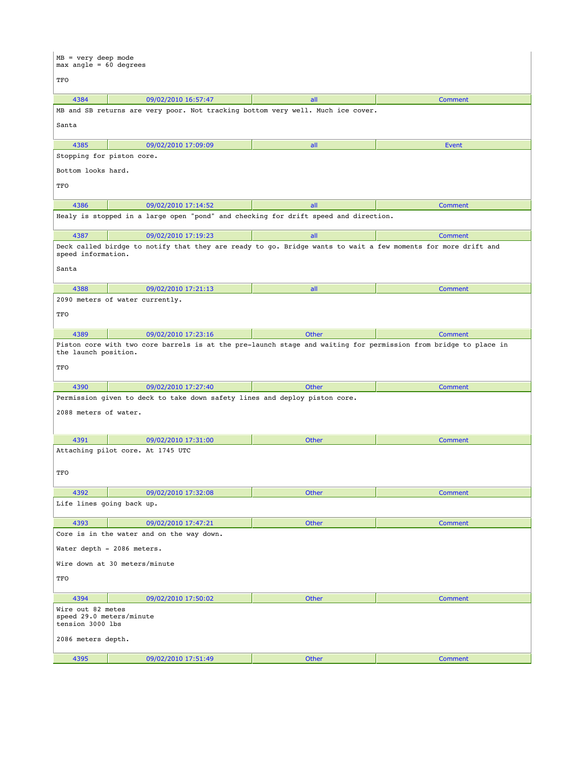```
MB = very deep mode
max angle = 60 degrees

TFO
```

| 4384 | 09/02/2010 16:57:47 | all | Comment |
|---|---|---|---|

MB and SB returns are very poor. Not tracking bottom very well. Much ice cover.

Santa

| 4385 | 09/02/2010 17:09:09 | all | Event |
|---|---|---|---|

Stopping for piston core.

Bottom looks hard.

TFO

| 4386 | 09/02/2010 17:14:52 | all | Comment |
|---|---|---|---|

Healy is stopped in a large open "pond" and checking for drift speed and direction.

| 4387 | 09/02/2010 17:19:23 | all | Comment |
|---|---|---|---|

Deck called birdge to notify that they are ready to go. Bridge wants to wait a few moments for more drift and speed information.

Santa

| 4388 | 09/02/2010 17:21:13 | all | Comment |
|---|---|---|---|

2090 meters of water currently.

TFO

| 4389 | 09/02/2010 17:23:16 | Other | Comment |
|---|---|---|---|

Piston core with two core barrels is at the pre-launch stage and waiting for permission from bridge to place in the launch position.

TFO

| 4390 | 09/02/2010 17:27:40 | Other | Comment |
|---|---|---|---|

Permission given to deck to take down safety lines and deploy piston core.

2088 meters of water.

| 4391 | 09/02/2010 17:31:00 | Other | Comment |
|---|---|---|---|

Attaching pilot core. At 1745 UTC

TFO

| 4392 | 09/02/2010 17:32:08 | Other | Comment |
|---|---|---|---|

Life lines going back up.

| 4393 | 09/02/2010 17:47:21 | Other | Comment |
|---|---|---|---|

Core is in the water and on the way down.

Water depth - 2086 meters.

Wire down at 30 meters/minute

TFO

| 4394 | 09/02/2010 17:50:02 | Other | Comment |
|---|---|---|---|

```
Wire out 82 metes
speed 29.0 meters/minute
tension 3000 lbs

2086 meters depth.
```

| 4395 | 09/02/2010 17:51:49 | Other | Comment |
|---|---|---|---|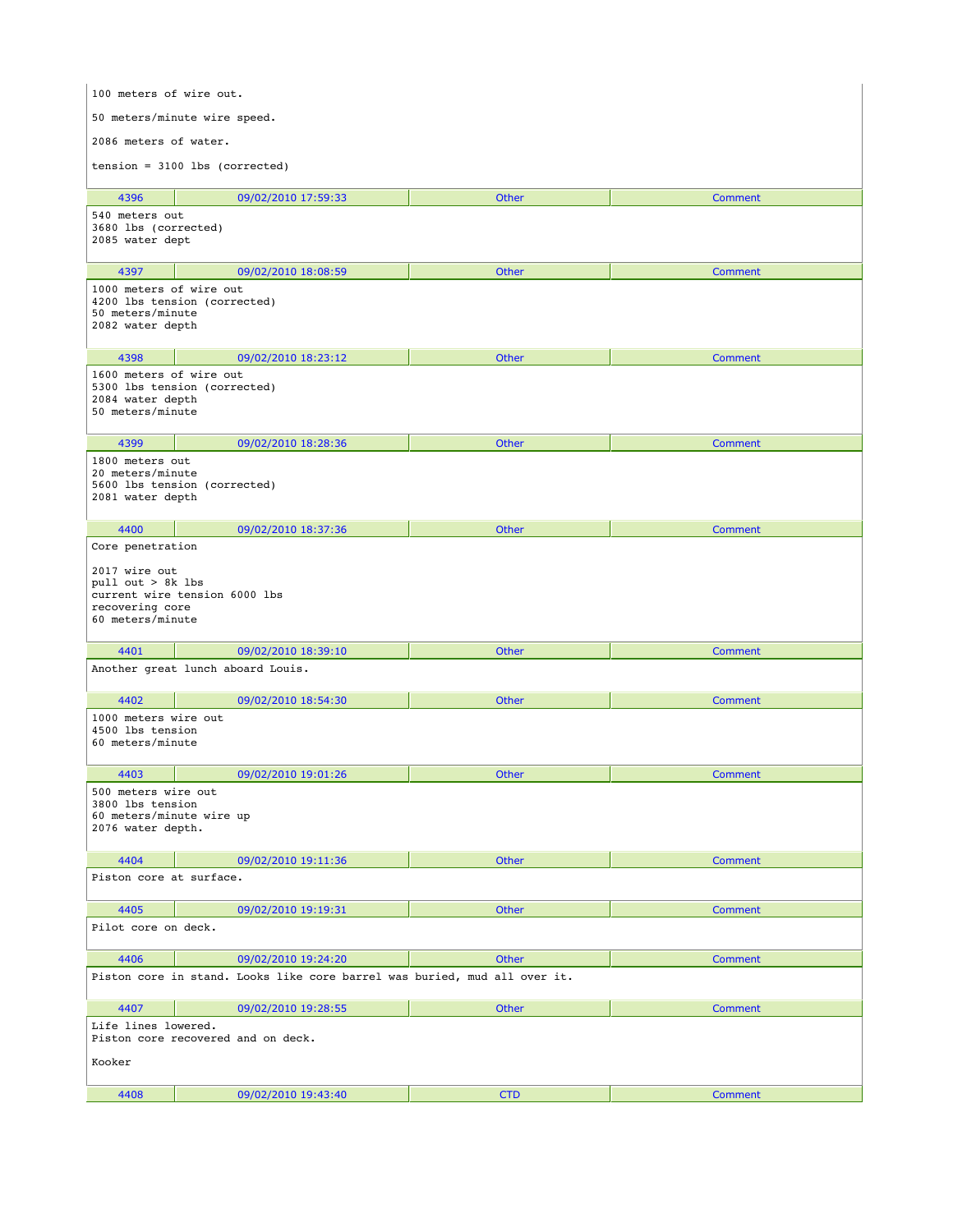100 meters of wire out.

50 meters/minute wire speed.

2086 meters of water.

tension = 3100 lbs (corrected)

| 4396 | 09/02/2010 17:59:33 | Other | Comment |
|---|---|---|---|

540 meters out
3680 lbs (corrected)
2085 water dept

| 4397 | 09/02/2010 18:08:59 | Other | Comment |
|---|---|---|---|

1000 meters of wire out
4200 lbs tension (corrected)
50 meters/minute
2082 water depth

| 4398 | 09/02/2010 18:23:12 | Other | Comment |
|---|---|---|---|

1600 meters of wire out
5300 lbs tension (corrected)
2084 water depth
50 meters/minute

| 4399 | 09/02/2010 18:28:36 | Other | Comment |
|---|---|---|---|

1800 meters out
20 meters/minute
5600 lbs tension (corrected)
2081 water depth

| 4400 | 09/02/2010 18:37:36 | Other | Comment |
|---|---|---|---|

Core penetration

2017 wire out
pull out > 8k lbs
current wire tension 6000 lbs
recovering core
60 meters/minute

| 4401 | 09/02/2010 18:39:10 | Other | Comment |
|---|---|---|---|

Another great lunch aboard Louis.

| 4402 | 09/02/2010 18:54:30 | Other | Comment |
|---|---|---|---|

1000 meters wire out
4500 lbs tension
60 meters/minute

| 4403 | 09/02/2010 19:01:26 | Other | Comment |
|---|---|---|---|

500 meters wire out
3800 lbs tension
60 meters/minute wire up
2076 water depth.

| 4404 | 09/02/2010 19:11:36 | Other | Comment |
|---|---|---|---|

Piston core at surface.

| 4405 | 09/02/2010 19:19:31 | Other | Comment |
|---|---|---|---|

Pilot core on deck.

| 4406 | 09/02/2010 19:24:20 | Other | Comment |
|---|---|---|---|

Piston core in stand. Looks like core barrel was buried, mud all over it.

| 4407 | 09/02/2010 19:28:55 | Other | Comment |
|---|---|---|---|

Life lines lowered.
Piston core recovered and on deck.

Kooker

| 4408 | 09/02/2010 19:43:40 | CTD | Comment |
|---|---|---|---|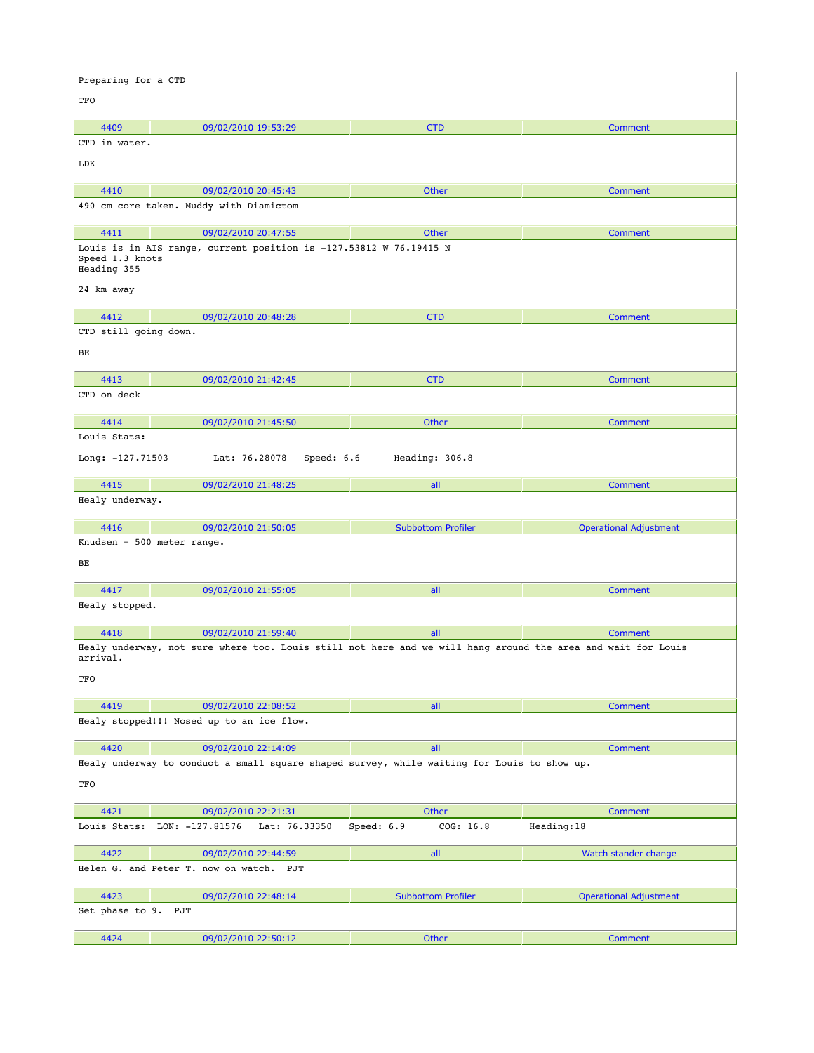Preparing for a CTD

TFO

| 4409 | 09/02/2010 19:53:29 | CTD | Comment |
|---|---|---|---|

CTD in water.

LDK

| 4410 | 09/02/2010 20:45:43 | Other | Comment |
|---|---|---|---|

490 cm core taken. Muddy with Diamictom

| 4411 | 09/02/2010 20:47:55 | Other | Comment |
|---|---|---|---|

Louis is in AIS range, current position is -127.53812 W 76.19415 N
Speed 1.3 knots
Heading 355

24 km away

| 4412 | 09/02/2010 20:48:28 | CTD | Comment |
|---|---|---|---|

CTD still going down.

BE

| 4413 | 09/02/2010 21:42:45 | CTD | Comment |
|---|---|---|---|

CTD on deck

| 4414 | 09/02/2010 21:45:50 | Other | Comment |
|---|---|---|---|

Louis Stats:

Long: -127.71503 Lat: 76.28078 Speed: 6.6 Heading: 306.8

| 4415 | 09/02/2010 21:48:25 | all | Comment |
|---|---|---|---|

Healy underway.

| 4416 | 09/02/2010 21:50:05 | Subbottom Profiler | Operational Adjustment |
|---|---|---|---|

Knudsen = 500 meter range.

BE

| 4417 | 09/02/2010 21:55:05 | all | Comment |
|---|---|---|---|

Healy stopped.

| 4418 | 09/02/2010 21:59:40 | all | Comment |
|---|---|---|---|

Healy underway, not sure where too. Louis still not here and we will hang around the area and wait for Louis arrival.

TFO

| 4419 | 09/02/2010 22:08:52 | all | Comment |
|---|---|---|---|

Healy stopped!!! Nosed up to an ice flow.

| 4420 | 09/02/2010 22:14:09 | all | Comment |
|---|---|---|---|

Healy underway to conduct a small square shaped survey, while waiting for Louis to show up.

TFO

| 4421 | 09/02/2010 22:21:31 | Other | Comment |
|---|---|---|---|

Louis Stats: LON: -127.81576 Lat: 76.33350 Speed: 6.9 COG: 16.8 Heading:18

| 4422 | 09/02/2010 22:44:59 | all | Watch stander change |
|---|---|---|---|

Helen G. and Peter T. now on watch. PJT

| 4423 | 09/02/2010 22:48:14 | Subbottom Profiler | Operational Adjustment |
|---|---|---|---|

Set phase to 9. PJT

| 4424 | 09/02/2010 22:50:12 | Other | Comment |
|---|---|---|---|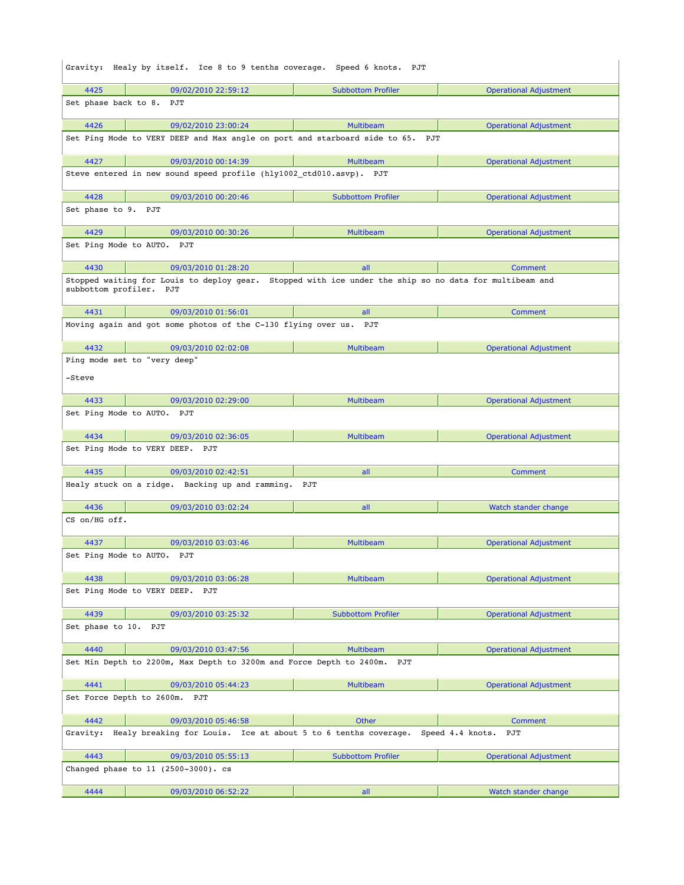Gravity: Healy by itself. Ice 8 to 9 tenths coverage. Speed 6 knots. PJT

| 4425 | 09/02/2010 22:59:12 | Subbottom Profiler | Operational Adjustment |
|---|---|---|---|

Set phase back to 8. PJT

| 4426 | 09/02/2010 23:00:24 | Multibeam | Operational Adjustment |
|---|---|---|---|

Set Ping Mode to VERY DEEP and Max angle on port and starboard side to 65. PJT

| 4427 | 09/03/2010 00:14:39 | Multibeam | Operational Adjustment |
|---|---|---|---|

Steve entered in new sound speed profile (hly1002_ctd010.asvp). PJT

| 4428 | 09/03/2010 00:20:46 | Subbottom Profiler | Operational Adjustment |
|---|---|---|---|

Set phase to 9. PJT

| 4429 | 09/03/2010 00:30:26 | Multibeam | Operational Adjustment |
|---|---|---|---|

Set Ping Mode to AUTO. PJT

| 4430 | 09/03/2010 01:28:20 | all | Comment |
|---|---|---|---|

Stopped waiting for Louis to deploy gear. Stopped with ice under the ship so no data for multibeam and subbottom profiler. PJT

| 4431 | 09/03/2010 01:56:01 | all | Comment |
|---|---|---|---|

Moving again and got some photos of the C-130 flying over us. PJT

| 4432 | 09/03/2010 02:02:08 | Multibeam | Operational Adjustment |
|---|---|---|---|

Ping mode set to "very deep"

-Steve

| 4433 | 09/03/2010 02:29:00 | Multibeam | Operational Adjustment |
|---|---|---|---|

Set Ping Mode to AUTO. PJT

| 4434 | 09/03/2010 02:36:05 | Multibeam | Operational Adjustment |
|---|---|---|---|

Set Ping Mode to VERY DEEP. PJT

| 4435 | 09/03/2010 02:42:51 | all | Comment |
|---|---|---|---|

Healy stuck on a ridge. Backing up and ramming. PJT

| 4436 | 09/03/2010 03:02:24 | all | Watch stander change |
|---|---|---|---|

CS on/HG off.

| 4437 | 09/03/2010 03:03:46 | Multibeam | Operational Adjustment |
|---|---|---|---|

Set Ping Mode to AUTO. PJT

| 4438 | 09/03/2010 03:06:28 | Multibeam | Operational Adjustment |
|---|---|---|---|

Set Ping Mode to VERY DEEP. PJT

| 4439 | 09/03/2010 03:25:32 | Subbottom Profiler | Operational Adjustment |
|---|---|---|---|

Set phase to 10. PJT

| 4440 | 09/03/2010 03:47:56 | Multibeam | Operational Adjustment |
|---|---|---|---|

Set Min Depth to 2200m, Max Depth to 3200m and Force Depth to 2400m. PJT

| 4441 | 09/03/2010 05:44:23 | Multibeam | Operational Adjustment |
|---|---|---|---|

Set Force Depth to 2600m. PJT

| 4442 | 09/03/2010 05:46:58 | Other | Comment |
|---|---|---|---|

Gravity: Healy breaking for Louis. Ice at about 5 to 6 tenths coverage. Speed 4.4 knots. PJT

| 4443 | 09/03/2010 05:55:13 | Subbottom Profiler | Operational Adjustment |
|---|---|---|---|

Changed phase to 11 (2500-3000). cs

| 4444 | 09/03/2010 06:52:22 | all | Watch stander change |
|---|---|---|---|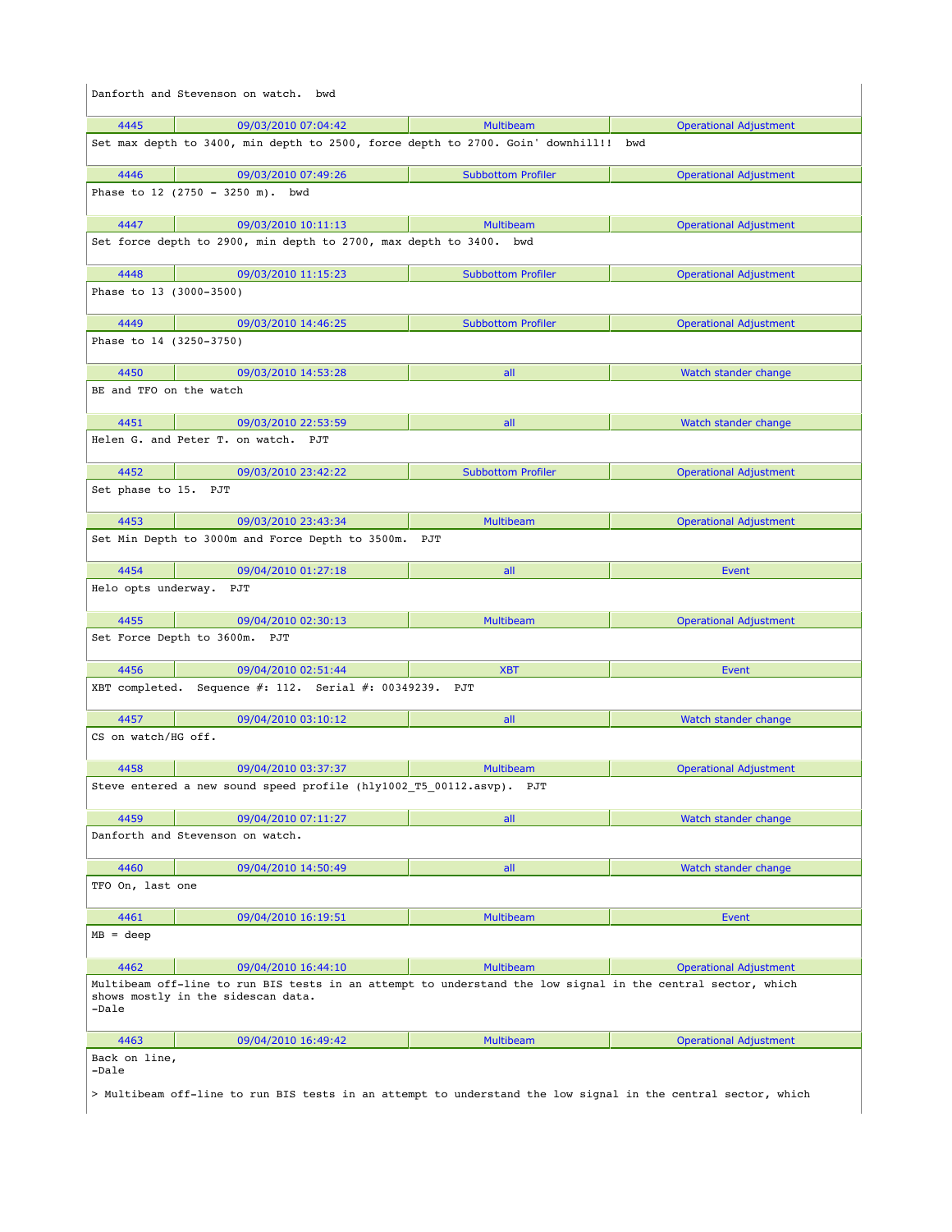Danforth and Stevenson on watch. bwd

| 4445 | 09/03/2010 07:04:42 | Multibeam | Operational Adjustment |
|---|---|---|---|

Set max depth to 3400, min depth to 2500, force depth to 2700. Goin' downhill!! bwd

| 4446 | 09/03/2010 07:49:26 | Subbottom Profiler | Operational Adjustment |
|---|---|---|---|

Phase to 12 (2750 - 3250 m). bwd

| 4447 | 09/03/2010 10:11:13 | Multibeam | Operational Adjustment |
|---|---|---|---|

Set force depth to 2900, min depth to 2700, max depth to 3400. bwd

| 4448 | 09/03/2010 11:15:23 | Subbottom Profiler | Operational Adjustment |
|---|---|---|---|

Phase to 13 (3000-3500)

| 4449 | 09/03/2010 14:46:25 | Subbottom Profiler | Operational Adjustment |
|---|---|---|---|

Phase to 14 (3250-3750)

| 4450 | 09/03/2010 14:53:28 | all | Watch stander change |
|---|---|---|---|

BE and TFO on the watch

| 4451 | 09/03/2010 22:53:59 | all | Watch stander change |
|---|---|---|---|

Helen G. and Peter T. on watch. PJT

| 4452 | 09/03/2010 23:42:22 | Subbottom Profiler | Operational Adjustment |
|---|---|---|---|

Set phase to 15. PJT

| 4453 | 09/03/2010 23:43:34 | Multibeam | Operational Adjustment |
|---|---|---|---|

Set Min Depth to 3000m and Force Depth to 3500m. PJT

| 4454 | 09/04/2010 01:27:18 | all | Event |
|---|---|---|---|

Helo opts underway. PJT

| 4455 | 09/04/2010 02:30:13 | Multibeam | Operational Adjustment |
|---|---|---|---|

Set Force Depth to 3600m. PJT

| 4456 | 09/04/2010 02:51:44 | XBT | Event |
|---|---|---|---|

XBT completed. Sequence #: 112. Serial #: 00349239. PJT

| 4457 | 09/04/2010 03:10:12 | all | Watch stander change |
|---|---|---|---|

CS on watch/HG off.

| 4458 | 09/04/2010 03:37:37 | Multibeam | Operational Adjustment |
|---|---|---|---|

Steve entered a new sound speed profile (hly1002_T5_00112.asvp). PJT

| 4459 | 09/04/2010 07:11:27 | all | Watch stander change |
|---|---|---|---|

Danforth and Stevenson on watch.

| 4460 | 09/04/2010 14:50:49 | all | Watch stander change |
|---|---|---|---|

TFO On, last one

| 4461 | 09/04/2010 16:19:51 | Multibeam | Event |
|---|---|---|---|

MB = deep

| 4462 | 09/04/2010 16:44:10 | Multibeam | Operational Adjustment |
|---|---|---|---|

Multibeam off-line to run BIS tests in an attempt to understand the low signal in the central sector, which shows mostly in the sidescan data.
-Dale

| 4463 | 09/04/2010 16:49:42 | Multibeam | Operational Adjustment |
|---|---|---|---|

Back on line,
-Dale

> Multibeam off-line to run BIS tests in an attempt to understand the low signal in the central sector, which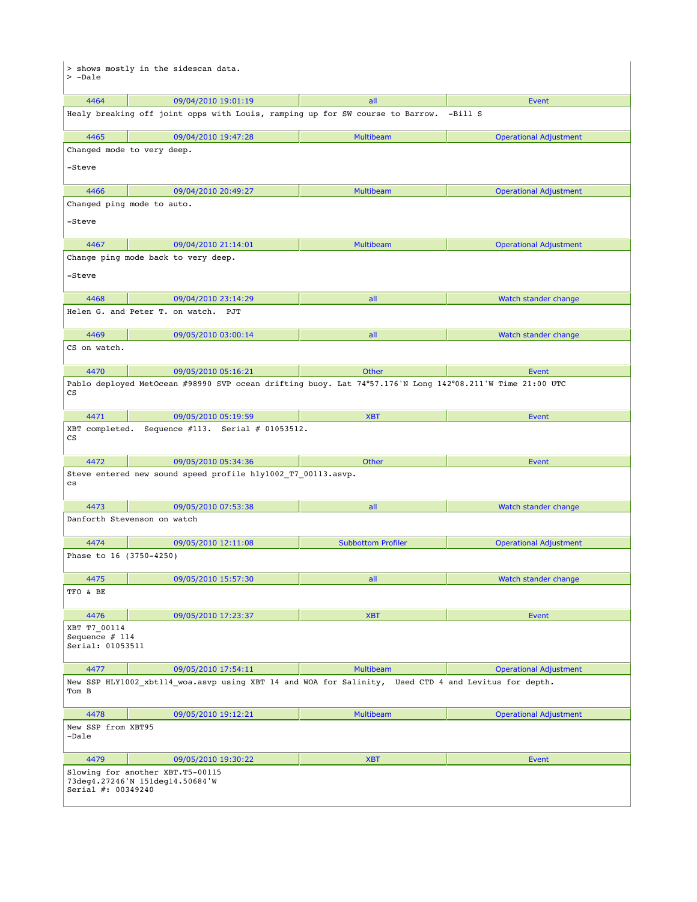> shows mostly in the sidescan data.
> -Dale

| 4464 | 09/04/2010 19:01:19 | all | Event |
|---|---|---|---|

Healy breaking off joint opps with Louis, ramping up for SW course to Barrow. -Bill S

| 4465 | 09/04/2010 19:47:28 | Multibeam | Operational Adjustment |
|---|---|---|---|

Changed mode to very deep.

-Steve

| 4466 | 09/04/2010 20:49:27 | Multibeam | Operational Adjustment |
|---|---|---|---|

Changed ping mode to auto.

-Steve

| 4467 | 09/04/2010 21:14:01 | Multibeam | Operational Adjustment |
|---|---|---|---|

Change ping mode back to very deep.

-Steve

| 4468 | 09/04/2010 23:14:29 | all | Watch stander change |
|---|---|---|---|

Helen G. and Peter T. on watch. PJT

| 4469 | 09/05/2010 03:00:14 | all | Watch stander change |
|---|---|---|---|

CS on watch.

| 4470 | 09/05/2010 05:16:21 | Other | Event |
|---|---|---|---|

Pablo deployed MetOcean #98990 SVP ocean drifting buoy. Lat 74°57.176'N Long 142°08.211'W Time 21:00 UTC
CS

| 4471 | 09/05/2010 05:19:59 | XBT | Event |
|---|---|---|---|

XBT completed. Sequence #113. Serial # 01053512.
CS

| 4472 | 09/05/2010 05:34:36 | Other | Event |
|---|---|---|---|

Steve entered new sound speed profile hly1002_T7_00113.asvp.
cs

| 4473 | 09/05/2010 07:53:38 | all | Watch stander change |
|---|---|---|---|

Danforth Stevenson on watch

| 4474 | 09/05/2010 12:11:08 | Subbottom Profiler | Operational Adjustment |
|---|---|---|---|

Phase to 16 (3750-4250)

| 4475 | 09/05/2010 15:57:30 | all | Watch stander change |
|---|---|---|---|

TFO & BE

| 4476 | 09/05/2010 17:23:37 | XBT | Event |
|---|---|---|---|

XBT T7_00114
Sequence # 114
Serial: 01053511

| 4477 | 09/05/2010 17:54:11 | Multibeam | Operational Adjustment |
|---|---|---|---|

New SSP HLY1002_xbt114_woa.asvp using XBT 14 and WOA for Salinity, Used CTD 4 and Levitus for depth.
Tom B

| 4478 | 09/05/2010 19:12:21 | Multibeam | Operational Adjustment |
|---|---|---|---|

New SSP from XBT95
-Dale

| 4479 | 09/05/2010 19:30:22 | XBT | Event |
|---|---|---|---|

Slowing for another XBT.T5-00115
73deg4.27246'N 151deg14.50684'W
Serial #: 00349240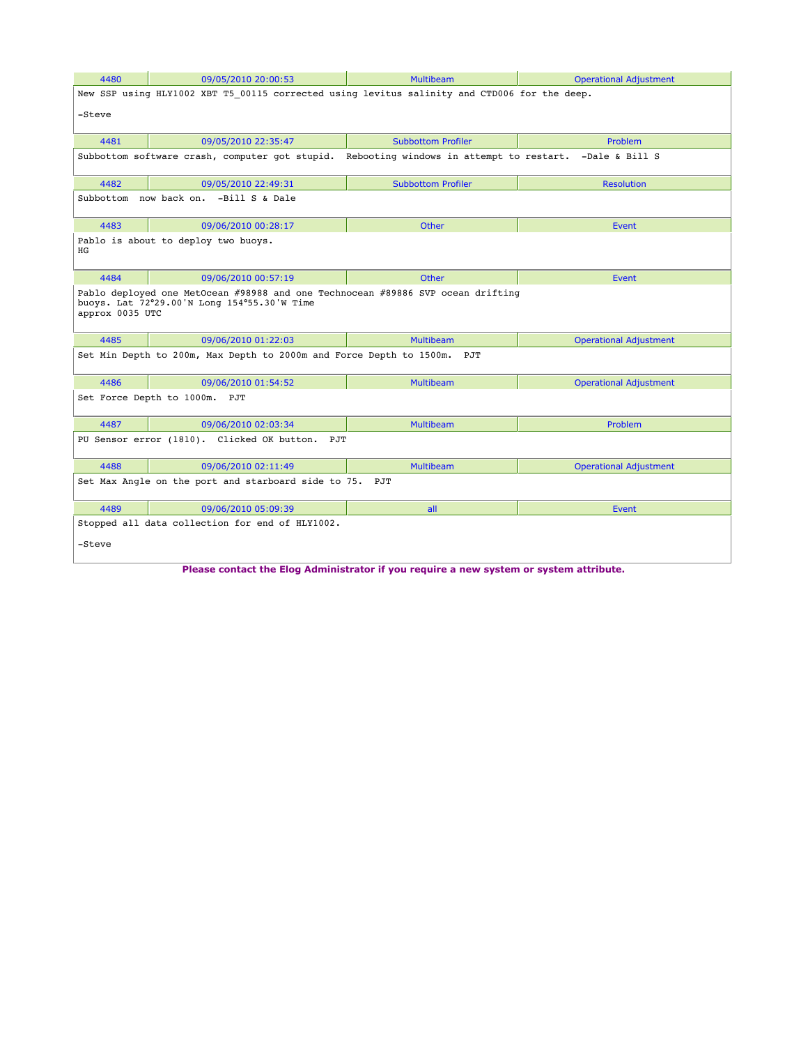| 4480 | 09/05/2010 20:00:53 | Multibeam | Operational Adjustment |
|---|---|---|---|

New SSP using HLY1002 XBT T5_00115 corrected using levitus salinity and CTD006 for the deep.

-Steve

| 4481 | 09/05/2010 22:35:47 | Subbottom Profiler | Problem |
|---|---|---|---|

Subbottom software crash, computer got stupid. Rebooting windows in attempt to restart. -Dale & Bill S

| 4482 | 09/05/2010 22:49:31 | Subbottom Profiler | Resolution |
|---|---|---|---|

Subbottom now back on. -Bill S & Dale

| 4483 | 09/06/2010 00:28:17 | Other | Event |
|---|---|---|---|

Pablo is about to deploy two buoys.
HG

| 4484 | 09/06/2010 00:57:19 | Other | Event |
|---|---|---|---|

Pablo deployed one MetOcean #98988 and one Technocean #89886 SVP ocean drifting buoys. Lat 72°29.00'N Long 154°55.30'W Time approx 0035 UTC

| 4485 | 09/06/2010 01:22:03 | Multibeam | Operational Adjustment |
|---|---|---|---|

Set Min Depth to 200m, Max Depth to 2000m and Force Depth to 1500m. PJT

| 4486 | 09/06/2010 01:54:52 | Multibeam | Operational Adjustment |
|---|---|---|---|

Set Force Depth to 1000m. PJT

| 4487 | 09/06/2010 02:03:34 | Multibeam | Problem |
|---|---|---|---|

PU Sensor error (1810). Clicked OK button. PJT

| 4488 | 09/06/2010 02:11:49 | Multibeam | Operational Adjustment |
|---|---|---|---|

Set Max Angle on the port and starboard side to 75. PJT

| 4489 | 09/06/2010 05:09:39 | all | Event |
|---|---|---|---|

Stopped all data collection for end of HLY1002.

-Steve

**Please contact the Elog Administrator if you require a new system or system attribute.**